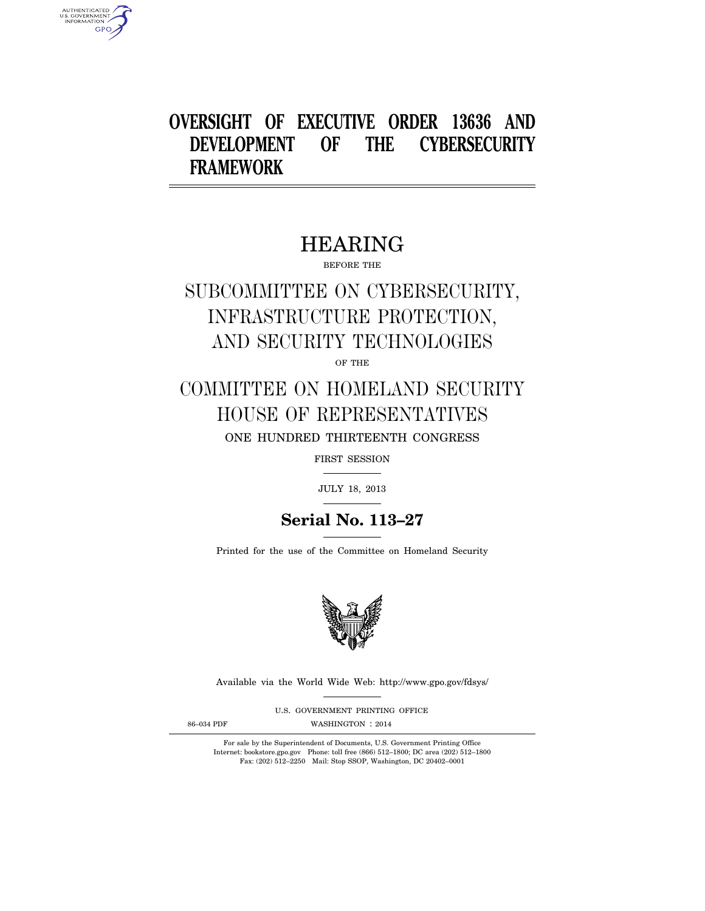# OVERSIGHT OF EXECUTIVE ORDER 13636 AND DEVELOPMENT OF THE CYBERSECURITY FRAMEWORK

## HEARING

BEFORE THE

## SUBCOMMITTEE ON CYBERSECURITY, INFRASTRUCTURE PROTECTION, AND SECURITY TECHNOLOGIES

OF THE

## COMMITTEE ON HOMELAND SECURITY HOUSE OF REPRESENTATIVES

ONE HUNDRED THIRTEENTH CONGRESS

FIRST SESSION

JULY 18, 2013

**Serial No. 113–27**

Printed for the use of the Committee on Homeland Security

Available via the World Wide Web: http://www.gpo.gov/fdsys/

U.S. GOVERNMENT PRINTING OFFICE

86–034 PDF WASHINGTON : 2014

For sale by the Superintendent of Documents, U.S. Government Printing Office
Internet: bookstore.gpo.gov Phone: toll free (866) 512–1800; DC area (202) 512–1800
Fax: (202) 512–2250 Mail: Stop SSOP, Washington, DC 20402–0001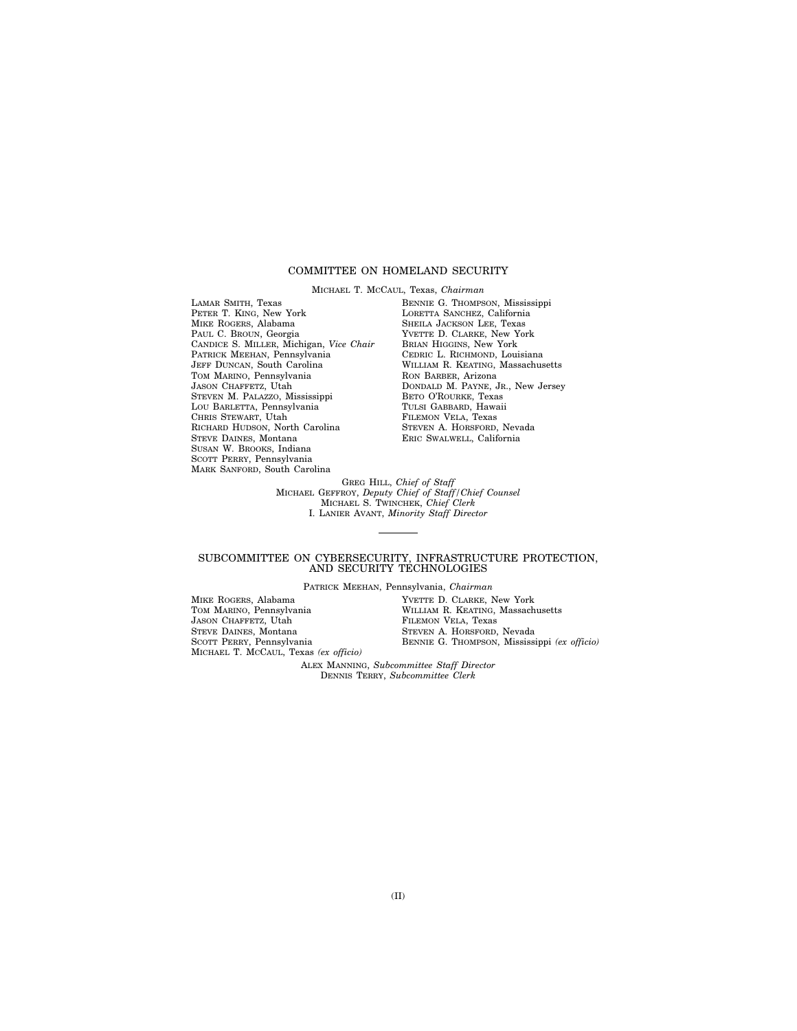## COMMITTEE ON HOMELAND SECURITY

MICHAEL T. MCCAUL, Texas, *Chairman*

LAMAR SMITH, Texas
PETER T. KING, New York
MIKE ROGERS, Alabama
PAUL C. BROUN, Georgia
CANDICE S. MILLER, Michigan, *Vice Chair*
PATRICK MEEHAN, Pennsylvania
JEFF DUNCAN, South Carolina
TOM MARINO, Pennsylvania
JASON CHAFFETZ, Utah
STEVEN M. PALAZZO, Mississippi
LOU BARLETTA, Pennsylvania
CHRIS STEWART, Utah
RICHARD HUDSON, North Carolina
STEVE DAINES, Montana
SUSAN W. BROOKS, Indiana
SCOTT PERRY, Pennsylvania
MARK SANFORD, South Carolina

BENNIE G. THOMPSON, Mississippi
LORETTA SANCHEZ, California
SHEILA JACKSON LEE, Texas
YVETTE D. CLARKE, New York
BRIAN HIGGINS, New York
CEDRIC L. RICHMOND, Louisiana
WILLIAM R. KEATING, Massachusetts
RON BARBER, Arizona
DONDALD M. PAYNE, JR., New Jersey
BETO O'ROURKE, Texas
TULSI GABBARD, Hawaii
FILEMON VELA, Texas
STEVEN A. HORSFORD, Nevada
ERIC SWALWELL, California

GREG HILL, *Chief of Staff*
MICHAEL GEFFROY, *Deputy Chief of Staff/Chief Counsel*
MICHAEL S. TWINCHEK, *Chief Clerk*
I. LANIER AVANT, *Minority Staff Director*

---

## SUBCOMMITTEE ON CYBERSECURITY, INFRASTRUCTURE PROTECTION, AND SECURITY TECHNOLOGIES

PATRICK MEEHAN, Pennsylvania, *Chairman*

MIKE ROGERS, Alabama
TOM MARINO, Pennsylvania
JASON CHAFFETZ, Utah
STEVE DAINES, Montana
SCOTT PERRY, Pennsylvania
MICHAEL T. MCCAUL, Texas *(ex officio)*

YVETTE D. CLARKE, New York
WILLIAM R. KEATING, Massachusetts
FILEMON VELA, Texas
STEVEN A. HORSFORD, Nevada
BENNIE G. THOMPSON, Mississippi *(ex officio)*

ALEX MANNING, *Subcommittee Staff Director*
DENNIS TERRY, *Subcommittee Clerk*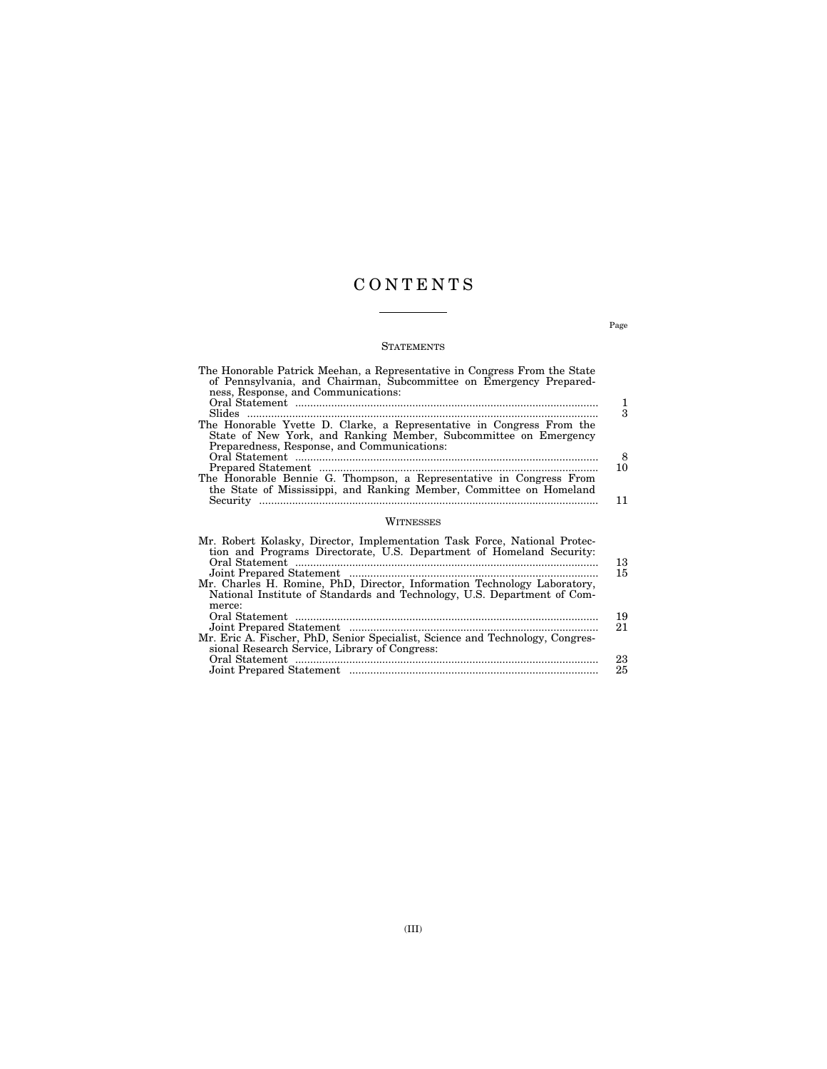# CONTENTS

Page

## STATEMENTS

| | Page |
|---|---|
| The Honorable Patrick Meehan, a Representative in Congress From the State of Pennsylvania, and Chairman, Subcommittee on Emergency Preparedness, Response, and Communications: | |
| Oral Statement | 1 |
| Slides | 3 |
| The Honorable Yvette D. Clarke, a Representative in Congress From the State of New York, and Ranking Member, Subcommittee on Emergency Preparedness, Response, and Communications: | |
| Oral Statement | 8 |
| Prepared Statement | 10 |
| The Honorable Bennie G. Thompson, a Representative in Congress From the State of Mississippi, and Ranking Member, Committee on Homeland Security | 11 |

## WITNESSES

| | Page |
|---|---|
| Mr. Robert Kolasky, Director, Implementation Task Force, National Protection and Programs Directorate, U.S. Department of Homeland Security: | |
| Oral Statement | 13 |
| Joint Prepared Statement | 15 |
| Mr. Charles H. Romine, PhD, Director, Information Technology Laboratory, National Institute of Standards and Technology, U.S. Department of Commerce: | |
| Oral Statement | 19 |
| Joint Prepared Statement | 21 |
| Mr. Eric A. Fischer, PhD, Senior Specialist, Science and Technology, Congressional Research Service, Library of Congress: | |
| Oral Statement | 23 |
| Joint Prepared Statement | 25 |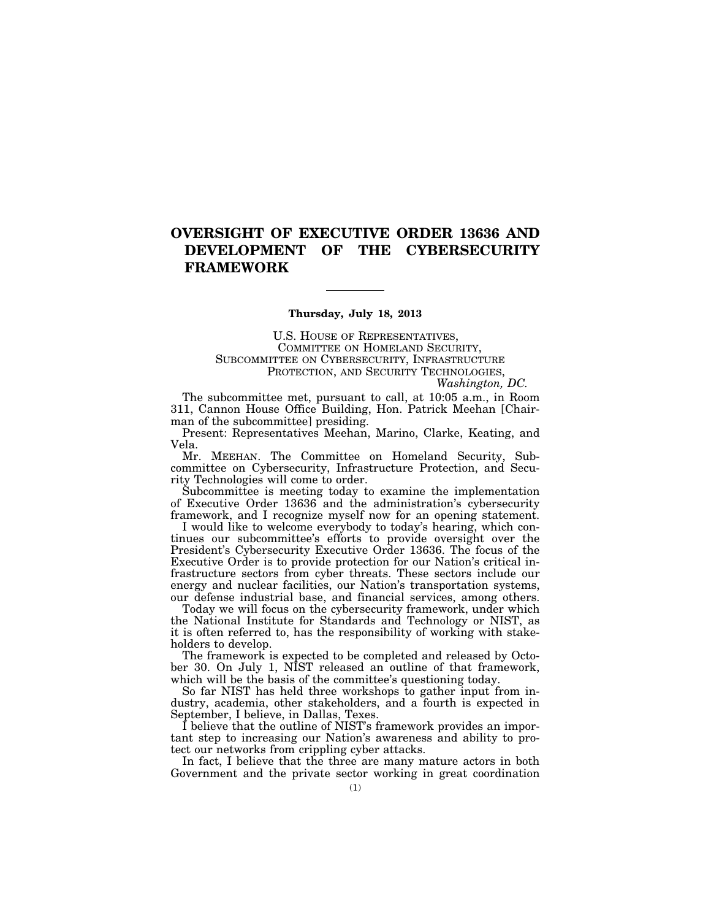# OVERSIGHT OF EXECUTIVE ORDER 13636 AND DEVELOPMENT OF THE CYBERSECURITY FRAMEWORK

---

**Thursday, July 18, 2013**

U.S. HOUSE OF REPRESENTATIVES,
COMMITTEE ON HOMELAND SECURITY,
SUBCOMMITTEE ON CYBERSECURITY, INFRASTRUCTURE PROTECTION, AND SECURITY TECHNOLOGIES,
*Washington, DC.*

The subcommittee met, pursuant to call, at 10:05 a.m., in Room 311, Cannon House Office Building, Hon. Patrick Meehan [Chairman of the subcommittee] presiding.

Present: Representatives Meehan, Marino, Clarke, Keating, and Vela.

Mr. MEEHAN. The Committee on Homeland Security, Subcommittee on Cybersecurity, Infrastructure Protection, and Security Technologies will come to order.

Subcommittee is meeting today to examine the implementation of Executive Order 13636 and the administration's cybersecurity framework, and I recognize myself now for an opening statement.

I would like to welcome everybody to today's hearing, which continues our subcommittee's efforts to provide oversight over the President's Cybersecurity Executive Order 13636. The focus of the Executive Order is to provide protection for our Nation's critical infrastructure sectors from cyber threats. These sectors include our energy and nuclear facilities, our Nation's transportation systems, our defense industrial base, and financial services, among others.

Today we will focus on the cybersecurity framework, under which the National Institute for Standards and Technology or NIST, as it is often referred to, has the responsibility of working with stakeholders to develop.

The framework is expected to be completed and released by October 30. On July 1, NIST released an outline of that framework, which will be the basis of the committee's questioning today.

So far NIST has held three workshops to gather input from industry, academia, other stakeholders, and a fourth is expected in September, I believe, in Dallas, Texes.

I believe that the outline of NIST's framework provides an important step to increasing our Nation's awareness and ability to protect our networks from crippling cyber attacks.

In fact, I believe that the three are many mature actors in both Government and the private sector working in great coordination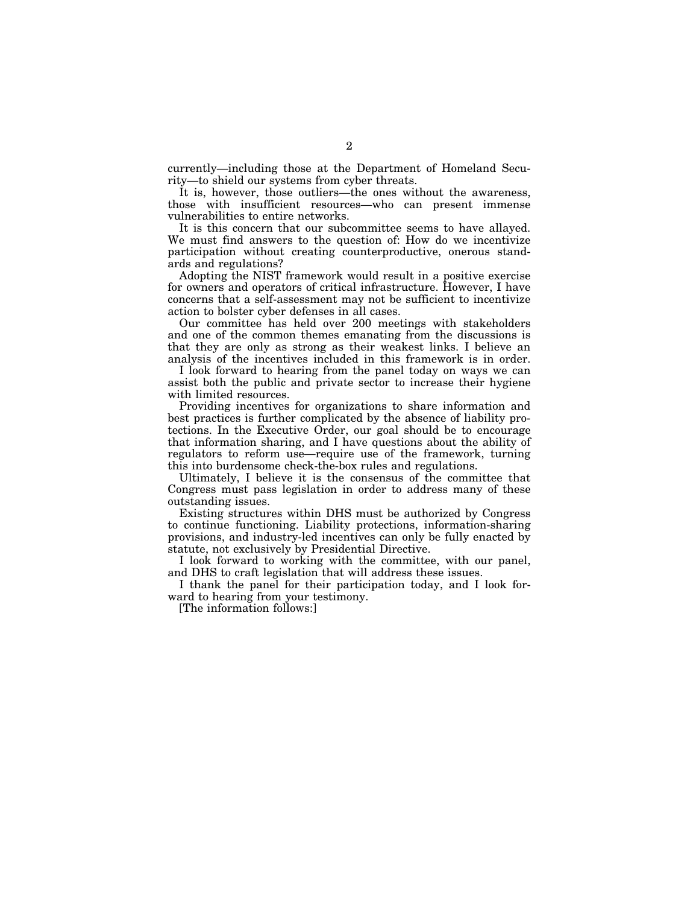currently—including those at the Department of Homeland Security—to shield our systems from cyber threats.

It is, however, those outliers—the ones without the awareness, those with insufficient resources—who can present immense vulnerabilities to entire networks.

It is this concern that our subcommittee seems to have allayed. We must find answers to the question of: How do we incentivize participation without creating counterproductive, onerous standards and regulations?

Adopting the NIST framework would result in a positive exercise for owners and operators of critical infrastructure. However, I have concerns that a self-assessment may not be sufficient to incentivize action to bolster cyber defenses in all cases.

Our committee has held over 200 meetings with stakeholders and one of the common themes emanating from the discussions is that they are only as strong as their weakest links. I believe an analysis of the incentives included in this framework is in order.

I look forward to hearing from the panel today on ways we can assist both the public and private sector to increase their hygiene with limited resources.

Providing incentives for organizations to share information and best practices is further complicated by the absence of liability protections. In the Executive Order, our goal should be to encourage that information sharing, and I have questions about the ability of regulators to reform use—require use of the framework, turning this into burdensome check-the-box rules and regulations.

Ultimately, I believe it is the consensus of the committee that Congress must pass legislation in order to address many of these outstanding issues.

Existing structures within DHS must be authorized by Congress to continue functioning. Liability protections, information-sharing provisions, and industry-led incentives can only be fully enacted by statute, not exclusively by Presidential Directive.

I look forward to working with the committee, with our panel, and DHS to craft legislation that will address these issues.

I thank the panel for their participation today, and I look forward to hearing from your testimony.

[The information follows:]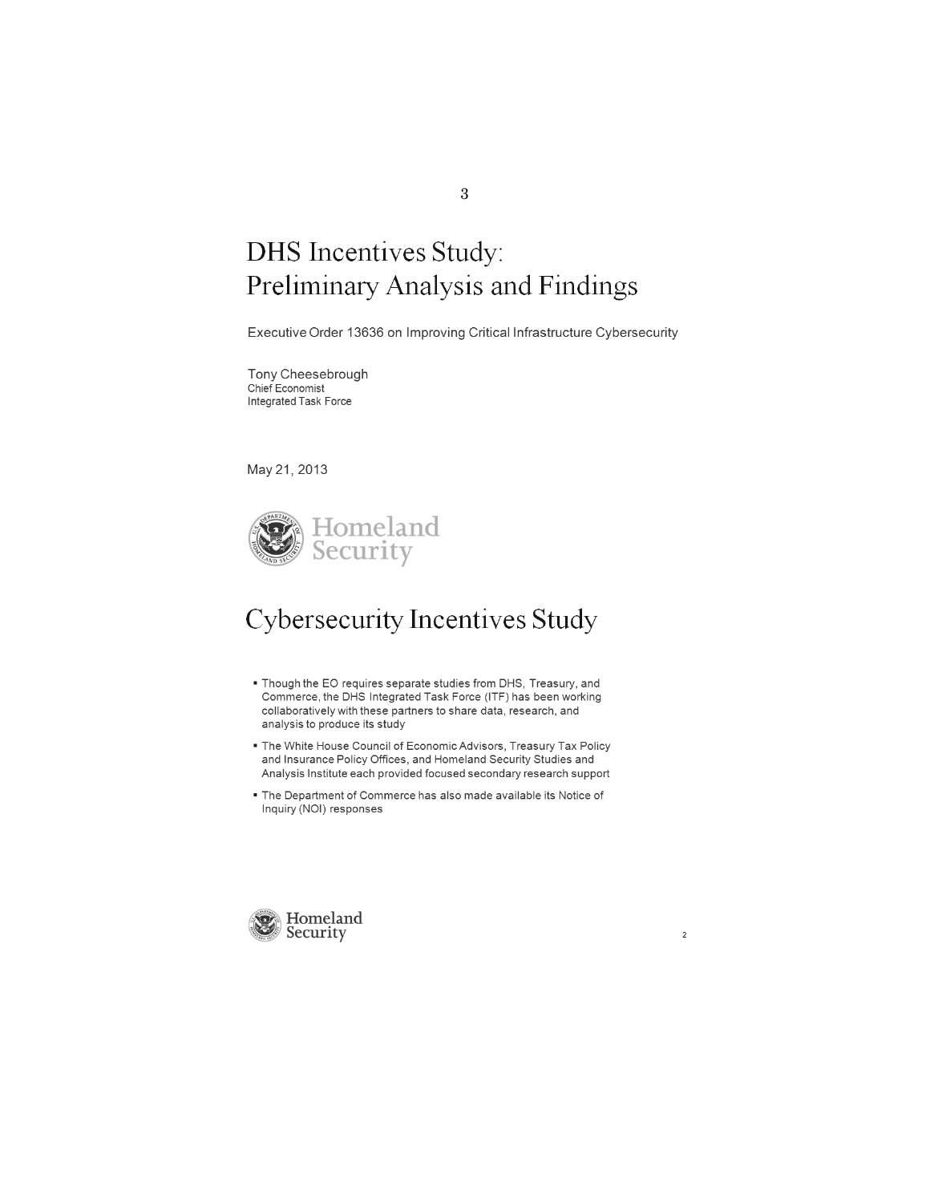# DHS Incentives Study: Preliminary Analysis and Findings

Executive Order 13636 on Improving Critical Infrastructure Cybersecurity

Tony Cheesebrough
Chief Economist
Integrated Task Force

May 21, 2013

Homeland Security

## Cybersecurity Incentives Study

- Though the EO requires separate studies from DHS, Treasury, and Commerce, the DHS Integrated Task Force (ITF) has been working collaboratively with these partners to share data, research, and analysis to produce its study
- The White House Council of Economic Advisors, Treasury Tax Policy and Insurance Policy Offices, and Homeland Security Studies and Analysis Institute each provided focused secondary research support
- The Department of Commerce has also made available its Notice of Inquiry (NOI) responses

Homeland Security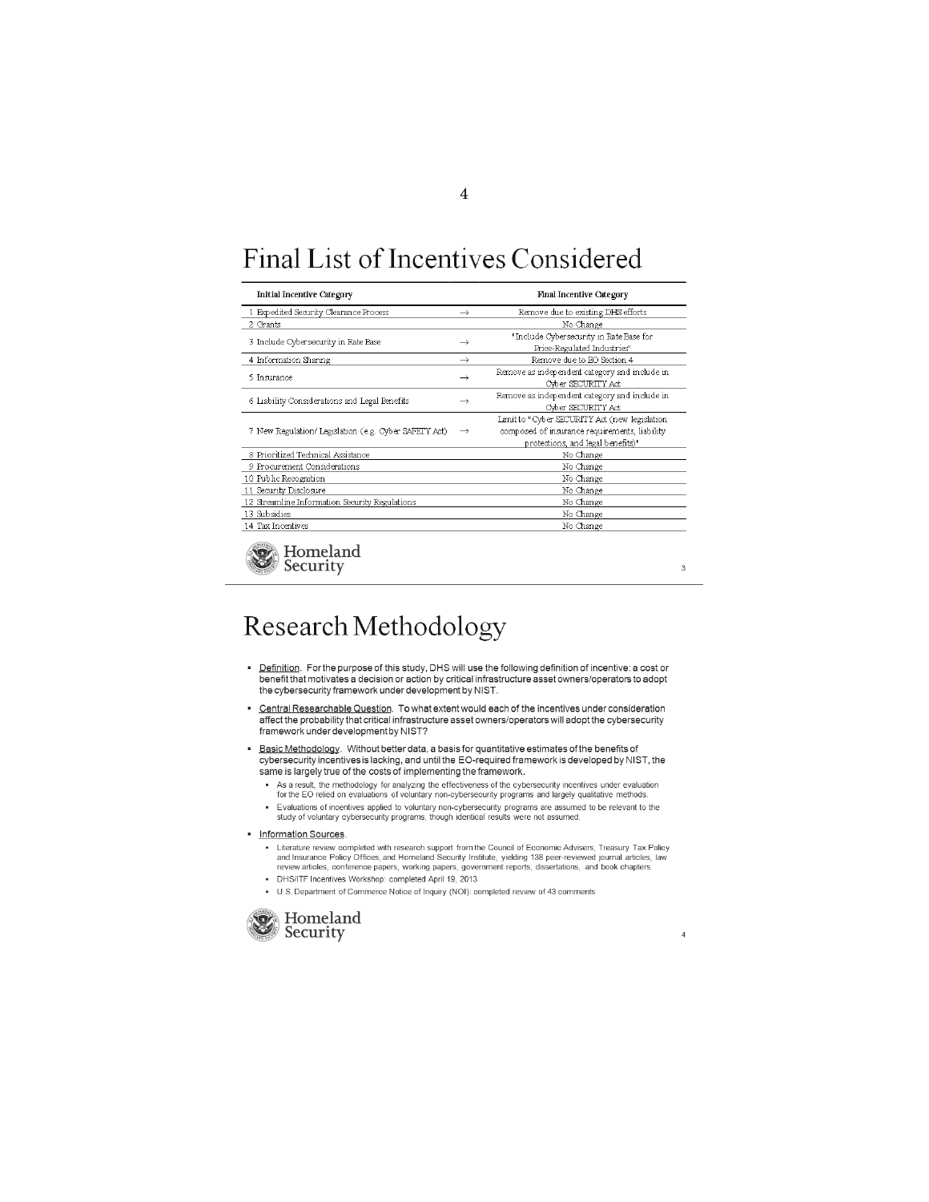# Final List of Incentives Considered

| Initial Incentive Category | | Final Incentive Category |
|---|---|---|
| 1 Expedited Security Clearance Process | → | Remove due to existing DHS efforts |
| 2 Grants | | No Change |
| 3 Include Cybersecurity in Rate Base | → | "Include Cybersecurity in Rate Base for Price-Regulated Industries" |
| 4 Information Sharing | → | Remove due to EO Section 4 |
| 5 Insurance | → | Remove as independent category and include in Cyber SECURITY Act |
| 6 Liability Considerations and Legal Benefits | → | Remove as independent category and include in Cyber SECURITY Act |
| 7 New Regulation/ Legislation (e.g. Cyber SAFETY Act) | → | Limit to "Cyber SECURITY Act (new legislation composed of insurance requirements, liability protections, and legal benefits)" |
| 8 Prioritized Technical Assistance | | No Change |
| 9 Procurement Considerations | | No Change |
| 10 Public Recognition | | No Change |
| 11 Security Disclosure | | No Change |
| 12 Streamline Information Security Regulations | | No Change |
| 13 Subsidies | | No Change |
| 14 Tax Incentives | | No Change |

Homeland Security

# Research Methodology

- Definition. For the purpose of this study, DHS will use the following definition of incentive: a cost or benefit that motivates a decision or action by critical infrastructure asset owners/operators to adopt the cybersecurity framework under development by NIST.
- Central Researchable Question. To what extent would each of the incentives under consideration affect the probability that critical infrastructure asset owners/operators will adopt the cybersecurity framework under development by NIST?
- Basic Methodology. Without better data, a basis for quantitative estimates of the benefits of cybersecurity incentives is lacking, and until the EO-required framework is developed by NIST, the same is largely true of the costs of implementing the framework.
  - As a result, the methodology for analyzing the effectiveness of the cybersecurity incentives under evaluation for the EO relied on evaluations of voluntary non-cybersecurity programs and largely qualitative methods.
  - Evaluations of incentives applied to voluntary non-cybersecurity programs are assumed to be relevant to the study of voluntary cybersecurity programs, though identical results were not assumed.
- Information Sources.
  - Literature review completed with research support from the Council of Economic Advisers, Treasury Tax Policy and Insurance Policy Offices, and Homeland Security Institute, yielding 138 peer-reviewed journal articles, law review articles, conference papers, working papers, government reports, dissertations, and book chapters.
  - DHS/ITF Incentives Workshop: completed April 19, 2013
  - U.S. Department of Commerce Notice of Inquiry (NOI): completed review of 43 comments

Homeland Security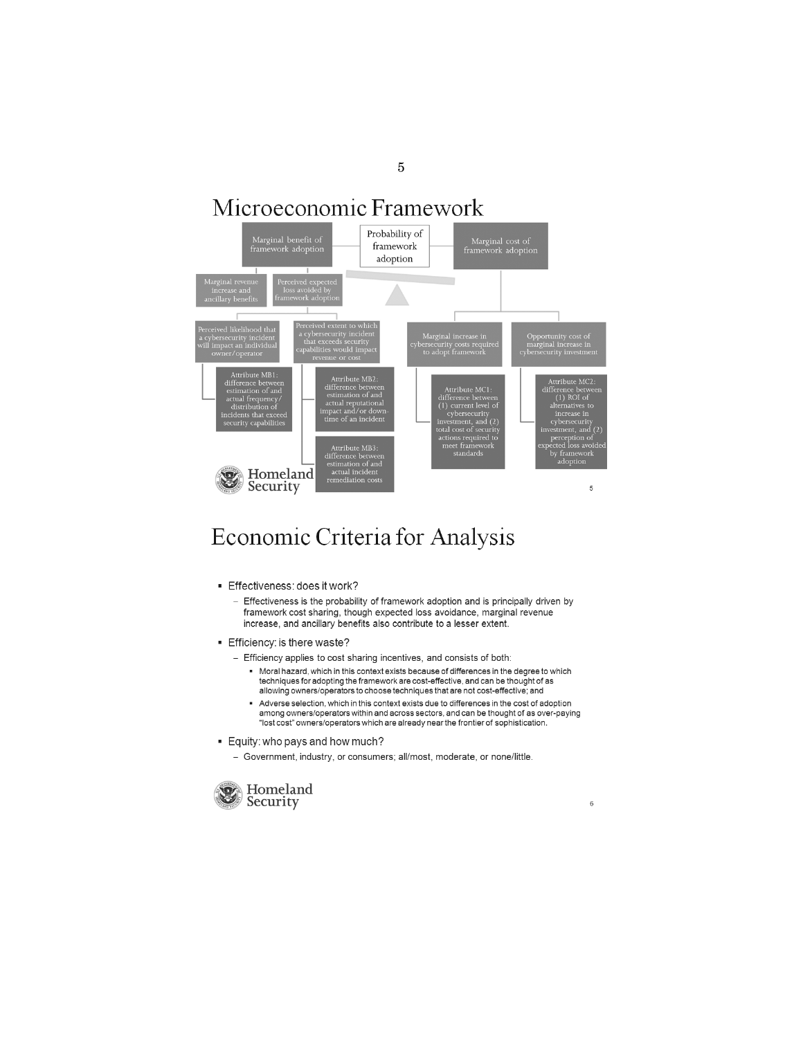# Microeconomic Framework

Probability of framework adoption

Marginal benefit of framework adoption

- Marginal revenue increase and ancillary benefits
- Perceived expected loss avoided by framework adoption
  - Perceived likelihood that a cybersecurity incident will impact an individual owner/operator
    - Attribute MB1: difference between estimation of and actual frequency/ distribution of incidents that exceed security capabilities
  - Perceived extent to which a cybersecurity incident that exceeds security capabilities would impact revenue or cost
    - Attribute MB2: difference between estimation of and actual reputational impact and/or down-time of an incident
    - Attribute MB3: difference between estimation of and actual incident remediation costs

Marginal cost of framework adoption

- Marginal increase in cybersecurity costs required to adopt framework
  - Attribute MC1: difference between (1) current level of cybersecurity investment, and (2) total cost of security actions required to meet framework standards
- Opportunity cost of marginal increase in cybersecurity investment
  - Attribute MC2: difference between (1) ROI of alternatives to increase in cybersecurity investment, and (2) perception of expected loss avoided by framework adoption

# Economic Criteria for Analysis

- Effectiveness: does it work?
  - Effectiveness is the probability of framework adoption and is principally driven by framework cost sharing, though expected loss avoidance, marginal revenue increase, and ancillary benefits also contribute to a lesser extent.
- Efficiency: is there waste?
  - Efficiency applies to cost sharing incentives, and consists of both:
    - Moral hazard, which in this context exists because of differences in the degree to which techniques for adopting the framework are cost-effective, and can be thought of as allowing owners/operators to choose techniques that are not cost-effective; and
    - Adverse selection, which in this context exists due to differences in the cost of adoption among owners/operators within and across sectors, and can be thought of as over-paying "lost cost" owners/operators which are already near the frontier of sophistication.
- Equity: who pays and how much?
  - Government, industry, or consumers; all/most, moderate, or none/little.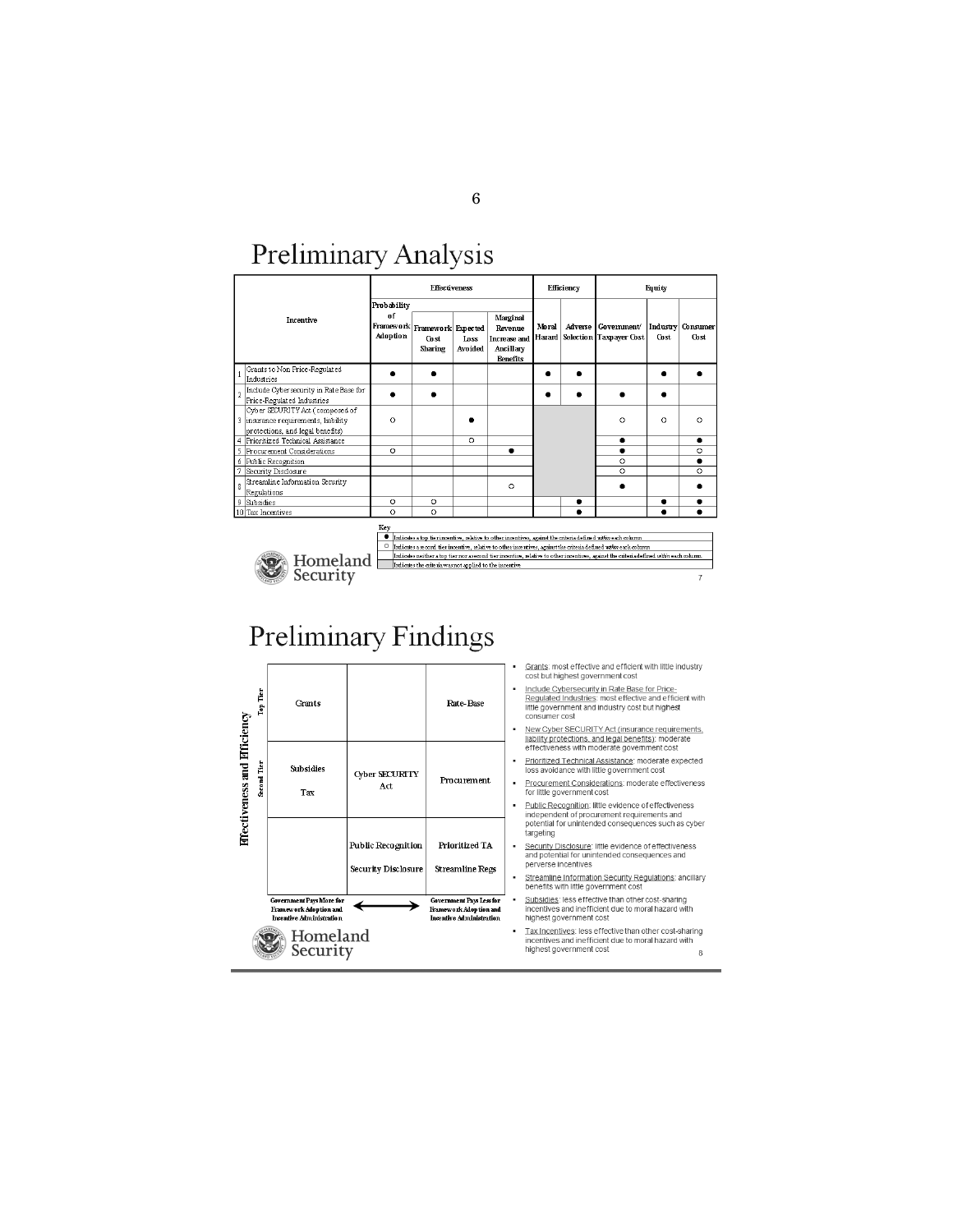# Preliminary Analysis

| | Incentive | Effectiveness | | | | Efficiency | | Equity | | |
|---|---|---|---|---|---|---|---|---|---|---|
| | | Probability of Framework Adoption | Framework Cost Sharing | Expected Loss Avoided | Marginal Revenue Increase and Ancillary Benefits | Moral Hazard | Adverse Selection | Government/ Taxpayer Cost | Industry Cost | Consumer Cost |
| 1 | Grants to Non Price-Regulated Industries | ● | ● | | | ● | ● | | ● | ● |
| 2 | Include Cybersecurity in Rate Base for Price-Regulated Industries | ● | ● | | | ● | ● | ● | ● | |
| 3 | Cyber SECURITY Act (composed of insurance requirements, liability protections, and legal benefits) | ○ | | ● | | | | ○ | ○ | ○ |
| 4 | Prioritized Technical Assistance | | | ○ | | | | ● | | ● |
| 5 | Procurement Considerations | ○ | | | ● | | | ● | | ○ |
| 6 | Public Recognition | | | | | | | ○ | | ● |
| 7 | Security Disclosure | | | | | | | ○ | | ○ |
| 8 | Streamline Information Security Regulations | | | | ○ | | | ● | | ● |
| 9 | Subsidies | ○ | ○ | | | | ● | | ● | ● |
| 10 | Tax Incentives | ○ | ○ | | | | ● | | ● | ● |

Key

- ● Indicates a top tier incentive, relative to other incentives, against the criteria defined within each column
- ○ Indicates a second tier incentive, relative to other incentives, against the criteria defined within each column
- (blank) Indicates neither a top tier nor a second tier incentive, relative to other incentives, against the criteria defined within each column
- (shaded) Indicates the criteria was not applied to the incentive

Homeland Security

# Preliminary Findings

| Effectiveness and Efficiency | Government Pays More for Framework Adoption and Incentive Administration | | Government Pays Less for Framework Adoption and Incentive Administration |
|---|---|---|---|
| Top Tier | Grants | | Rate-Base |
| Second Tier | Subsidies<br>Tax | Cyber SECURITY Act | Procurement |
| | | Public Recognition<br>Security Disclosure | Prioritized TA<br>Streamline Regs |

- Grants: most effective and efficient with little industry cost but highest government cost
- Include Cybersecurity in Rate Base for Price-Regulated Industries: most effective and efficient with little government and industry cost but highest consumer cost
- New Cyber SECURITY Act (insurance requirements, liability protections, and legal benefits): moderate effectiveness with moderate government cost
- Prioritized Technical Assistance: moderate expected loss avoidance with little government cost
- Procurement Considerations: moderate effectiveness for little government cost
- Public Recognition: little evidence of effectiveness independent of procurement requirements and potential for unintended consequences such as cyber targeting
- Security Disclosure: little evidence of effectiveness and potential for unintended consequences and perverse incentives
- Streamline Information Security Regulations: ancillary benefits with little government cost
- Subsidies: less effective than other cost-sharing incentives and inefficient due to moral hazard with highest government cost
- Tax Incentives: less effective than other cost-sharing incentives and inefficient due to moral hazard with highest government cost

Homeland Security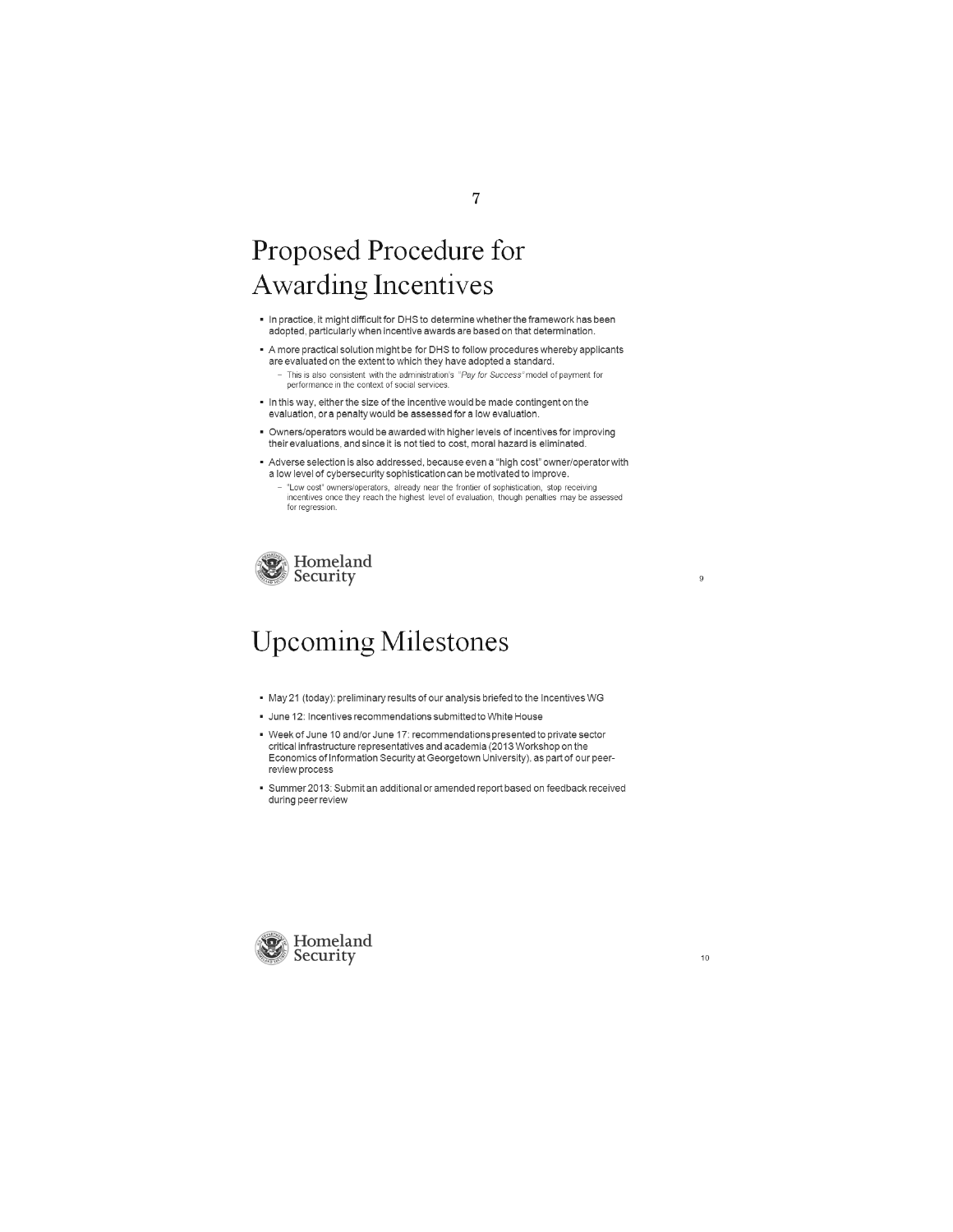## Proposed Procedure for Awarding Incentives

- In practice, it might difficult for DHS to determine whether the framework has been adopted, particularly when incentive awards are based on that determination.
- A more practical solution might be for DHS to follow procedures whereby applicants are evaluated on the extent to which they have adopted a standard.
  - This is also consistent with the administration's *"Pay for Success"* model of payment for performance in the context of social services.
- In this way, either the size of the incentive would be made contingent on the evaluation, or a penalty would be assessed for a low evaluation.
- Owners/operators would be awarded with higher levels of incentives for improving their evaluations, and since it is not tied to cost, moral hazard is eliminated.
- Adverse selection is also addressed, because even a "high cost" owner/operator with a low level of cybersecurity sophistication can be motivated to improve.
  - "Low cost" owners/operators, already near the frontier of sophistication, stop receiving incentives once they reach the highest level of evaluation, though penalties may be assessed for regression.

Homeland Security

## Upcoming Milestones

- May 21 (today): preliminary results of our analysis briefed to the Incentives WG
- June 12: Incentives recommendations submitted to White House
- Week of June 10 and/or June 17: recommendations presented to private sector critical infrastructure representatives and academia (2013 Workshop on the Economics of Information Security at Georgetown University), as part of our peer-review process
- Summer 2013: Submit an additional or amended report based on feedback received during peer review

Homeland Security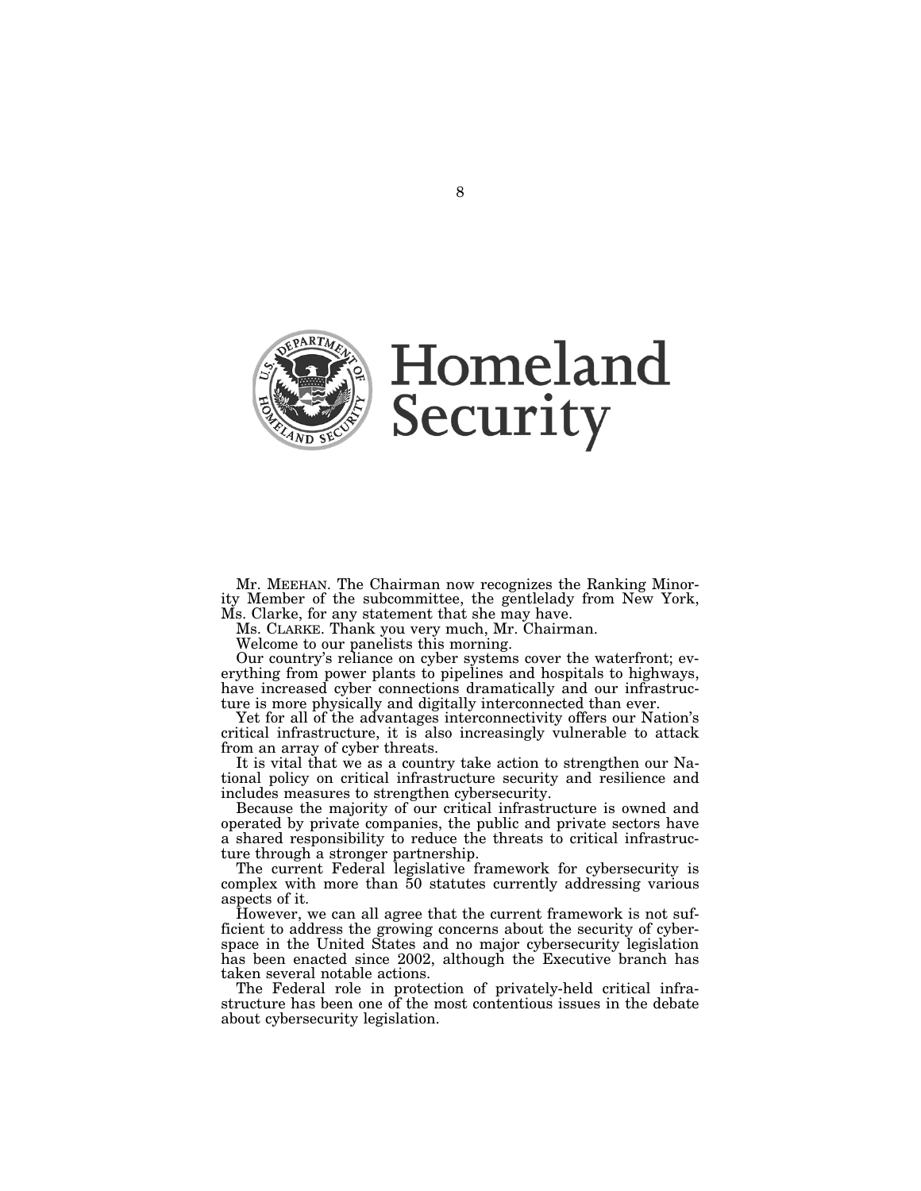Mr. MEEHAN. The Chairman now recognizes the Ranking Minority Member of the subcommittee, the gentlelady from New York, Ms. Clarke, for any statement that she may have.

Ms. CLARKE. Thank you very much, Mr. Chairman.

Welcome to our panelists this morning.

Our country's reliance on cyber systems cover the waterfront; everything from power plants to pipelines and hospitals to highways, have increased cyber connections dramatically and our infrastructure is more physically and digitally interconnected than ever.

Yet for all of the advantages interconnectivity offers our Nation's critical infrastructure, it is also increasingly vulnerable to attack from an array of cyber threats.

It is vital that we as a country take action to strengthen our National policy on critical infrastructure security and resilience and includes measures to strengthen cybersecurity.

Because the majority of our critical infrastructure is owned and operated by private companies, the public and private sectors have a shared responsibility to reduce the threats to critical infrastructure through a stronger partnership.

The current Federal legislative framework for cybersecurity is complex with more than 50 statutes currently addressing various aspects of it.

However, we can all agree that the current framework is not sufficient to address the growing concerns about the security of cyberspace in the United States and no major cybersecurity legislation has been enacted since 2002, although the Executive branch has taken several notable actions.

The Federal role in protection of privately-held critical infrastructure has been one of the most contentious issues in the debate about cybersecurity legislation.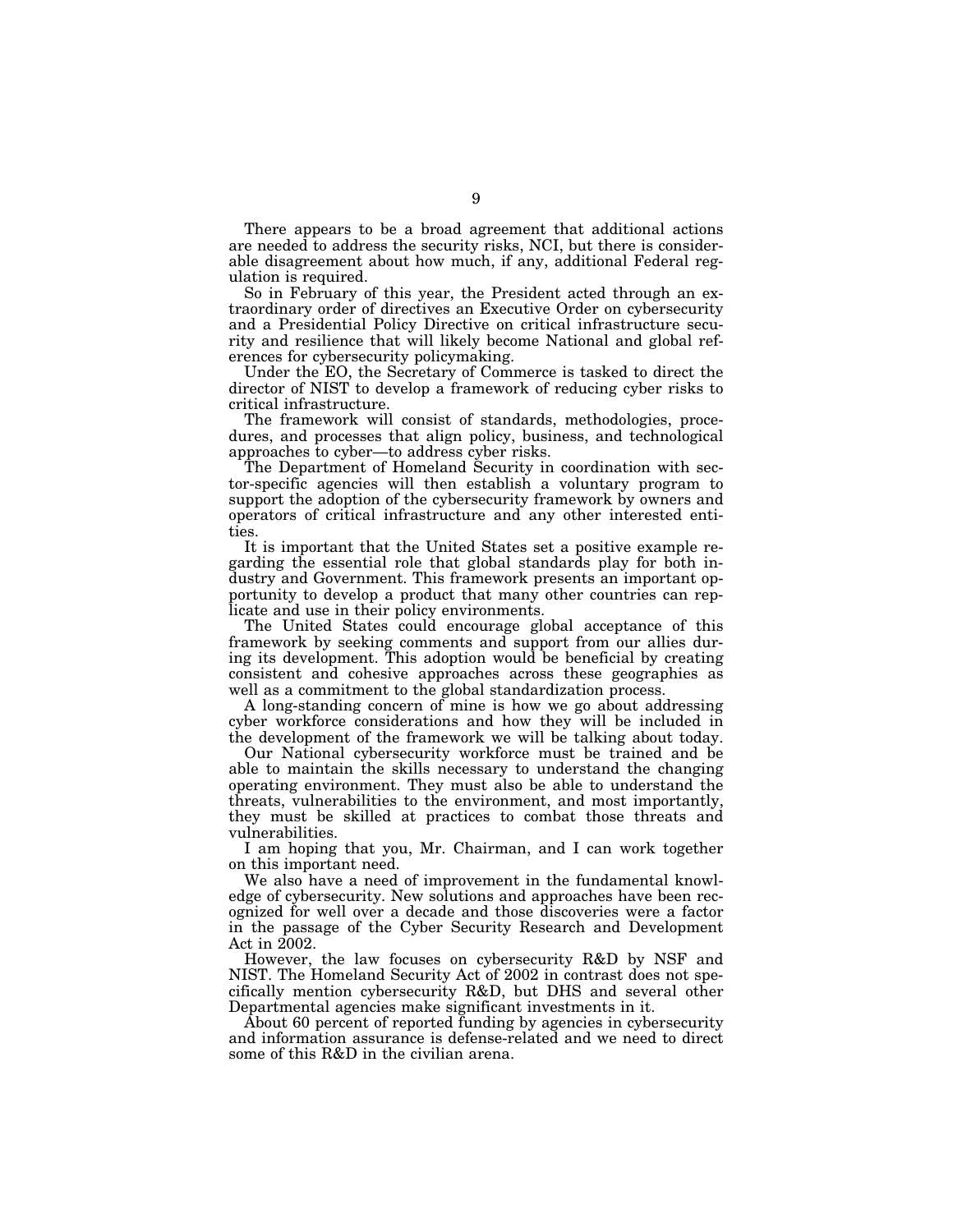There appears to be a broad agreement that additional actions are needed to address the security risks, NCI, but there is considerable disagreement about how much, if any, additional Federal regulation is required.

So in February of this year, the President acted through an extraordinary order of directives an Executive Order on cybersecurity and a Presidential Policy Directive on critical infrastructure security and resilience that will likely become National and global references for cybersecurity policymaking.

Under the EO, the Secretary of Commerce is tasked to direct the director of NIST to develop a framework of reducing cyber risks to critical infrastructure.

The framework will consist of standards, methodologies, procedures, and processes that align policy, business, and technological approaches to cyber—to address cyber risks.

The Department of Homeland Security in coordination with sector-specific agencies will then establish a voluntary program to support the adoption of the cybersecurity framework by owners and operators of critical infrastructure and any other interested entities.

It is important that the United States set a positive example regarding the essential role that global standards play for both industry and Government. This framework presents an important opportunity to develop a product that many other countries can replicate and use in their policy environments.

The United States could encourage global acceptance of this framework by seeking comments and support from our allies during its development. This adoption would be beneficial by creating consistent and cohesive approaches across these geographies as well as a commitment to the global standardization process.

A long-standing concern of mine is how we go about addressing cyber workforce considerations and how they will be included in the development of the framework we will be talking about today.

Our National cybersecurity workforce must be trained and be able to maintain the skills necessary to understand the changing operating environment. They must also be able to understand the threats, vulnerabilities to the environment, and most importantly, they must be skilled at practices to combat those threats and vulnerabilities.

I am hoping that you, Mr. Chairman, and I can work together on this important need.

We also have a need of improvement in the fundamental knowledge of cybersecurity. New solutions and approaches have been recognized for well over a decade and those discoveries were a factor in the passage of the Cyber Security Research and Development Act in 2002.

However, the law focuses on cybersecurity R&D by NSF and NIST. The Homeland Security Act of 2002 in contrast does not specifically mention cybersecurity R&D, but DHS and several other Departmental agencies make significant investments in it.

About 60 percent of reported funding by agencies in cybersecurity and information assurance is defense-related and we need to direct some of this R&D in the civilian arena.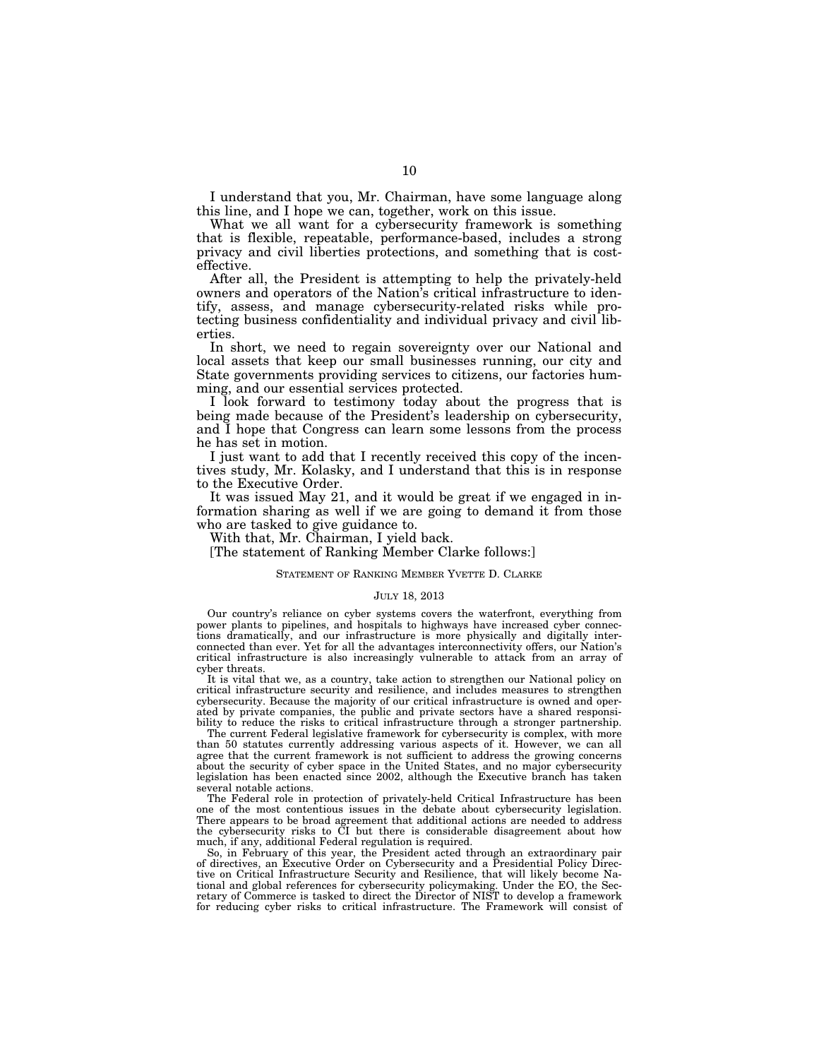I understand that you, Mr. Chairman, have some language along this line, and I hope we can, together, work on this issue.

What we all want for a cybersecurity framework is something that is flexible, repeatable, performance-based, includes a strong privacy and civil liberties protections, and something that is cost-effective.

After all, the President is attempting to help the privately-held owners and operators of the Nation's critical infrastructure to identify, assess, and manage cybersecurity-related risks while protecting business confidentiality and individual privacy and civil liberties.

In short, we need to regain sovereignty over our National and local assets that keep our small businesses running, our city and State governments providing services to citizens, our factories humming, and our essential services protected.

I look forward to testimony today about the progress that is being made because of the President's leadership on cybersecurity, and I hope that Congress can learn some lessons from the process he has set in motion.

I just want to add that I recently received this copy of the incentives study, Mr. Kolasky, and I understand that this is in response to the Executive Order.

It was issued May 21, and it would be great if we engaged in information sharing as well if we are going to demand it from those who are tasked to give guidance to.

With that, Mr. Chairman, I yield back.

[The statement of Ranking Member Clarke follows:]

STATEMENT OF RANKING MEMBER YVETTE D. CLARKE

JULY 18, 2013

Our country's reliance on cyber systems covers the waterfront, everything from power plants to pipelines, and hospitals to highways have increased cyber connections dramatically, and our infrastructure is more physically and digitally interconnected than ever. Yet for all the advantages interconnectivity offers, our Nation's critical infrastructure is also increasingly vulnerable to attack from an array of cyber threats.

It is vital that we, as a country, take action to strengthen our National policy on critical infrastructure security and resilience, and includes measures to strengthen cybersecurity. Because the majority of our critical infrastructure is owned and operated by private companies, the public and private sectors have a shared responsibility to reduce the risks to critical infrastructure through a stronger partnership.

The current Federal legislative framework for cybersecurity is complex, with more than 50 statutes currently addressing various aspects of it. However, we can all agree that the current framework is not sufficient to address the growing concerns about the security of cyber space in the United States, and no major cybersecurity legislation has been enacted since 2002, although the Executive branch has taken several notable actions.

The Federal role in protection of privately-held Critical Infrastructure has been one of the most contentious issues in the debate about cybersecurity legislation. There appears to be broad agreement that additional actions are needed to address the cybersecurity risks to CI but there is considerable disagreement about how much, if any, additional Federal regulation is required.

So, in February of this year, the President acted through an extraordinary pair of directives, an Executive Order on Cybersecurity and a Presidential Policy Directive on Critical Infrastructure Security and Resilience, that will likely become National and global references for cybersecurity policymaking. Under the EO, the Secretary of Commerce is tasked to direct the Director of NIST to develop a framework for reducing cyber risks to critical infrastructure. The Framework will consist of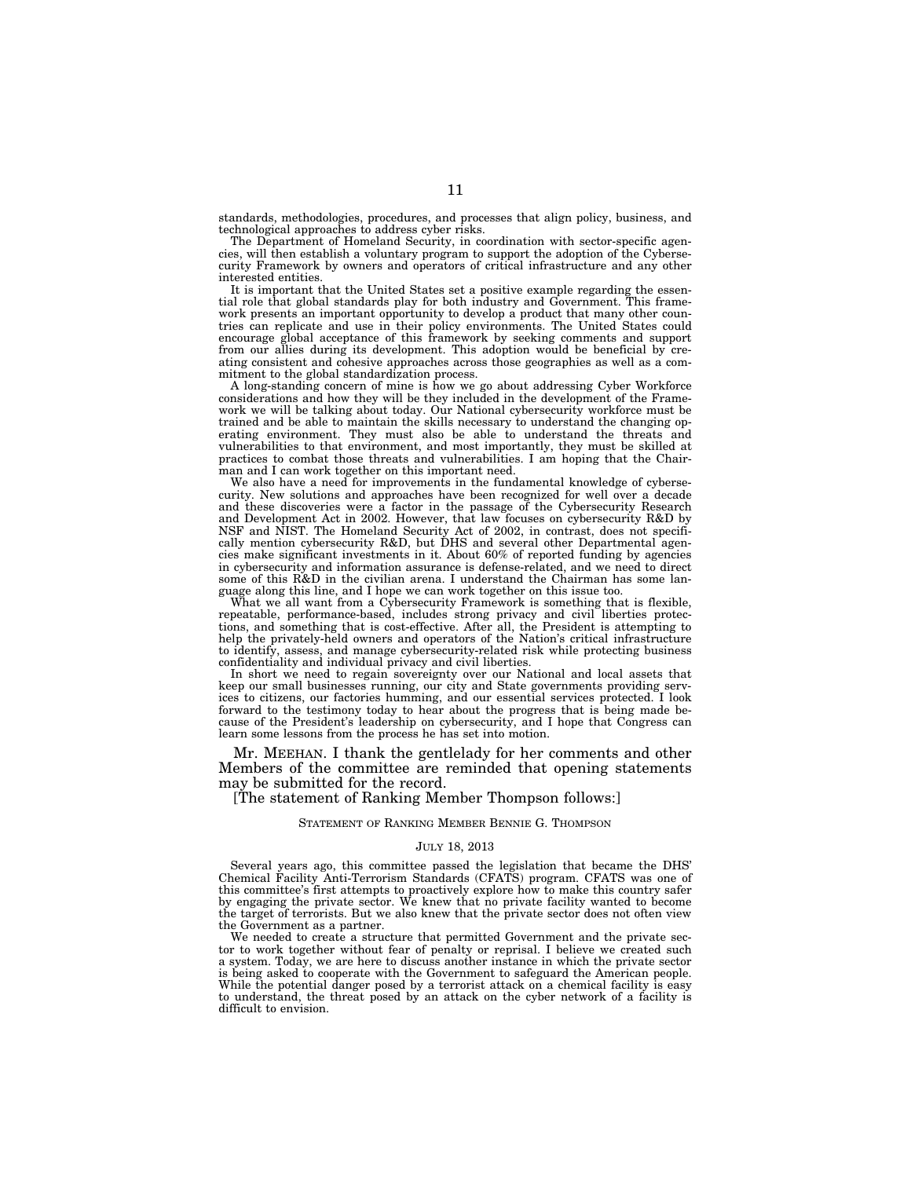standards, methodologies, procedures, and processes that align policy, business, and technological approaches to address cyber risks.

The Department of Homeland Security, in coordination with sector-specific agencies, will then establish a voluntary program to support the adoption of the Cybersecurity Framework by owners and operators of critical infrastructure and any other interested entities.

It is important that the United States set a positive example regarding the essential role that global standards play for both industry and Government. This framework presents an important opportunity to develop a product that many other countries can replicate and use in their policy environments. The United States could encourage global acceptance of this framework by seeking comments and support from our allies during its development. This adoption would be beneficial by creating consistent and cohesive approaches across those geographies as well as a commitment to the global standardization process.

A long-standing concern of mine is how we go about addressing Cyber Workforce considerations and how they will be they included in the development of the Framework we will be talking about today. Our National cybersecurity workforce must be trained and be able to maintain the skills necessary to understand the changing operating environment. They must also be able to understand the threats and vulnerabilities to that environment, and most importantly, they must be skilled at practices to combat those threats and vulnerabilities. I am hoping that the Chairman and I can work together on this important need.

We also have a need for improvements in the fundamental knowledge of cybersecurity. New solutions and approaches have been recognized for well over a decade and these discoveries were a factor in the passage of the Cybersecurity Research and Development Act in 2002. However, that law focuses on cybersecurity R&D by NSF and NIST. The Homeland Security Act of 2002, in contrast, does not specifically mention cybersecurity R&D, but DHS and several other Departmental agencies make significant investments in it. About 60% of reported funding by agencies in cybersecurity and information assurance is defense-related, and we need to direct some of this R&D in the civilian arena. I understand the Chairman has some language along this line, and I hope we can work together on this issue too.

What we all want from a Cybersecurity Framework is something that is flexible, repeatable, performance-based, includes strong privacy and civil liberties protections, and something that is cost-effective. After all, the President is attempting to help the privately-held owners and operators of the Nation's critical infrastructure to identify, assess, and manage cybersecurity-related risk while protecting business confidentiality and individual privacy and civil liberties.

In short we need to regain sovereignty over our National and local assets that keep our small businesses running, our city and State governments providing services to citizens, our factories humming, and our essential services protected. I look forward to the testimony today to hear about the progress that is being made because of the President's leadership on cybersecurity, and I hope that Congress can learn some lessons from the process he has set into motion.

Mr. MEEHAN. I thank the gentlelady for her comments and other Members of the committee are reminded that opening statements may be submitted for the record.

[The statement of Ranking Member Thompson follows:]

STATEMENT OF RANKING MEMBER BENNIE G. THOMPSON

JULY 18, 2013

Several years ago, this committee passed the legislation that became the DHS' Chemical Facility Anti-Terrorism Standards (CFATS) program. CFATS was one of this committee's first attempts to proactively explore how to make this country safer by engaging the private sector. We knew that no private facility wanted to become the target of terrorists. But we also knew that the private sector does not often view the Government as a partner.

We needed to create a structure that permitted Government and the private sector to work together without fear of penalty or reprisal. I believe we created such a system. Today, we are here to discuss another instance in which the private sector is being asked to cooperate with the Government to safeguard the American people. While the potential danger posed by a terrorist attack on a chemical facility is easy to understand, the threat posed by an attack on the cyber network of a facility is difficult to envision.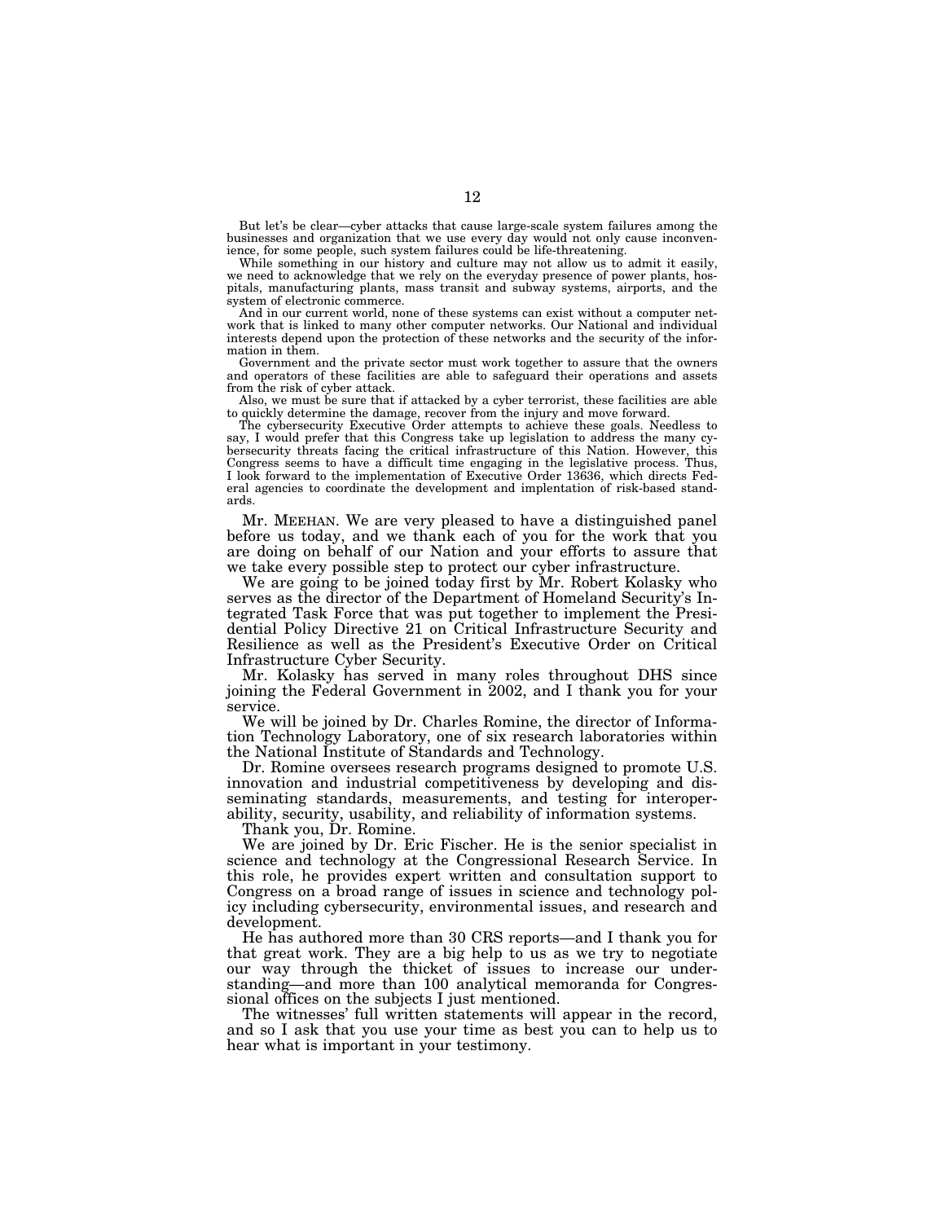But let's be clear—cyber attacks that cause large-scale system failures among the businesses and organization that we use every day would not only cause inconvenience, for some people, such system failures could be life-threatening.

While something in our history and culture may not allow us to admit it easily, we need to acknowledge that we rely on the everyday presence of power plants, hospitals, manufacturing plants, mass transit and subway systems, airports, and the system of electronic commerce.

And in our current world, none of these systems can exist without a computer network that is linked to many other computer networks. Our National and individual interests depend upon the protection of these networks and the security of the information in them.

Government and the private sector must work together to assure that the owners and operators of these facilities are able to safeguard their operations and assets from the risk of cyber attack.

Also, we must be sure that if attacked by a cyber terrorist, these facilities are able to quickly determine the damage, recover from the injury and move forward.

The cybersecurity Executive Order attempts to achieve these goals. Needless to say, I would prefer that this Congress take up legislation to address the many cybersecurity threats facing the critical infrastructure of this Nation. However, this Congress seems to have a difficult time engaging in the legislative process. Thus, I look forward to the implementation of Executive Order 13636, which directs Federal agencies to coordinate the development and implentation of risk-based standards.

Mr. MEEHAN. We are very pleased to have a distinguished panel before us today, and we thank each of you for the work that you are doing on behalf of our Nation and your efforts to assure that we take every possible step to protect our cyber infrastructure.

We are going to be joined today first by Mr. Robert Kolasky who serves as the director of the Department of Homeland Security's Integrated Task Force that was put together to implement the Presidential Policy Directive 21 on Critical Infrastructure Security and Resilience as well as the President's Executive Order on Critical Infrastructure Cyber Security.

Mr. Kolasky has served in many roles throughout DHS since joining the Federal Government in 2002, and I thank you for your service.

We will be joined by Dr. Charles Romine, the director of Information Technology Laboratory, one of six research laboratories within the National Institute of Standards and Technology.

Dr. Romine oversees research programs designed to promote U.S. innovation and industrial competitiveness by developing and disseminating standards, measurements, and testing for interoperability, security, usability, and reliability of information systems.

Thank you, Dr. Romine.

We are joined by Dr. Eric Fischer. He is the senior specialist in science and technology at the Congressional Research Service. In this role, he provides expert written and consultation support to Congress on a broad range of issues in science and technology policy including cybersecurity, environmental issues, and research and development.

He has authored more than 30 CRS reports—and I thank you for that great work. They are a big help to us as we try to negotiate our way through the thicket of issues to increase our understanding—and more than 100 analytical memoranda for Congressional offices on the subjects I just mentioned.

The witnesses' full written statements will appear in the record, and so I ask that you use your time as best you can to help us to hear what is important in your testimony.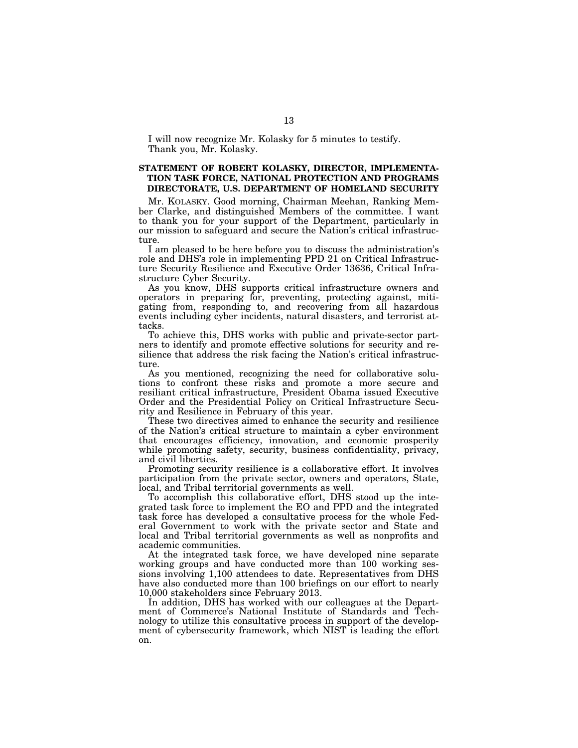I will now recognize Mr. Kolasky for 5 minutes to testify.

Thank you, Mr. Kolasky.

## STATEMENT OF ROBERT KOLASKY, DIRECTOR, IMPLEMENTATION TASK FORCE, NATIONAL PROTECTION AND PROGRAMS DIRECTORATE, U.S. DEPARTMENT OF HOMELAND SECURITY

Mr. KOLASKY. Good morning, Chairman Meehan, Ranking Member Clarke, and distinguished Members of the committee. I want to thank you for your support of the Department, particularly in our mission to safeguard and secure the Nation's critical infrastructure.

I am pleased to be here before you to discuss the administration's role and DHS's role in implementing PPD 21 on Critical Infrastructure Security Resilience and Executive Order 13636, Critical Infrastructure Cyber Security.

As you know, DHS supports critical infrastructure owners and operators in preparing for, preventing, protecting against, mitigating from, responding to, and recovering from all hazardous events including cyber incidents, natural disasters, and terrorist attacks.

To achieve this, DHS works with public and private-sector partners to identify and promote effective solutions for security and resilience that address the risk facing the Nation's critical infrastructure.

As you mentioned, recognizing the need for collaborative solutions to confront these risks and promote a more secure and resiliant critical infrastructure, President Obama issued Executive Order and the Presidential Policy on Critical Infrastructure Security and Resilience in February of this year.

These two directives aimed to enhance the security and resilience of the Nation's critical structure to maintain a cyber environment that encourages efficiency, innovation, and economic prosperity while promoting safety, security, business confidentiality, privacy, and civil liberties.

Promoting security resilience is a collaborative effort. It involves participation from the private sector, owners and operators, State, local, and Tribal territorial governments as well.

To accomplish this collaborative effort, DHS stood up the integrated task force to implement the EO and PPD and the integrated task force has developed a consultative process for the whole Federal Government to work with the private sector and State and local and Tribal territorial governments as well as nonprofits and academic communities.

At the integrated task force, we have developed nine separate working groups and have conducted more than 100 working sessions involving 1,100 attendees to date. Representatives from DHS have also conducted more than 100 briefings on our effort to nearly 10,000 stakeholders since February 2013.

In addition, DHS has worked with our colleagues at the Department of Commerce's National Institute of Standards and Technology to utilize this consultative process in support of the development of cybersecurity framework, which NIST is leading the effort on.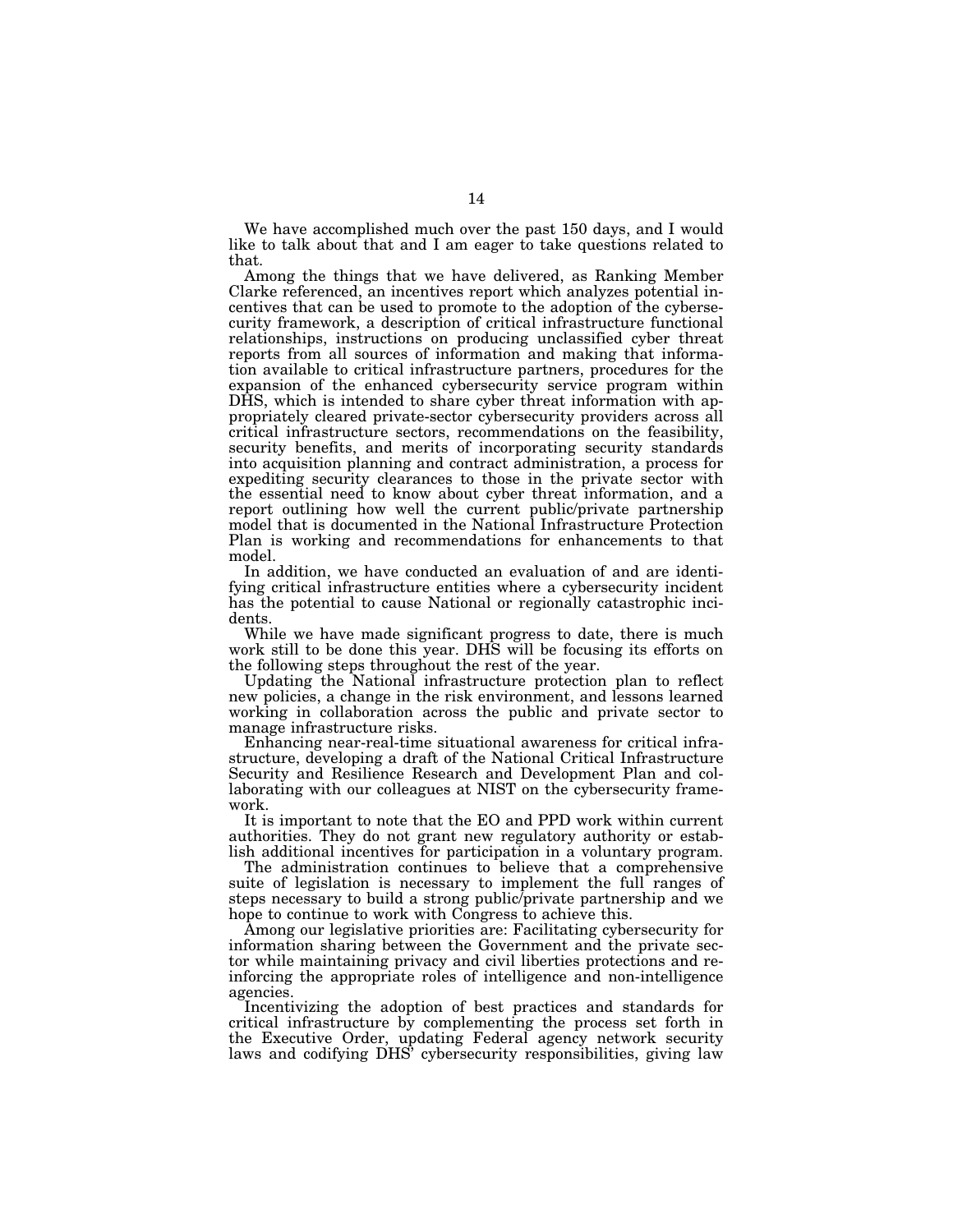We have accomplished much over the past 150 days, and I would like to talk about that and I am eager to take questions related to that.

Among the things that we have delivered, as Ranking Member Clarke referenced, an incentives report which analyzes potential incentives that can be used to promote to the adoption of the cybersecurity framework, a description of critical infrastructure functional relationships, instructions on producing unclassified cyber threat reports from all sources of information and making that information available to critical infrastructure partners, procedures for the expansion of the enhanced cybersecurity service program within DHS, which is intended to share cyber threat information with appropriately cleared private-sector cybersecurity providers across all critical infrastructure sectors, recommendations on the feasibility, security benefits, and merits of incorporating security standards into acquisition planning and contract administration, a process for expediting security clearances to those in the private sector with the essential need to know about cyber threat information, and a report outlining how well the current public/private partnership model that is documented in the National Infrastructure Protection Plan is working and recommendations for enhancements to that model.

In addition, we have conducted an evaluation of and are identifying critical infrastructure entities where a cybersecurity incident has the potential to cause National or regionally catastrophic incidents.

While we have made significant progress to date, there is much work still to be done this year. DHS will be focusing its efforts on the following steps throughout the rest of the year.

Updating the National infrastructure protection plan to reflect new policies, a change in the risk environment, and lessons learned working in collaboration across the public and private sector to manage infrastructure risks.

Enhancing near-real-time situational awareness for critical infrastructure, developing a draft of the National Critical Infrastructure Security and Resilience Research and Development Plan and collaborating with our colleagues at NIST on the cybersecurity framework.

It is important to note that the EO and PPD work within current authorities. They do not grant new regulatory authority or establish additional incentives for participation in a voluntary program.

The administration continues to believe that a comprehensive suite of legislation is necessary to implement the full ranges of steps necessary to build a strong public/private partnership and we hope to continue to work with Congress to achieve this.

Among our legislative priorities are: Facilitating cybersecurity for information sharing between the Government and the private sector while maintaining privacy and civil liberties protections and reinforcing the appropriate roles of intelligence and non-intelligence agencies.

Incentivizing the adoption of best practices and standards for critical infrastructure by complementing the process set forth in the Executive Order, updating Federal agency network security laws and codifying DHS' cybersecurity responsibilities, giving law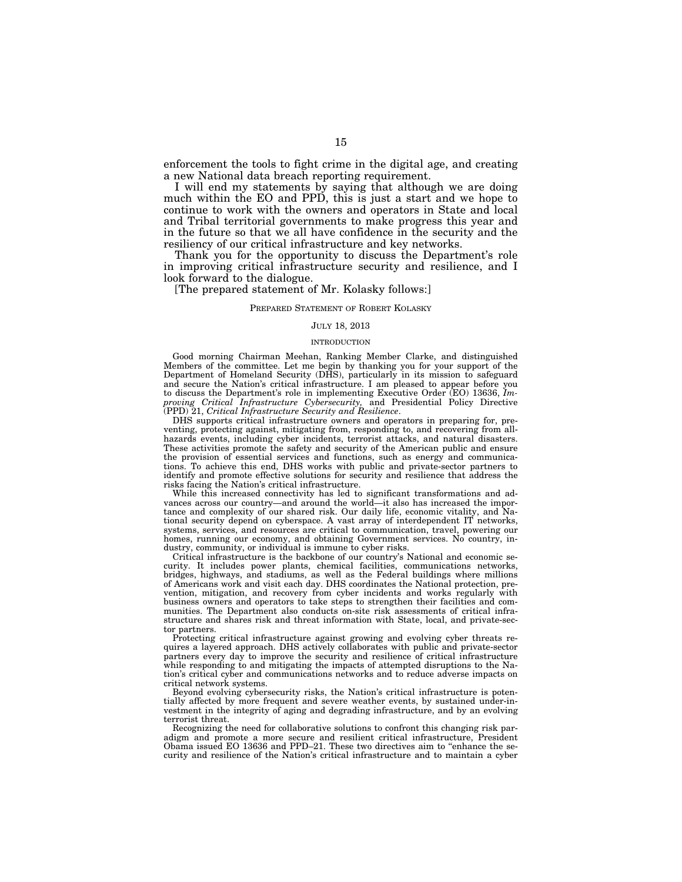enforcement the tools to fight crime in the digital age, and creating a new National data breach reporting requirement.

I will end my statements by saying that although we are doing much within the EO and PPD, this is just a start and we hope to continue to work with the owners and operators in State and local and Tribal territorial governments to make progress this year and in the future so that we all have confidence in the security and the resiliency of our critical infrastructure and key networks.

Thank you for the opportunity to discuss the Department's role in improving critical infrastructure security and resilience, and I look forward to the dialogue.

[The prepared statement of Mr. Kolasky follows:]

PREPARED STATEMENT OF ROBERT KOLASKY

JULY 18, 2013

INTRODUCTION

Good morning Chairman Meehan, Ranking Member Clarke, and distinguished Members of the committee. Let me begin by thanking you for your support of the Department of Homeland Security (DHS), particularly in its mission to safeguard and secure the Nation's critical infrastructure. I am pleased to appear before you to discuss the Department's role in implementing Executive Order (EO) 13636, *Improving Critical Infrastructure Cybersecurity,* and Presidential Policy Directive (PPD) 21, *Critical Infrastructure Security and Resilience*.

DHS supports critical infrastructure owners and operators in preparing for, preventing, protecting against, mitigating from, responding to, and recovering from all-hazards events, including cyber incidents, terrorist attacks, and natural disasters. These activities promote the safety and security of the American public and ensure the provision of essential services and functions, such as energy and communications. To achieve this end, DHS works with public and private-sector partners to identify and promote effective solutions for security and resilience that address the risks facing the Nation's critical infrastructure.

While this increased connectivity has led to significant transformations and advances across our country—and around the world—it also has increased the importance and complexity of our shared risk. Our daily life, economic vitality, and National security depend on cyberspace. A vast array of interdependent IT networks, systems, services, and resources are critical to communication, travel, powering our homes, running our economy, and obtaining Government services. No country, industry, community, or individual is immune to cyber risks.

Critical infrastructure is the backbone of our country's National and economic security. It includes power plants, chemical facilities, communications networks, bridges, highways, and stadiums, as well as the Federal buildings where millions of Americans work and visit each day. DHS coordinates the National protection, prevention, mitigation, and recovery from cyber incidents and works regularly with business owners and operators to take steps to strengthen their facilities and communities. The Department also conducts on-site risk assessments of critical infrastructure and shares risk and threat information with State, local, and private-sector partners.

Protecting critical infrastructure against growing and evolving cyber threats requires a layered approach. DHS actively collaborates with public and private-sector partners every day to improve the security and resilience of critical infrastructure while responding to and mitigating the impacts of attempted disruptions to the Nation's critical cyber and communications networks and to reduce adverse impacts on critical network systems.

Beyond evolving cybersecurity risks, the Nation's critical infrastructure is potentially affected by more frequent and severe weather events, by sustained under-investment in the integrity of aging and degrading infrastructure, and by an evolving terrorist threat.

Recognizing the need for collaborative solutions to confront this changing risk paradigm and promote a more secure and resilient critical infrastructure, President Obama issued EO 13636 and PPD–21. These two directives aim to "enhance the security and resilience of the Nation's critical infrastructure and to maintain a cyber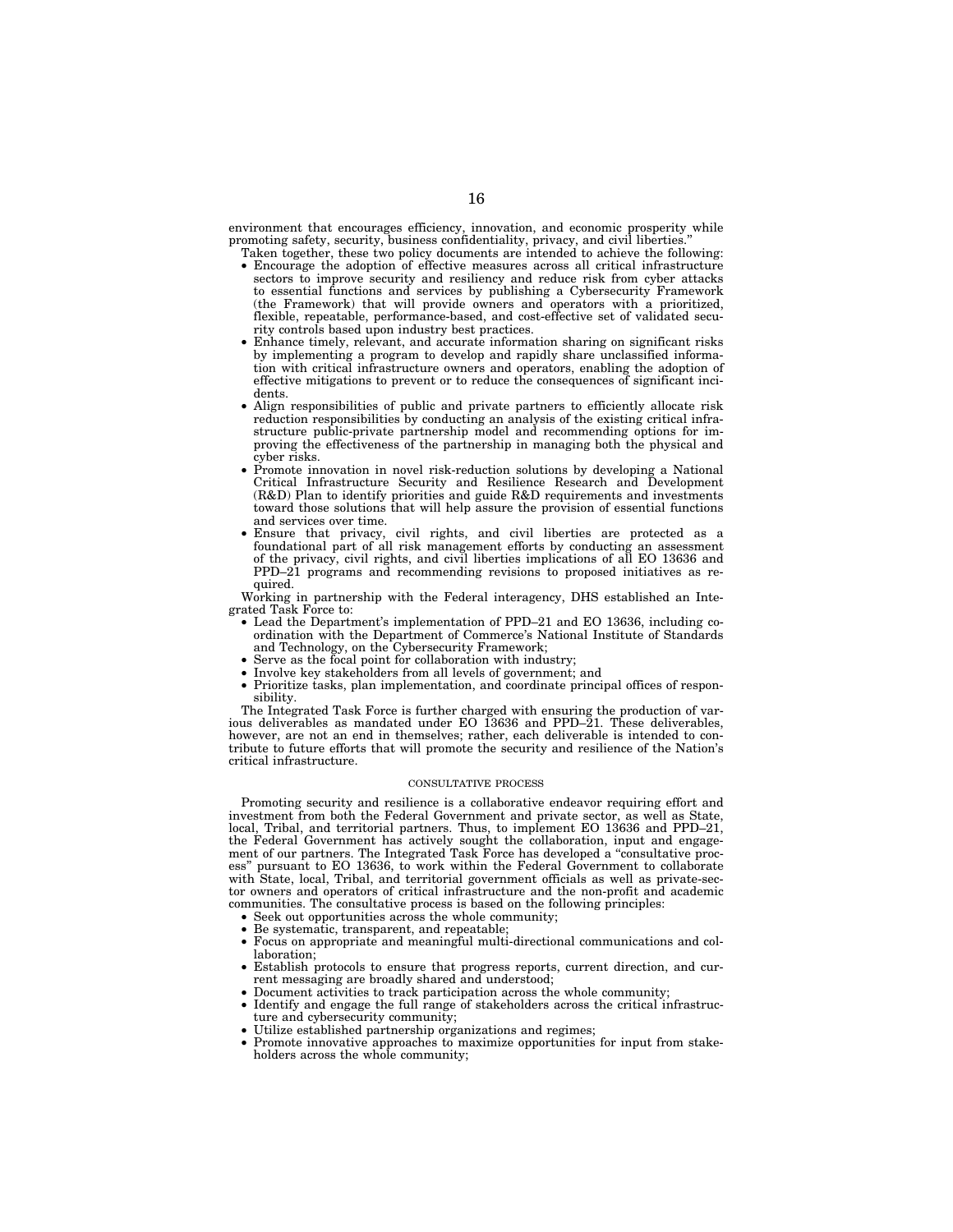environment that encourages efficiency, innovation, and economic prosperity while promoting safety, security, business confidentiality, privacy, and civil liberties."

Taken together, these two policy documents are intended to achieve the following:

- Encourage the adoption of effective measures across all critical infrastructure sectors to improve security and resiliency and reduce risk from cyber attacks to essential functions and services by publishing a Cybersecurity Framework (the Framework) that will provide owners and operators with a prioritized, flexible, repeatable, performance-based, and cost-effective set of validated security controls based upon industry best practices.
- Enhance timely, relevant, and accurate information sharing on significant risks by implementing a program to develop and rapidly share unclassified information with critical infrastructure owners and operators, enabling the adoption of effective mitigations to prevent or to reduce the consequences of significant incidents.
- Align responsibilities of public and private partners to efficiently allocate risk reduction responsibilities by conducting an analysis of the existing critical infrastructure public-private partnership model and recommending options for improving the effectiveness of the partnership in managing both the physical and cyber risks.
- Promote innovation in novel risk-reduction solutions by developing a National Critical Infrastructure Security and Resilience Research and Development (R&D) Plan to identify priorities and guide R&D requirements and investments toward those solutions that will help assure the provision of essential functions and services over time.
- Ensure that privacy, civil rights, and civil liberties are protected as a foundational part of all risk management efforts by conducting an assessment of the privacy, civil rights, and civil liberties implications of all EO 13636 and PPD–21 programs and recommending revisions to proposed initiatives as required.

Working in partnership with the Federal interagency, DHS established an Integrated Task Force to:

- Lead the Department's implementation of PPD–21 and EO 13636, including coordination with the Department of Commerce's National Institute of Standards and Technology, on the Cybersecurity Framework;
- Serve as the focal point for collaboration with industry;
- Involve key stakeholders from all levels of government; and
- Prioritize tasks, plan implementation, and coordinate principal offices of responsibility.

The Integrated Task Force is further charged with ensuring the production of various deliverables as mandated under EO 13636 and PPD–21. These deliverables, however, are not an end in themselves; rather, each deliverable is intended to contribute to future efforts that will promote the security and resilience of the Nation's critical infrastructure.

## CONSULTATIVE PROCESS

Promoting security and resilience is a collaborative endeavor requiring effort and investment from both the Federal Government and private sector, as well as State, local, Tribal, and territorial partners. Thus, to implement EO 13636 and PPD–21, the Federal Government has actively sought the collaboration, input and engagement of our partners. The Integrated Task Force has developed a "consultative process" pursuant to EO 13636, to work within the Federal Government to collaborate with State, local, Tribal, and territorial government officials as well as private-sector owners and operators of critical infrastructure and the non-profit and academic communities. The consultative process is based on the following principles:

- Seek out opportunities across the whole community;
- Be systematic, transparent, and repeatable;
- Focus on appropriate and meaningful multi-directional communications and collaboration;
- Establish protocols to ensure that progress reports, current direction, and current messaging are broadly shared and understood;
- Document activities to track participation across the whole community;
- Identify and engage the full range of stakeholders across the critical infrastructure and cybersecurity community;
- Utilize established partnership organizations and regimes;
- Promote innovative approaches to maximize opportunities for input from stakeholders across the whole community;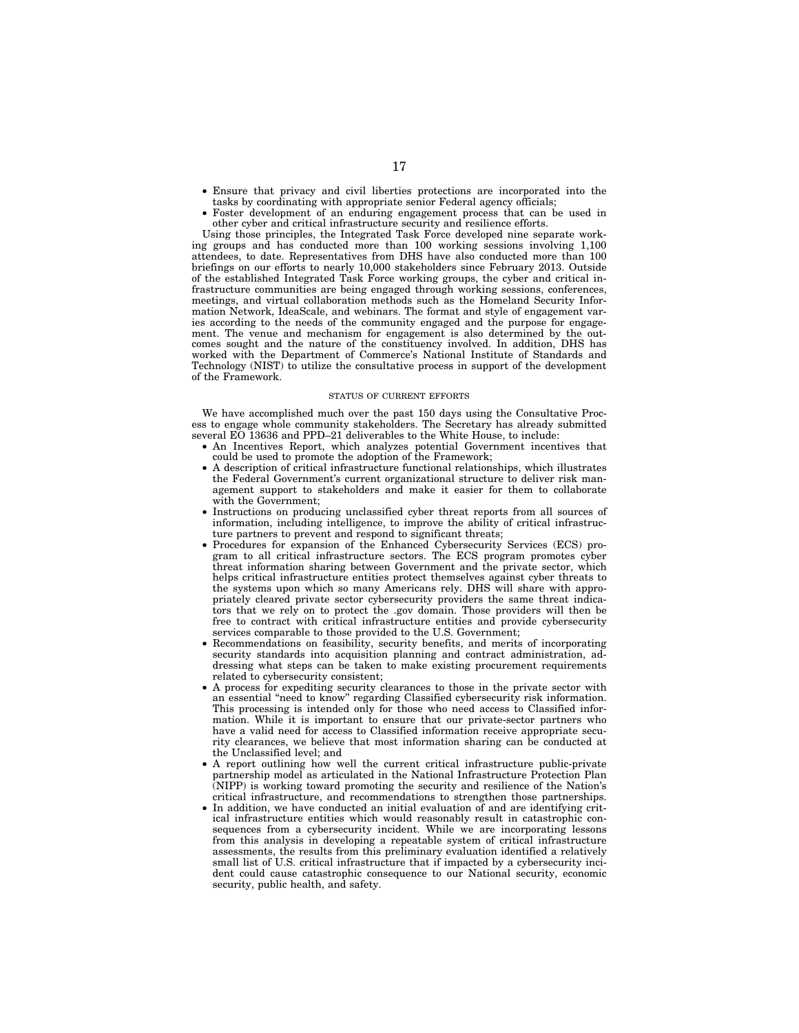- Ensure that privacy and civil liberties protections are incorporated into the tasks by coordinating with appropriate senior Federal agency officials;
- Foster development of an enduring engagement process that can be used in other cyber and critical infrastructure security and resilience efforts.

Using those principles, the Integrated Task Force developed nine separate working groups and has conducted more than 100 working sessions involving 1,100 attendees, to date. Representatives from DHS have also conducted more than 100 briefings on our efforts to nearly 10,000 stakeholders since February 2013. Outside of the established Integrated Task Force working groups, the cyber and critical infrastructure communities are being engaged through working sessions, conferences, meetings, and virtual collaboration methods such as the Homeland Security Information Network, IdeaScale, and webinars. The format and style of engagement varies according to the needs of the community engaged and the purpose for engagement. The venue and mechanism for engagement is also determined by the outcomes sought and the nature of the constituency involved. In addition, DHS has worked with the Department of Commerce's National Institute of Standards and Technology (NIST) to utilize the consultative process in support of the development of the Framework.

## STATUS OF CURRENT EFFORTS

We have accomplished much over the past 150 days using the Consultative Process to engage whole community stakeholders. The Secretary has already submitted several EO 13636 and PPD–21 deliverables to the White House, to include:

- An Incentives Report, which analyzes potential Government incentives that could be used to promote the adoption of the Framework;
- A description of critical infrastructure functional relationships, which illustrates the Federal Government's current organizational structure to deliver risk management support to stakeholders and make it easier for them to collaborate with the Government;
- Instructions on producing unclassified cyber threat reports from all sources of information, including intelligence, to improve the ability of critical infrastructure partners to prevent and respond to significant threats;
- Procedures for expansion of the Enhanced Cybersecurity Services (ECS) program to all critical infrastructure sectors. The ECS program promotes cyber threat information sharing between Government and the private sector, which helps critical infrastructure entities protect themselves against cyber threats to the systems upon which so many Americans rely. DHS will share with appropriately cleared private sector cybersecurity providers the same threat indicators that we rely on to protect the .gov domain. Those providers will then be free to contract with critical infrastructure entities and provide cybersecurity services comparable to those provided to the U.S. Government;
- Recommendations on feasibility, security benefits, and merits of incorporating security standards into acquisition planning and contract administration, addressing what steps can be taken to make existing procurement requirements related to cybersecurity consistent;
- A process for expediting security clearances to those in the private sector with an essential "need to know" regarding Classified cybersecurity risk information. This processing is intended only for those who need access to Classified information. While it is important to ensure that our private-sector partners who have a valid need for access to Classified information receive appropriate security clearances, we believe that most information sharing can be conducted at the Unclassified level; and
- A report outlining how well the current critical infrastructure public-private partnership model as articulated in the National Infrastructure Protection Plan (NIPP) is working toward promoting the security and resilience of the Nation's critical infrastructure, and recommendations to strengthen those partnerships.
- In addition, we have conducted an initial evaluation of and are identifying critical infrastructure entities which would reasonably result in catastrophic consequences from a cybersecurity incident. While we are incorporating lessons from this analysis in developing a repeatable system of critical infrastructure assessments, the results from this preliminary evaluation identified a relatively small list of U.S. critical infrastructure that if impacted by a cybersecurity incident could cause catastrophic consequence to our National security, economic security, public health, and safety.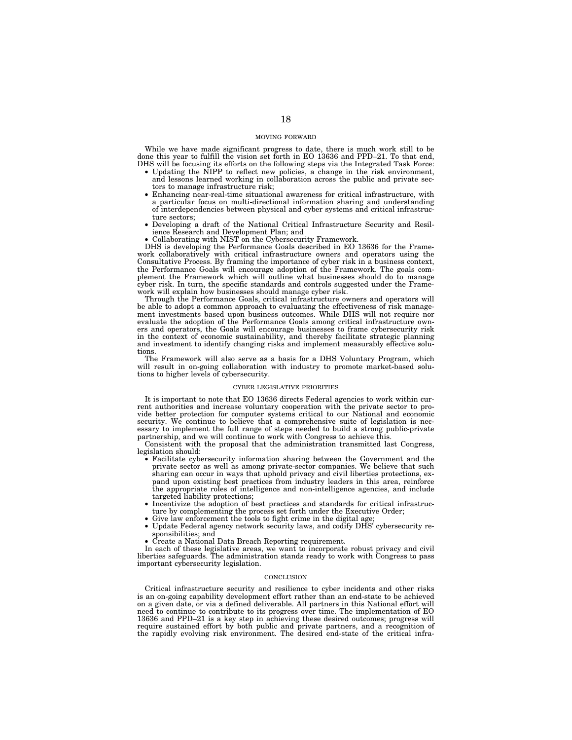## MOVING FORWARD

While we have made significant progress to date, there is much work still to be done this year to fulfill the vision set forth in EO 13636 and PPD–21. To that end, DHS will be focusing its efforts on the following steps via the Integrated Task Force:

- Updating the NIPP to reflect new policies, a change in the risk environment, and lessons learned working in collaboration across the public and private sectors to manage infrastructure risk;
- Enhancing near-real-time situational awareness for critical infrastructure, with a particular focus on multi-directional information sharing and understanding of interdependencies between physical and cyber systems and critical infrastructure sectors;
- Developing a draft of the National Critical Infrastructure Security and Resilience Research and Development Plan; and
- Collaborating with NIST on the Cybersecurity Framework.

DHS is developing the Performance Goals described in EO 13636 for the Framework collaboratively with critical infrastructure owners and operators using the Consultative Process. By framing the importance of cyber risk in a business context, the Performance Goals will encourage adoption of the Framework. The goals complement the Framework which will outline what businesses should do to manage cyber risk. In turn, the specific standards and controls suggested under the Framework will explain how businesses should manage cyber risk.

Through the Performance Goals, critical infrastructure owners and operators will be able to adopt a common approach to evaluating the effectiveness of risk management investments based upon business outcomes. While DHS will not require nor evaluate the adoption of the Performance Goals among critical infrastructure owners and operators, the Goals will encourage businesses to frame cybersecurity risk in the context of economic sustainability, and thereby facilitate strategic planning and investment to identify changing risks and implement measurably effective solutions.

The Framework will also serve as a basis for a DHS Voluntary Program, which will result in on-going collaboration with industry to promote market-based solutions to higher levels of cybersecurity.

## CYBER LEGISLATIVE PRIORITIES

It is important to note that EO 13636 directs Federal agencies to work within current authorities and increase voluntary cooperation with the private sector to provide better protection for computer systems critical to our National and economic security. We continue to believe that a comprehensive suite of legislation is necessary to implement the full range of steps needed to build a strong public-private partnership, and we will continue to work with Congress to achieve this.

Consistent with the proposal that the administration transmitted last Congress, legislation should:

- Facilitate cybersecurity information sharing between the Government and the private sector as well as among private-sector companies. We believe that such sharing can occur in ways that uphold privacy and civil liberties protections, expand upon existing best practices from industry leaders in this area, reinforce the appropriate roles of intelligence and non-intelligence agencies, and include targeted liability protections;
- Incentivize the adoption of best practices and standards for critical infrastructure by complementing the process set forth under the Executive Order;
- Give law enforcement the tools to fight crime in the digital age;
- Update Federal agency network security laws, and codify DHS' cybersecurity responsibilities; and
- Create a National Data Breach Reporting requirement.

In each of these legislative areas, we want to incorporate robust privacy and civil liberties safeguards. The administration stands ready to work with Congress to pass important cybersecurity legislation.

## CONCLUSION

Critical infrastructure security and resilience to cyber incidents and other risks is an on-going capability development effort rather than an end-state to be achieved on a given date, or via a defined deliverable. All partners in this National effort will need to continue to contribute to its progress over time. The implementation of EO 13636 and PPD–21 is a key step in achieving these desired outcomes; progress will require sustained effort by both public and private partners, and a recognition of the rapidly evolving risk environment. The desired end-state of the critical infra-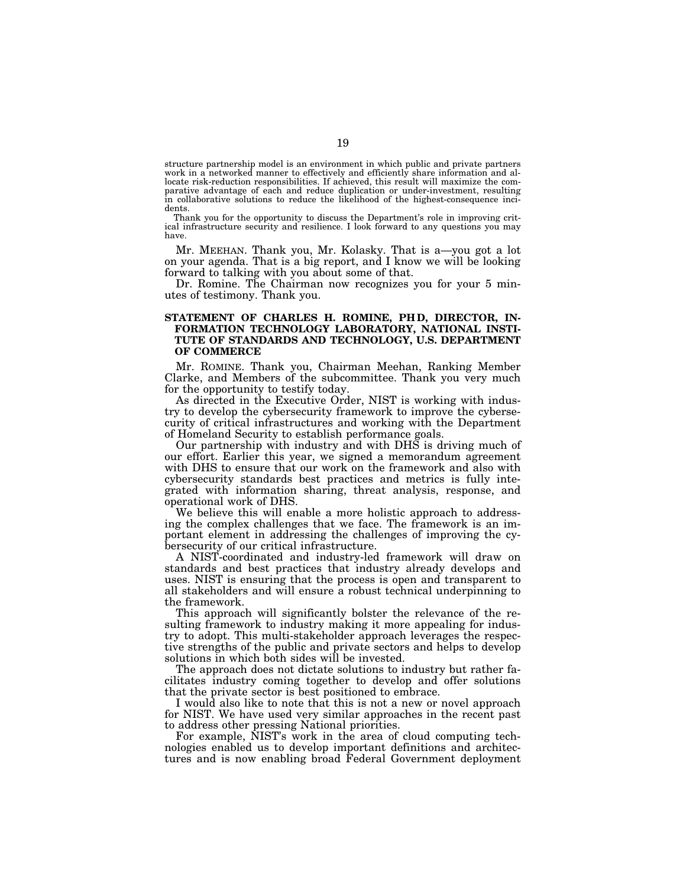structure partnership model is an environment in which public and private partners work in a networked manner to effectively and efficiently share information and allocate risk-reduction responsibilities. If achieved, this result will maximize the comparative advantage of each and reduce duplication or under-investment, resulting in collaborative solutions to reduce the likelihood of the highest-consequence incidents.

Thank you for the opportunity to discuss the Department's role in improving critical infrastructure security and resilience. I look forward to any questions you may have.

Mr. MEEHAN. Thank you, Mr. Kolasky. That is a—you got a lot on your agenda. That is a big report, and I know we will be looking forward to talking with you about some of that.

Dr. Romine. The Chairman now recognizes you for your 5 minutes of testimony. Thank you.

## STATEMENT OF CHARLES H. ROMINE, PH D, DIRECTOR, INFORMATION TECHNOLOGY LABORATORY, NATIONAL INSTITUTE OF STANDARDS AND TECHNOLOGY, U.S. DEPARTMENT OF COMMERCE

Mr. ROMINE. Thank you, Chairman Meehan, Ranking Member Clarke, and Members of the subcommittee. Thank you very much for the opportunity to testify today.

As directed in the Executive Order, NIST is working with industry to develop the cybersecurity framework to improve the cybersecurity of critical infrastructures and working with the Department of Homeland Security to establish performance goals.

Our partnership with industry and with DHS is driving much of our effort. Earlier this year, we signed a memorandum agreement with DHS to ensure that our work on the framework and also with cybersecurity standards best practices and metrics is fully integrated with information sharing, threat analysis, response, and operational work of DHS.

We believe this will enable a more holistic approach to addressing the complex challenges that we face. The framework is an important element in addressing the challenges of improving the cybersecurity of our critical infrastructure.

A NIST-coordinated and industry-led framework will draw on standards and best practices that industry already develops and uses. NIST is ensuring that the process is open and transparent to all stakeholders and will ensure a robust technical underpinning to the framework.

This approach will significantly bolster the relevance of the resulting framework to industry making it more appealing for industry to adopt. This multi-stakeholder approach leverages the respective strengths of the public and private sectors and helps to develop solutions in which both sides will be invested.

The approach does not dictate solutions to industry but rather facilitates industry coming together to develop and offer solutions that the private sector is best positioned to embrace.

I would also like to note that this is not a new or novel approach for NIST. We have used very similar approaches in the recent past to address other pressing National priorities.

For example, NIST's work in the area of cloud computing technologies enabled us to develop important definitions and architectures and is now enabling broad Federal Government deployment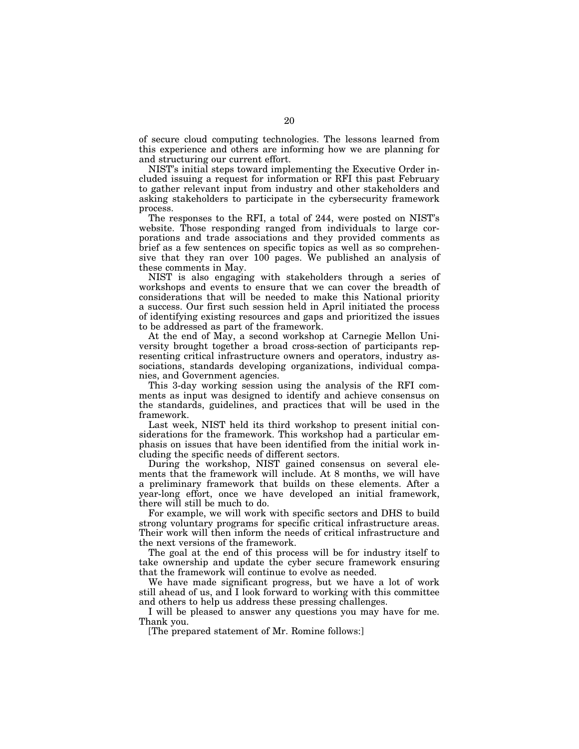of secure cloud computing technologies. The lessons learned from this experience and others are informing how we are planning for and structuring our current effort.

NIST's initial steps toward implementing the Executive Order included issuing a request for information or RFI this past February to gather relevant input from industry and other stakeholders and asking stakeholders to participate in the cybersecurity framework process.

The responses to the RFI, a total of 244, were posted on NIST's website. Those responding ranged from individuals to large corporations and trade associations and they provided comments as brief as a few sentences on specific topics as well as so comprehensive that they ran over 100 pages. We published an analysis of these comments in May.

NIST is also engaging with stakeholders through a series of workshops and events to ensure that we can cover the breadth of considerations that will be needed to make this National priority a success. Our first such session held in April initiated the process of identifying existing resources and gaps and prioritized the issues to be addressed as part of the framework.

At the end of May, a second workshop at Carnegie Mellon University brought together a broad cross-section of participants representing critical infrastructure owners and operators, industry associations, standards developing organizations, individual companies, and Government agencies.

This 3-day working session using the analysis of the RFI comments as input was designed to identify and achieve consensus on the standards, guidelines, and practices that will be used in the framework.

Last week, NIST held its third workshop to present initial considerations for the framework. This workshop had a particular emphasis on issues that have been identified from the initial work including the specific needs of different sectors.

During the workshop, NIST gained consensus on several elements that the framework will include. At 8 months, we will have a preliminary framework that builds on these elements. After a year-long effort, once we have developed an initial framework, there will still be much to do.

For example, we will work with specific sectors and DHS to build strong voluntary programs for specific critical infrastructure areas. Their work will then inform the needs of critical infrastructure and the next versions of the framework.

The goal at the end of this process will be for industry itself to take ownership and update the cyber secure framework ensuring that the framework will continue to evolve as needed.

We have made significant progress, but we have a lot of work still ahead of us, and I look forward to working with this committee and others to help us address these pressing challenges.

I will be pleased to answer any questions you may have for me. Thank you.

[The prepared statement of Mr. Romine follows:]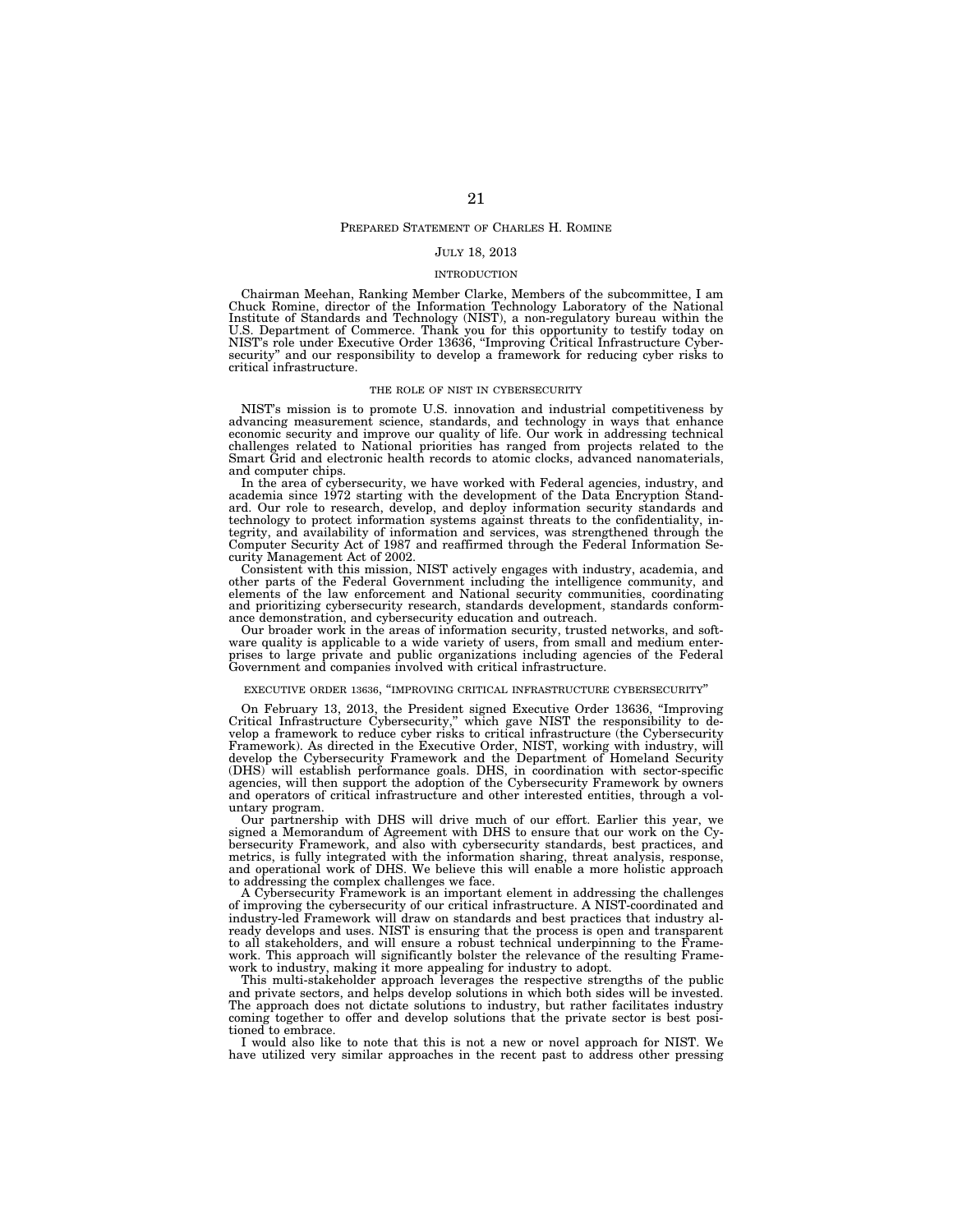## PREPARED STATEMENT OF CHARLES H. ROMINE

JULY 18, 2013

### INTRODUCTION

Chairman Meehan, Ranking Member Clarke, Members of the subcommittee, I am Chuck Romine, director of the Information Technology Laboratory of the National Institute of Standards and Technology (NIST), a non-regulatory bureau within the U.S. Department of Commerce. Thank you for this opportunity to testify today on NIST's role under Executive Order 13636, "Improving Critical Infrastructure Cybersecurity" and our responsibility to develop a framework for reducing cyber risks to critical infrastructure.

### THE ROLE OF NIST IN CYBERSECURITY

NIST's mission is to promote U.S. innovation and industrial competitiveness by advancing measurement science, standards, and technology in ways that enhance economic security and improve our quality of life. Our work in addressing technical challenges related to National priorities has ranged from projects related to the Smart Grid and electronic health records to atomic clocks, advanced nanomaterials, and computer chips.

In the area of cybersecurity, we have worked with Federal agencies, industry, and academia since 1972 starting with the development of the Data Encryption Standard. Our role to research, develop, and deploy information security standards and technology to protect information systems against threats to the confidentiality, integrity, and availability of information and services, was strengthened through the Computer Security Act of 1987 and reaffirmed through the Federal Information Security Management Act of 2002.

Consistent with this mission, NIST actively engages with industry, academia, and other parts of the Federal Government including the intelligence community, and elements of the law enforcement and National security communities, coordinating and prioritizing cybersecurity research, standards development, standards conformance demonstration, and cybersecurity education and outreach.

Our broader work in the areas of information security, trusted networks, and software quality is applicable to a wide variety of users, from small and medium enterprises to large private and public organizations including agencies of the Federal Government and companies involved with critical infrastructure.

### EXECUTIVE ORDER 13636, "IMPROVING CRITICAL INFRASTRUCTURE CYBERSECURITY"

On February 13, 2013, the President signed Executive Order 13636, "Improving Critical Infrastructure Cybersecurity," which gave NIST the responsibility to develop a framework to reduce cyber risks to critical infrastructure (the Cybersecurity Framework). As directed in the Executive Order, NIST, working with industry, will develop the Cybersecurity Framework and the Department of Homeland Security (DHS) will establish performance goals. DHS, in coordination with sector-specific agencies, will then support the adoption of the Cybersecurity Framework by owners and operators of critical infrastructure and other interested entities, through a voluntary program.

Our partnership with DHS will drive much of our effort. Earlier this year, we signed a Memorandum of Agreement with DHS to ensure that our work on the Cybersecurity Framework, and also with cybersecurity standards, best practices, and metrics, is fully integrated with the information sharing, threat analysis, response, and operational work of DHS. We believe this will enable a more holistic approach to addressing the complex challenges we face.

A Cybersecurity Framework is an important element in addressing the challenges of improving the cybersecurity of our critical infrastructure. A NIST-coordinated and industry-led Framework will draw on standards and best practices that industry already develops and uses. NIST is ensuring that the process is open and transparent to all stakeholders, and will ensure a robust technical underpinning to the Framework. This approach will significantly bolster the relevance of the resulting Framework to industry, making it more appealing for industry to adopt.

This multi-stakeholder approach leverages the respective strengths of the public and private sectors, and helps develop solutions in which both sides will be invested. The approach does not dictate solutions to industry, but rather facilitates industry coming together to offer and develop solutions that the private sector is best positioned to embrace.

I would also like to note that this is not a new or novel approach for NIST. We have utilized very similar approaches in the recent past to address other pressing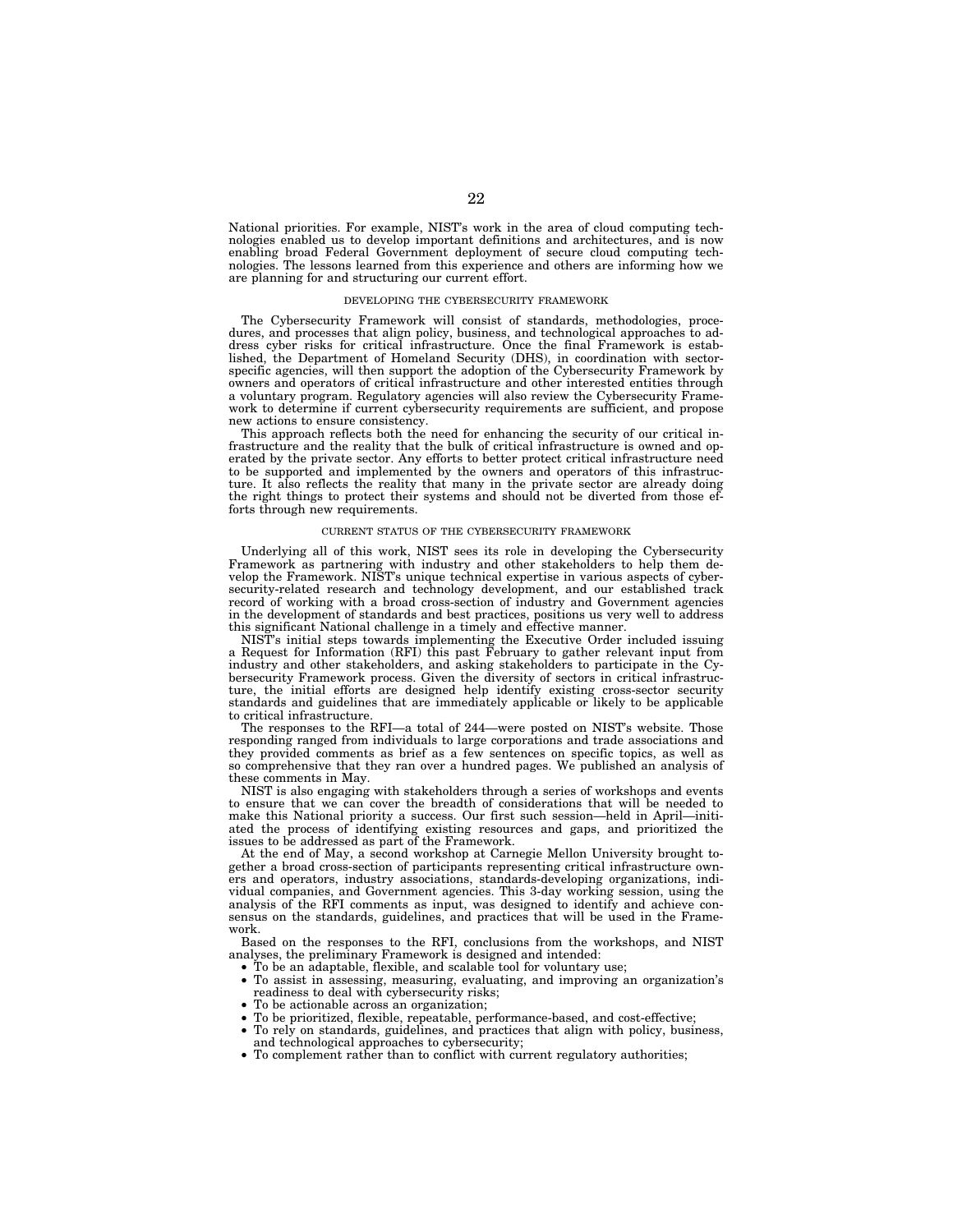National priorities. For example, NIST's work in the area of cloud computing technologies enabled us to develop important definitions and architectures, and is now enabling broad Federal Government deployment of secure cloud computing technologies. The lessons learned from this experience and others are informing how we are planning for and structuring our current effort.

## DEVELOPING THE CYBERSECURITY FRAMEWORK

The Cybersecurity Framework will consist of standards, methodologies, procedures, and processes that align policy, business, and technological approaches to address cyber risks for critical infrastructure. Once the final Framework is established, the Department of Homeland Security (DHS), in coordination with sector-specific agencies, will then support the adoption of the Cybersecurity Framework by owners and operators of critical infrastructure and other interested entities through a voluntary program. Regulatory agencies will also review the Cybersecurity Framework to determine if current cybersecurity requirements are sufficient, and propose new actions to ensure consistency.

This approach reflects both the need for enhancing the security of our critical infrastructure and the reality that the bulk of critical infrastructure is owned and operated by the private sector. Any efforts to better protect critical infrastructure need to be supported and implemented by the owners and operators of this infrastructure. It also reflects the reality that many in the private sector are already doing the right things to protect their systems and should not be diverted from those efforts through new requirements.

## CURRENT STATUS OF THE CYBERSECURITY FRAMEWORK

Underlying all of this work, NIST sees its role in developing the Cybersecurity Framework as partnering with industry and other stakeholders to help them develop the Framework. NIST's unique technical expertise in various aspects of cybersecurity-related research and technology development, and our established track record of working with a broad cross-section of industry and Government agencies in the development of standards and best practices, positions us very well to address this significant National challenge in a timely and effective manner.

NIST's initial steps towards implementing the Executive Order included issuing a Request for Information (RFI) this past February to gather relevant input from industry and other stakeholders, and asking stakeholders to participate in the Cybersecurity Framework process. Given the diversity of sectors in critical infrastructure, the initial efforts are designed help identify existing cross-sector security standards and guidelines that are immediately applicable or likely to be applicable to critical infrastructure.

The responses to the RFI—a total of 244—were posted on NIST's website. Those responding ranged from individuals to large corporations and trade associations and they provided comments as brief as a few sentences on specific topics, as well as so comprehensive that they ran over a hundred pages. We published an analysis of these comments in May.

NIST is also engaging with stakeholders through a series of workshops and events to ensure that we can cover the breadth of considerations that will be needed to make this National priority a success. Our first such session—held in April—initiated the process of identifying existing resources and gaps, and prioritized the issues to be addressed as part of the Framework.

At the end of May, a second workshop at Carnegie Mellon University brought together a broad cross-section of participants representing critical infrastructure owners and operators, industry associations, standards-developing organizations, individual companies, and Government agencies. This 3-day working session, using the analysis of the RFI comments as input, was designed to identify and achieve consensus on the standards, guidelines, and practices that will be used in the Framework.

Based on the responses to the RFI, conclusions from the workshops, and NIST analyses, the preliminary Framework is designed and intended:

- To be an adaptable, flexible, and scalable tool for voluntary use;
- To assist in assessing, measuring, evaluating, and improving an organization's readiness to deal with cybersecurity risks;
- To be actionable across an organization;
- To be prioritized, flexible, repeatable, performance-based, and cost-effective;
- To rely on standards, guidelines, and practices that align with policy, business, and technological approaches to cybersecurity;
- To complement rather than to conflict with current regulatory authorities;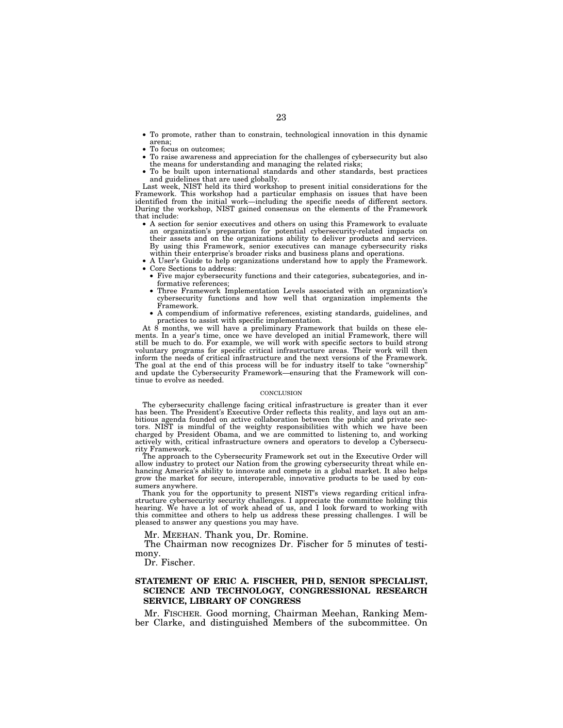- To promote, rather than to constrain, technological innovation in this dynamic arena;
- To focus on outcomes;
- To raise awareness and appreciation for the challenges of cybersecurity but also the means for understanding and managing the related risks;
- To be built upon international standards and other standards, best practices and guidelines that are used globally.

Last week, NIST held its third workshop to present initial considerations for the Framework. This workshop had a particular emphasis on issues that have been identified from the initial work—including the specific needs of different sectors. During the workshop, NIST gained consensus on the elements of the Framework that include:

- A section for senior executives and others on using this Framework to evaluate an organization's preparation for potential cybersecurity-related impacts on their assets and on the organizations ability to deliver products and services. By using this Framework, senior executives can manage cybersecurity risks within their enterprise's broader risks and business plans and operations.
- A User's Guide to help organizations understand how to apply the Framework.
- Core Sections to address:
  - Five major cybersecurity functions and their categories, subcategories, and informative references;
  - Three Framework Implementation Levels associated with an organization's cybersecurity functions and how well that organization implements the Framework.
  - A compendium of informative references, existing standards, guidelines, and practices to assist with specific implementation.

At 8 months, we will have a preliminary Framework that builds on these elements. In a year's time, once we have developed an initial Framework, there will still be much to do. For example, we will work with specific sectors to build strong voluntary programs for specific critical infrastructure areas. Their work will then inform the needs of critical infrastructure and the next versions of the Framework. The goal at the end of this process will be for industry itself to take "ownership" and update the Cybersecurity Framework—ensuring that the Framework will continue to evolve as needed.

### CONCLUSION

The cybersecurity challenge facing critical infrastructure is greater than it ever has been. The President's Executive Order reflects this reality, and lays out an ambitious agenda founded on active collaboration between the public and private sectors. NIST is mindful of the weighty responsibilities with which we have been charged by President Obama, and we are committed to listening to, and working actively with, critical infrastructure owners and operators to develop a Cybersecurity Framework.

The approach to the Cybersecurity Framework set out in the Executive Order will allow industry to protect our Nation from the growing cybersecurity threat while enhancing America's ability to innovate and compete in a global market. It also helps grow the market for secure, interoperable, innovative products to be used by consumers anywhere.

Thank you for the opportunity to present NIST's views regarding critical infrastructure cybersecurity security challenges. I appreciate the committee holding this hearing. We have a lot of work ahead of us, and I look forward to working with this committee and others to help us address these pressing challenges. I will be pleased to answer any questions you may have.

Mr. MEEHAN. Thank you, Dr. Romine.

The Chairman now recognizes Dr. Fischer for 5 minutes of testimony.

Dr. Fischer.

## STATEMENT OF ERIC A. FISCHER, PH D, SENIOR SPECIALIST, SCIENCE AND TECHNOLOGY, CONGRESSIONAL RESEARCH SERVICE, LIBRARY OF CONGRESS

Mr. FISCHER. Good morning, Chairman Meehan, Ranking Member Clarke, and distinguished Members of the subcommittee. On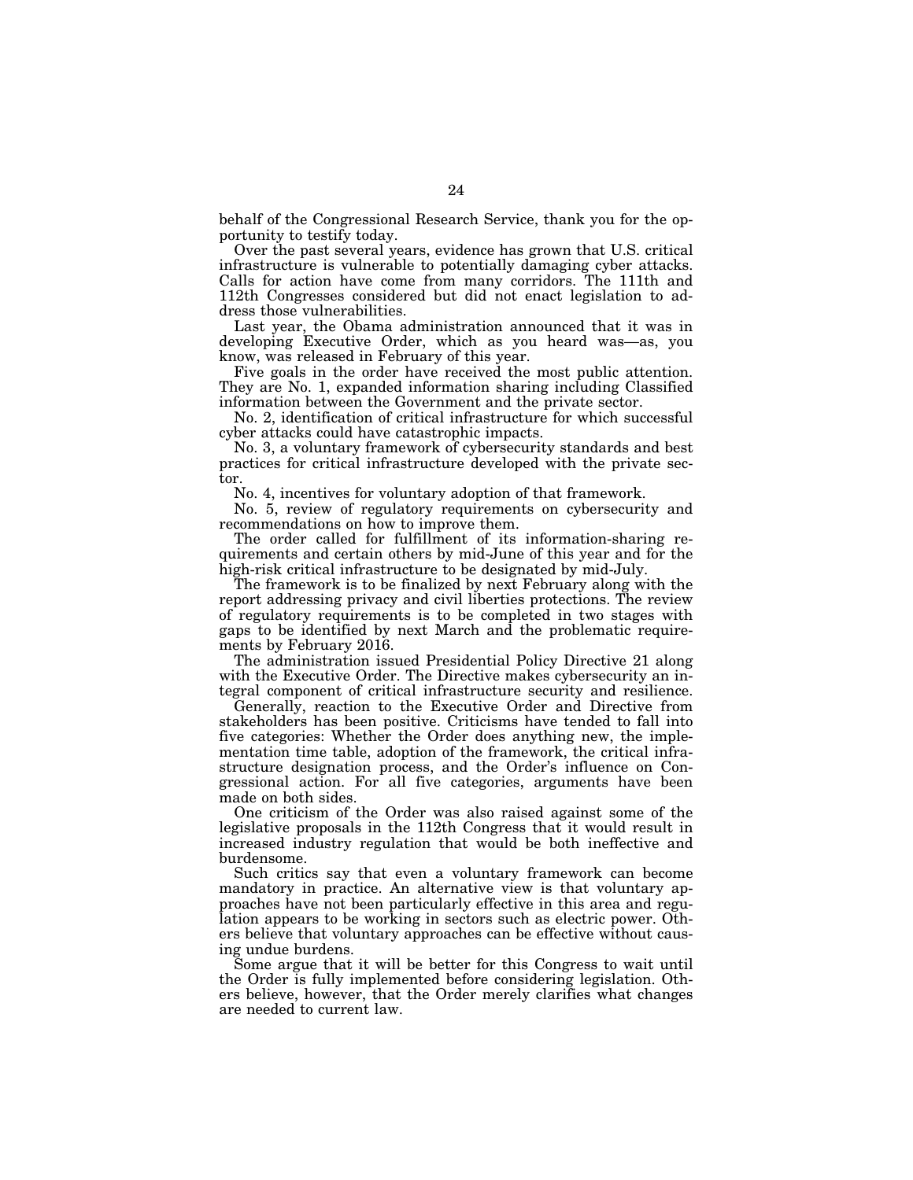behalf of the Congressional Research Service, thank you for the opportunity to testify today.

Over the past several years, evidence has grown that U.S. critical infrastructure is vulnerable to potentially damaging cyber attacks. Calls for action have come from many corridors. The 111th and 112th Congresses considered but did not enact legislation to address those vulnerabilities.

Last year, the Obama administration announced that it was in developing Executive Order, which as you heard was—as, you know, was released in February of this year.

Five goals in the order have received the most public attention. They are No. 1, expanded information sharing including Classified information between the Government and the private sector.

No. 2, identification of critical infrastructure for which successful cyber attacks could have catastrophic impacts.

No. 3, a voluntary framework of cybersecurity standards and best practices for critical infrastructure developed with the private sector.

No. 4, incentives for voluntary adoption of that framework.

No. 5, review of regulatory requirements on cybersecurity and recommendations on how to improve them.

The order called for fulfillment of its information-sharing requirements and certain others by mid-June of this year and for the high-risk critical infrastructure to be designated by mid-July.

The framework is to be finalized by next February along with the report addressing privacy and civil liberties protections. The review of regulatory requirements is to be completed in two stages with gaps to be identified by next March and the problematic requirements by February 2016.

The administration issued Presidential Policy Directive 21 along with the Executive Order. The Directive makes cybersecurity an integral component of critical infrastructure security and resilience.

Generally, reaction to the Executive Order and Directive from stakeholders has been positive. Criticisms have tended to fall into five categories: Whether the Order does anything new, the implementation time table, adoption of the framework, the critical infrastructure designation process, and the Order's influence on Congressional action. For all five categories, arguments have been made on both sides.

One criticism of the Order was also raised against some of the legislative proposals in the 112th Congress that it would result in increased industry regulation that would be both ineffective and burdensome.

Such critics say that even a voluntary framework can become mandatory in practice. An alternative view is that voluntary approaches have not been particularly effective in this area and regulation appears to be working in sectors such as electric power. Others believe that voluntary approaches can be effective without causing undue burdens.

Some argue that it will be better for this Congress to wait until the Order is fully implemented before considering legislation. Others believe, however, that the Order merely clarifies what changes are needed to current law.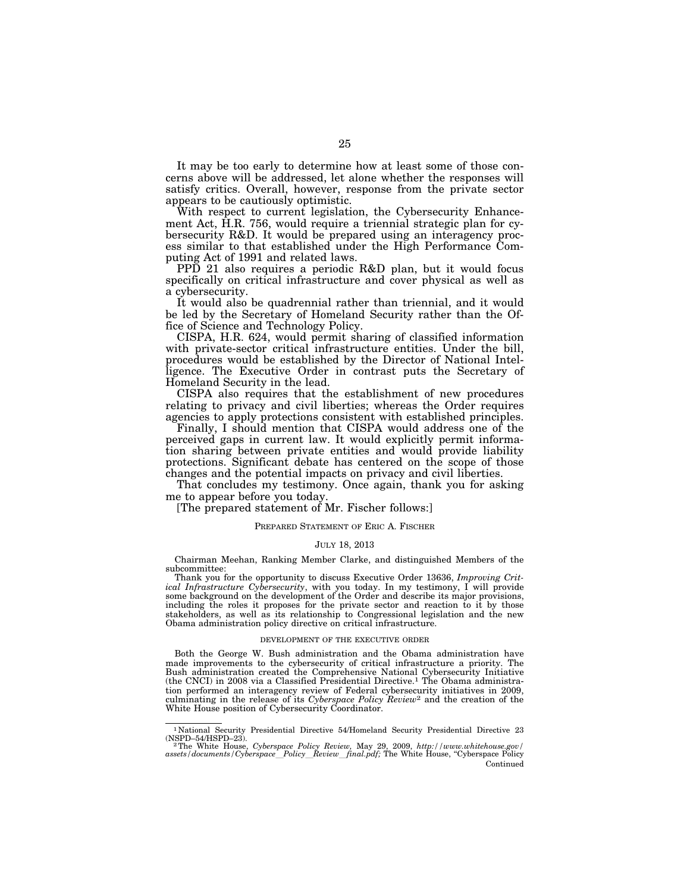It may be too early to determine how at least some of those concerns above will be addressed, let alone whether the responses will satisfy critics. Overall, however, response from the private sector appears to be cautiously optimistic.

With respect to current legislation, the Cybersecurity Enhancement Act, H.R. 756, would require a triennial strategic plan for cybersecurity R&D. It would be prepared using an interagency process similar to that established under the High Performance Computing Act of 1991 and related laws.

PPD 21 also requires a periodic R&D plan, but it would focus specifically on critical infrastructure and cover physical as well as a cybersecurity.

It would also be quadrennial rather than triennial, and it would be led by the Secretary of Homeland Security rather than the Office of Science and Technology Policy.

CISPA, H.R. 624, would permit sharing of classified information with private-sector critical infrastructure entities. Under the bill, procedures would be established by the Director of National Intelligence. The Executive Order in contrast puts the Secretary of Homeland Security in the lead.

CISPA also requires that the establishment of new procedures relating to privacy and civil liberties; whereas the Order requires agencies to apply protections consistent with established principles.

Finally, I should mention that CISPA would address one of the perceived gaps in current law. It would explicitly permit information sharing between private entities and would provide liability protections. Significant debate has centered on the scope of those changes and the potential impacts on privacy and civil liberties.

That concludes my testimony. Once again, thank you for asking me to appear before you today.

[The prepared statement of Mr. Fischer follows:]

## PREPARED STATEMENT OF ERIC A. FISCHER

JULY 18, 2013

Chairman Meehan, Ranking Member Clarke, and distinguished Members of the subcommittee:

Thank you for the opportunity to discuss Executive Order 13636, *Improving Critical Infrastructure Cybersecurity*, with you today. In my testimony, I will provide some background on the development of the Order and describe its major provisions, including the roles it proposes for the private sector and reaction to it by those stakeholders, as well as its relationship to Congressional legislation and the new Obama administration policy directive on critical infrastructure.

### DEVELOPMENT OF THE EXECUTIVE ORDER

Both the George W. Bush administration and the Obama administration have made improvements to the cybersecurity of critical infrastructure a priority. The Bush administration created the Comprehensive National Cybersecurity Initiative (the CNCI) in 2008 via a Classified Presidential Directive.[1] The Obama administration performed an interagency review of Federal cybersecurity initiatives in 2009, culminating in the release of its *Cyberspace Policy Review*[2] and the creation of the White House position of Cybersecurity Coordinator.

---

[1] National Security Presidential Directive 54/Homeland Security Presidential Directive 23 (NSPD–54/HSPD–23).

[2] The White House, *Cyberspace Policy Review*, May 29, 2009, *http://www.whitehouse.gov/assets/documents/Cyberspace_Policy_Review_final.pdf;* The White House, "Cyberspace Policy Continued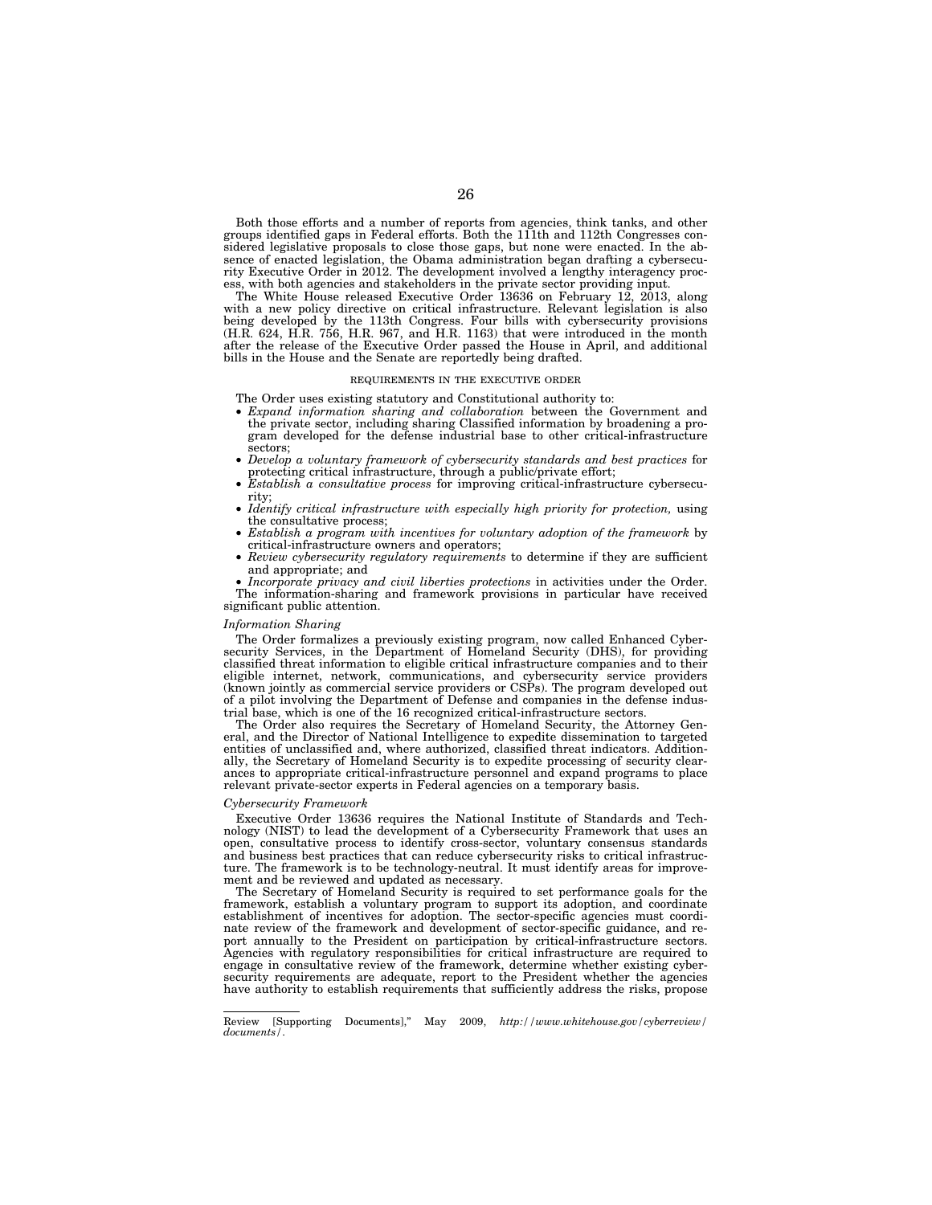Both those efforts and a number of reports from agencies, think tanks, and other groups identified gaps in Federal efforts. Both the 111th and 112th Congresses considered legislative proposals to close those gaps, but none were enacted. In the absence of enacted legislation, the Obama administration began drafting a cybersecurity Executive Order in 2012. The development involved a lengthy interagency process, with both agencies and stakeholders in the private sector providing input.

The White House released Executive Order 13636 on February 12, 2013, along with a new policy directive on critical infrastructure. Relevant legislation is also being developed by the 113th Congress. Four bills with cybersecurity provisions (H.R. 624, H.R. 756, H.R. 967, and H.R. 1163) that were introduced in the month after the release of the Executive Order passed the House in April, and additional bills in the House and the Senate are reportedly being drafted.

REQUIREMENTS IN THE EXECUTIVE ORDER

The Order uses existing statutory and Constitutional authority to:

- *Expand information sharing and collaboration* between the Government and the private sector, including sharing Classified information by broadening a program developed for the defense industrial base to other critical-infrastructure sectors;
- *Develop a voluntary framework of cybersecurity standards and best practices* for protecting critical infrastructure, through a public/private effort;
- *Establish a consultative process* for improving critical-infrastructure cybersecurity;
- *Identify critical infrastructure with especially high priority for protection,* using the consultative process;
- *Establish a program with incentives for voluntary adoption of the framework* by critical-infrastructure owners and operators;
- *Review cybersecurity regulatory requirements* to determine if they are sufficient and appropriate; and
- *Incorporate privacy and civil liberties protections* in activities under the Order.

The information-sharing and framework provisions in particular have received significant public attention.

### *Information Sharing*

The Order formalizes a previously existing program, now called Enhanced Cybersecurity Services, in the Department of Homeland Security (DHS), for providing classified threat information to eligible critical infrastructure companies and to their eligible internet, network, communications, and cybersecurity service providers (known jointly as commercial service providers or CSPs). The program developed out of a pilot involving the Department of Defense and companies in the defense industrial base, which is one of the 16 recognized critical-infrastructure sectors.

The Order also requires the Secretary of Homeland Security, the Attorney General, and the Director of National Intelligence to expedite dissemination to targeted entities of unclassified and, where authorized, classified threat indicators. Additionally, the Secretary of Homeland Security is to expedite processing of security clearances to appropriate critical-infrastructure personnel and expand programs to place relevant private-sector experts in Federal agencies on a temporary basis.

### *Cybersecurity Framework*

Executive Order 13636 requires the National Institute of Standards and Technology (NIST) to lead the development of a Cybersecurity Framework that uses an open, consultative process to identify cross-sector, voluntary consensus standards and business best practices that can reduce cybersecurity risks to critical infrastructure. The framework is to be technology-neutral. It must identify areas for improvement and be reviewed and updated as necessary.

The Secretary of Homeland Security is required to set performance goals for the framework, establish a voluntary program to support its adoption, and coordinate establishment of incentives for adoption. The sector-specific agencies must coordinate review of the framework and development of sector-specific guidance, and report annually to the President on participation by critical-infrastructure sectors. Agencies with regulatory responsibilities for critical infrastructure are required to engage in consultative review of the framework, determine whether existing cybersecurity requirements are adequate, report to the President whether the agencies have authority to establish requirements that sufficiently address the risks, propose

---

Review [Supporting Documents]," May 2009, *http://www.whitehouse.gov/cyberreview/documents/*.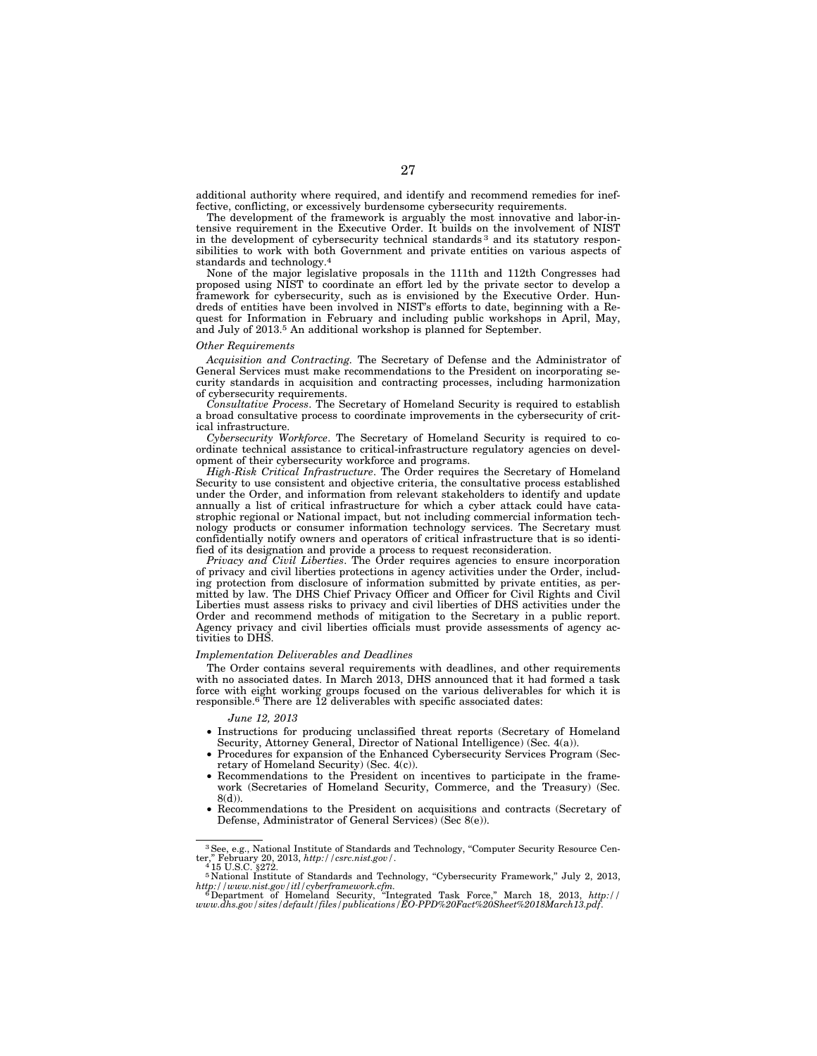additional authority where required, and identify and recommend remedies for ineffective, conflicting, or excessively burdensome cybersecurity requirements.

The development of the framework is arguably the most innovative and labor-intensive requirement in the Executive Order. It builds on the involvement of NIST in the development of cybersecurity technical standards[3] and its statutory responsibilities to work with both Government and private entities on various aspects of standards and technology.[4]

None of the major legislative proposals in the 111th and 112th Congresses had proposed using NIST to coordinate an effort led by the private sector to develop a framework for cybersecurity, such as is envisioned by the Executive Order. Hundreds of entities have been involved in NIST's efforts to date, beginning with a Request for Information in February and including public workshops in April, May, and July of 2013.[5] An additional workshop is planned for September.

*Other Requirements*

*Acquisition and Contracting.* The Secretary of Defense and the Administrator of General Services must make recommendations to the President on incorporating security standards in acquisition and contracting processes, including harmonization of cybersecurity requirements.

*Consultative Process*. The Secretary of Homeland Security is required to establish a broad consultative process to coordinate improvements in the cybersecurity of critical infrastructure.

*Cybersecurity Workforce*. The Secretary of Homeland Security is required to coordinate technical assistance to critical-infrastructure regulatory agencies on development of their cybersecurity workforce and programs.

*High-Risk Critical Infrastructure*. The Order requires the Secretary of Homeland Security to use consistent and objective criteria, the consultative process established under the Order, and information from relevant stakeholders to identify and update annually a list of critical infrastructure for which a cyber attack could have catastrophic regional or National impact, but not including commercial information technology products or consumer information technology services. The Secretary must confidentially notify owners and operators of critical infrastructure that is so identified of its designation and provide a process to request reconsideration.

*Privacy and Civil Liberties*. The Order requires agencies to ensure incorporation of privacy and civil liberties protections in agency activities under the Order, including protection from disclosure of information submitted by private entities, as permitted by law. The DHS Chief Privacy Officer and Officer for Civil Rights and Civil Liberties must assess risks to privacy and civil liberties of DHS activities under the Order and recommend methods of mitigation to the Secretary in a public report. Agency privacy and civil liberties officials must provide assessments of agency activities to DHS.

*Implementation Deliverables and Deadlines*

The Order contains several requirements with deadlines, and other requirements with no associated dates. In March 2013, DHS announced that it had formed a task force with eight working groups focused on the various deliverables for which it is responsible.[6] There are 12 deliverables with specific associated dates:

*June 12, 2013*

- Instructions for producing unclassified threat reports (Secretary of Homeland Security, Attorney General, Director of National Intelligence) (Sec. 4(a)).
- Procedures for expansion of the Enhanced Cybersecurity Services Program (Secretary of Homeland Security) (Sec. 4(c)).
- Recommendations to the President on incentives to participate in the framework (Secretaries of Homeland Security, Commerce, and the Treasury) (Sec. 8(d)).
- Recommendations to the President on acquisitions and contracts (Secretary of Defense, Administrator of General Services) (Sec 8(e)).

---

[3] See, e.g., National Institute of Standards and Technology, "Computer Security Resource Center," February 20, 2013, *http://csrc.nist.gov/*.

[4] 15 U.S.C. §272.

[5] National Institute of Standards and Technology, "Cybersecurity Framework," July 2, 2013, *http://www.nist.gov/itl/cyberframework.cfm*.

[6] Department of Homeland Security, "Integrated Task Force," March 18, 2013, *http://www.dhs.gov/sites/default/files/publications/EO-PPD%20Fact%20Sheet%2018March13.pdf*.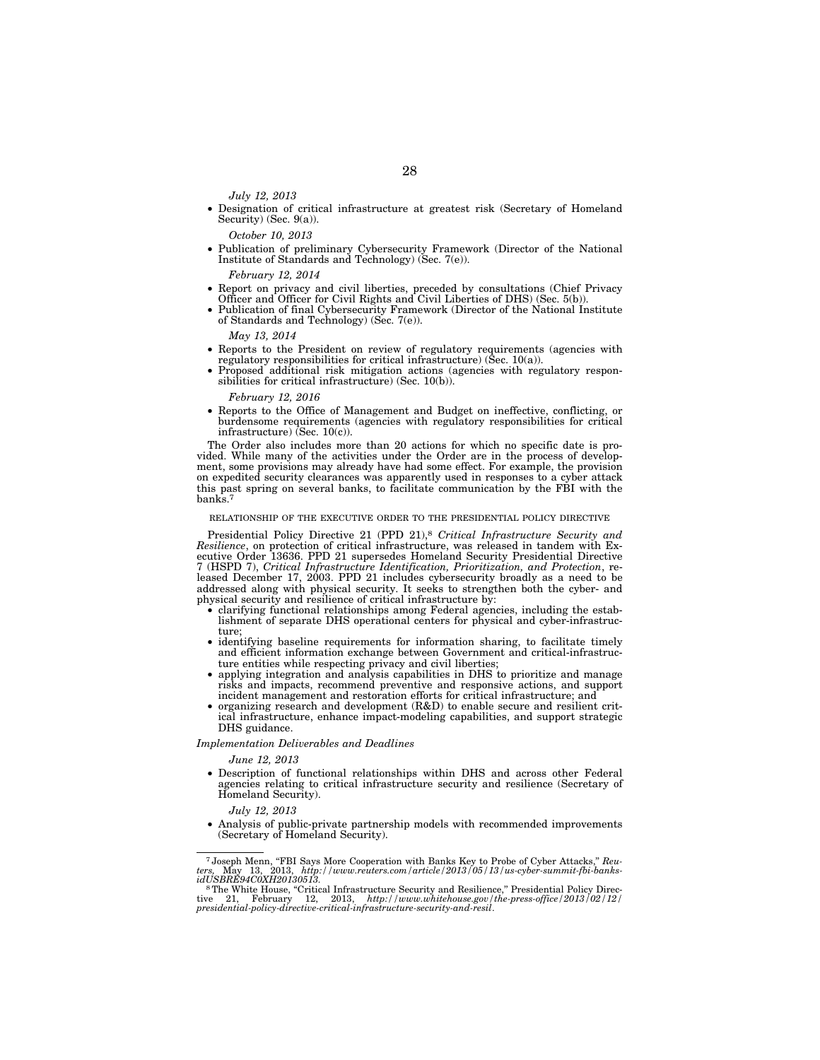*July 12, 2013*

- Designation of critical infrastructure at greatest risk (Secretary of Homeland Security) (Sec. 9(a)).

*October 10, 2013*

- Publication of preliminary Cybersecurity Framework (Director of the National Institute of Standards and Technology) (Sec. 7(e)).

*February 12, 2014*

- Report on privacy and civil liberties, preceded by consultations (Chief Privacy Officer and Officer for Civil Rights and Civil Liberties of DHS) (Sec. 5(b)).
- Publication of final Cybersecurity Framework (Director of the National Institute of Standards and Technology) (Sec. 7(e)).

*May 13, 2014*

- Reports to the President on review of regulatory requirements (agencies with regulatory responsibilities for critical infrastructure) (Sec. 10(a)).
- Proposed additional risk mitigation actions (agencies with regulatory responsibilities for critical infrastructure) (Sec. 10(b)).

*February 12, 2016*

- Reports to the Office of Management and Budget on ineffective, conflicting, or burdensome requirements (agencies with regulatory responsibilities for critical infrastructure) (Sec. 10(c)).

The Order also includes more than 20 actions for which no specific date is provided. While many of the activities under the Order are in the process of development, some provisions may already have had some effect. For example, the provision on expedited security clearances was apparently used in responses to a cyber attack this past spring on several banks, to facilitate communication by the FBI with the banks.[7]

RELATIONSHIP OF THE EXECUTIVE ORDER TO THE PRESIDENTIAL POLICY DIRECTIVE

Presidential Policy Directive 21 (PPD 21),[8] *Critical Infrastructure Security and Resilience*, on protection of critical infrastructure, was released in tandem with Executive Order 13636. PPD 21 supersedes Homeland Security Presidential Directive 7 (HSPD 7), *Critical Infrastructure Identification, Prioritization, and Protection*, released December 17, 2003. PPD 21 includes cybersecurity broadly as a need to be addressed along with physical security. It seeks to strengthen both the cyber- and physical security and resilience of critical infrastructure by:

- clarifying functional relationships among Federal agencies, including the establishment of separate DHS operational centers for physical and cyber-infrastructure;
- identifying baseline requirements for information sharing, to facilitate timely and efficient information exchange between Government and critical-infrastructure entities while respecting privacy and civil liberties;
- applying integration and analysis capabilities in DHS to prioritize and manage risks and impacts, recommend preventive and responsive actions, and support incident management and restoration efforts for critical infrastructure; and
- organizing research and development (R&D) to enable secure and resilient critical infrastructure, enhance impact-modeling capabilities, and support strategic DHS guidance.

*Implementation Deliverables and Deadlines*

*June 12, 2013*

- Description of functional relationships within DHS and across other Federal agencies relating to critical infrastructure security and resilience (Secretary of Homeland Security).

*July 12, 2013*

- Analysis of public-private partnership models with recommended improvements (Secretary of Homeland Security).

---

[7] Joseph Menn, "FBI Says More Cooperation with Banks Key to Probe of Cyber Attacks," *Reuters*, May 13, 2013, *http://www.reuters.com/article/2013/05/13/us-cyber-summit-fbi-banks-idUSBRE94C0XH20130513.*

[8] The White House, "Critical Infrastructure Security and Resilience," Presidential Policy Directive 21, February 12, 2013, *http://www.whitehouse.gov/the-press-office/2013/02/12/presidential-policy-directive-critical-infrastructure-security-and-resil*.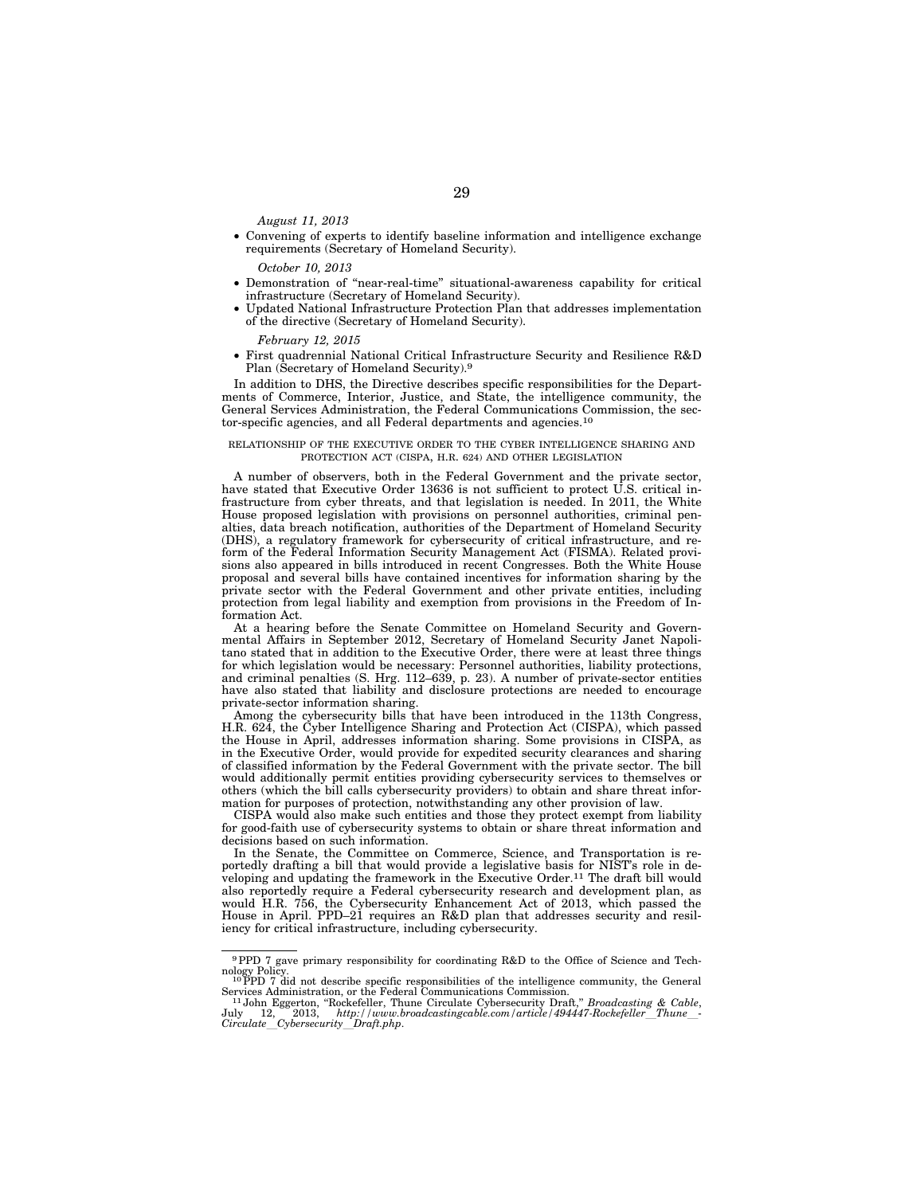*August 11, 2013*

- Convening of experts to identify baseline information and intelligence exchange requirements (Secretary of Homeland Security).

*October 10, 2013*

- Demonstration of "near-real-time" situational-awareness capability for critical infrastructure (Secretary of Homeland Security).
- Updated National Infrastructure Protection Plan that addresses implementation of the directive (Secretary of Homeland Security).

*February 12, 2015*

- First quadrennial National Critical Infrastructure Security and Resilience R&D Plan (Secretary of Homeland Security).[9]

In addition to DHS, the Directive describes specific responsibilities for the Departments of Commerce, Interior, Justice, and State, the intelligence community, the General Services Administration, the Federal Communications Commission, the sector-specific agencies, and all Federal departments and agencies.[10]

RELATIONSHIP OF THE EXECUTIVE ORDER TO THE CYBER INTELLIGENCE SHARING AND PROTECTION ACT (CISPA, H.R. 624) AND OTHER LEGISLATION

A number of observers, both in the Federal Government and the private sector, have stated that Executive Order 13636 is not sufficient to protect U.S. critical infrastructure from cyber threats, and that legislation is needed. In 2011, the White House proposed legislation with provisions on personnel authorities, criminal penalties, data breach notification, authorities of the Department of Homeland Security (DHS), a regulatory framework for cybersecurity of critical infrastructure, and reform of the Federal Information Security Management Act (FISMA). Related provisions also appeared in bills introduced in recent Congresses. Both the White House proposal and several bills have contained incentives for information sharing by the private sector with the Federal Government and other private entities, including protection from legal liability and exemption from provisions in the Freedom of Information Act.

At a hearing before the Senate Committee on Homeland Security and Governmental Affairs in September 2012, Secretary of Homeland Security Janet Napolitano stated that in addition to the Executive Order, there were at least three things for which legislation would be necessary: Personnel authorities, liability protections, and criminal penalties (S. Hrg. 112–639, p. 23). A number of private-sector entities have also stated that liability and disclosure protections are needed to encourage private-sector information sharing.

Among the cybersecurity bills that have been introduced in the 113th Congress, H.R. 624, the Cyber Intelligence Sharing and Protection Act (CISPA), which passed the House in April, addresses information sharing. Some provisions in CISPA, as in the Executive Order, would provide for expedited security clearances and sharing of classified information by the Federal Government with the private sector. The bill would additionally permit entities providing cybersecurity services to themselves or others (which the bill calls cybersecurity providers) to obtain and share threat information for purposes of protection, notwithstanding any other provision of law.

CISPA would also make such entities and those they protect exempt from liability for good-faith use of cybersecurity systems to obtain or share threat information and decisions based on such information.

In the Senate, the Committee on Commerce, Science, and Transportation is reportedly drafting a bill that would provide a legislative basis for NIST's role in developing and updating the framework in the Executive Order.[11] The draft bill would also reportedly require a Federal cybersecurity research and development plan, as would H.R. 756, the Cybersecurity Enhancement Act of 2013, which passed the House in April. PPD–21 requires an R&D plan that addresses security and resiliency for critical infrastructure, including cybersecurity.

---

[9] PPD 7 gave primary responsibility for coordinating R&D to the Office of Science and Technology Policy.

[10] PPD 7 did not describe specific responsibilities of the intelligence community, the General Services Administration, or the Federal Communications Commission.

[11] John Eggerton, "Rockefeller, Thune Circulate Cybersecurity Draft," *Broadcasting & Cable*, July 12, 2013, *http://www.broadcastingcable.com/article/494447-Rockefeller__Thune__-Circulate__Cybersecurity__Draft.php*.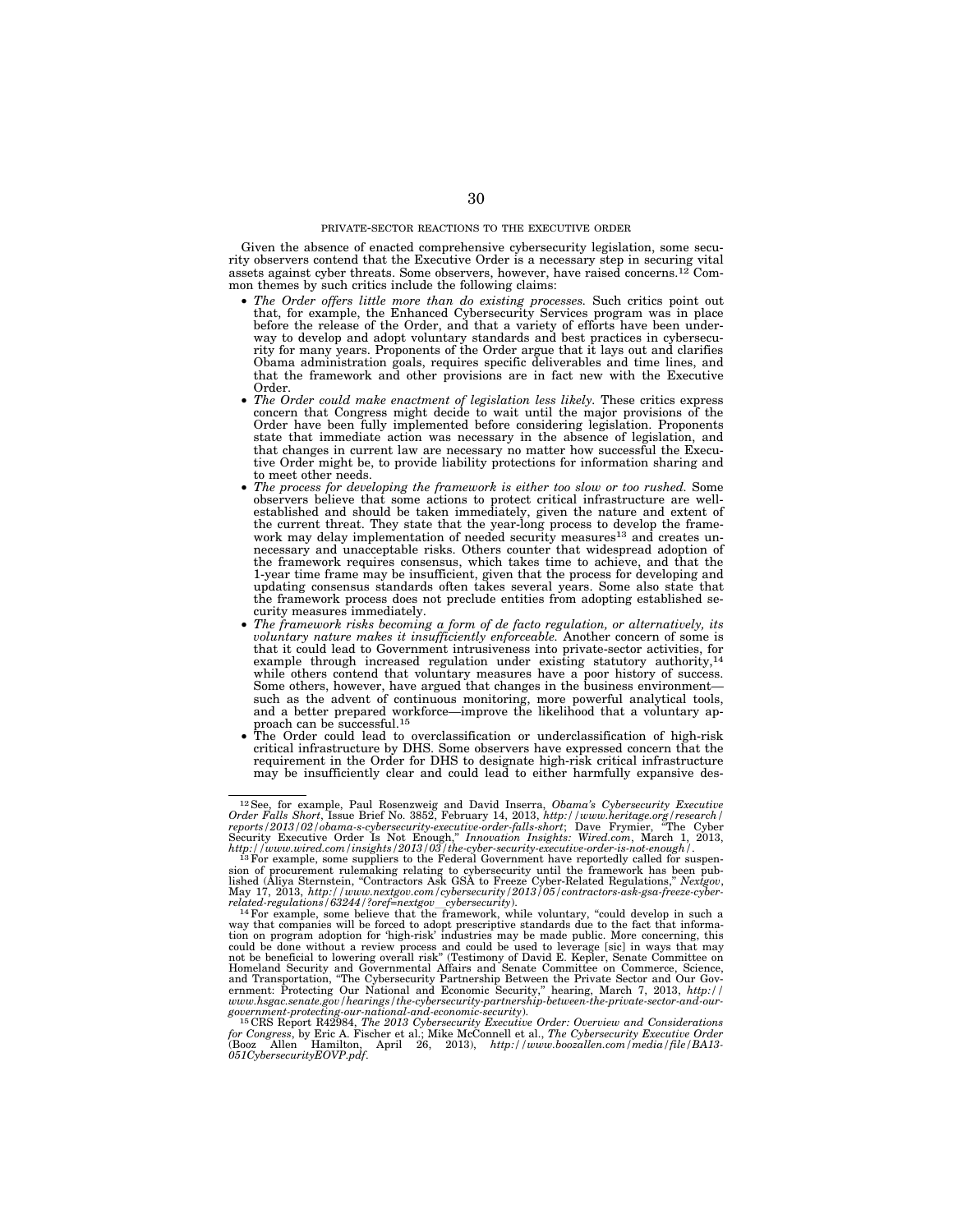PRIVATE-SECTOR REACTIONS TO THE EXECUTIVE ORDER

Given the absence of enacted comprehensive cybersecurity legislation, some security observers contend that the Executive Order is a necessary step in securing vital assets against cyber threats. Some observers, however, have raised concerns.[12] Common themes by such critics include the following claims:

- *The Order offers little more than do existing processes.* Such critics point out that, for example, the Enhanced Cybersecurity Services program was in place before the release of the Order, and that a variety of efforts have been underway to develop and adopt voluntary standards and best practices in cybersecurity for many years. Proponents of the Order argue that it lays out and clarifies Obama administration goals, requires specific deliverables and time lines, and that the framework and other provisions are in fact new with the Executive Order.
- *The Order could make enactment of legislation less likely.* These critics express concern that Congress might decide to wait until the major provisions of the Order have been fully implemented before considering legislation. Proponents state that immediate action was necessary in the absence of legislation, and that changes in current law are necessary no matter how successful the Executive Order might be, to provide liability protections for information sharing and to meet other needs.
- *The process for developing the framework is either too slow or too rushed.* Some observers believe that some actions to protect critical infrastructure are well-established and should be taken immediately, given the nature and extent of the current threat. They state that the year-long process to develop the framework may delay implementation of needed security measures[13] and creates unnecessary and unacceptable risks. Others counter that widespread adoption of the framework requires consensus, which takes time to achieve, and that the 1-year time frame may be insufficient, given that the process for developing and updating consensus standards often takes several years. Some also state that the framework process does not preclude entities from adopting established security measures immediately.
- *The framework risks becoming a form of de facto regulation, or alternatively, its voluntary nature makes it insufficiently enforceable.* Another concern of some is that it could lead to Government intrusiveness into private-sector activities, for example through increased regulation under existing statutory authority,[14] while others contend that voluntary measures have a poor history of success. Some others, however, have argued that changes in the business environment—such as the advent of continuous monitoring, more powerful analytical tools, and a better prepared workforce—improve the likelihood that a voluntary approach can be successful.[15]
- The Order could lead to overclassification or underclassification of high-risk critical infrastructure by DHS. Some observers have expressed concern that the requirement in the Order for DHS to designate high-risk critical infrastructure may be insufficiently clear and could lead to either harmfully expansive des-

---

[12] See, for example, Paul Rosenzweig and David Inserra, *Obama's Cybersecurity Executive Order Falls Short*, Issue Brief No. 3852, February 14, 2013, *http://www.heritage.org/research/reports/2013/02/obama-s-cybersecurity-executive-order-falls-short*; Dave Frymier, "The Cyber Security Executive Order Is Not Enough," *Innovation Insights: Wired.com*, March 1, 2013, *http://www.wired.com/insights/2013/03/the-cyber-security-executive-order-is-not-enough/*.

[13] For example, some suppliers to the Federal Government have reportedly called for suspension of procurement rulemaking relating to cybersecurity until the framework has been published (Aliya Sternstein, "Contractors Ask GSA to Freeze Cyber-Related Regulations," *Nextgov*, May 17, 2013, *http://www.nextgov.com/cybersecurity/2013/05/contractors-ask-gsa-freeze-cyber-related-regulations/63244/?oref=nextgov_cybersecurity*).

[14] For example, some believe that the framework, while voluntary, "could develop in such a way that companies will be forced to adopt prescriptive standards due to the fact that information on program adoption for 'high-risk' industries may be made public. More concerning, this could be done without a review process and could be used to leverage [sic] in ways that may not be beneficial to lowering overall risk" (Testimony of David E. Kepler, Senate Committee on Homeland Security and Governmental Affairs and Senate Committee on Commerce, Science, and Transportation, "The Cybersecurity Partnership Between the Private Sector and Our Government: Protecting Our National and Economic Security," hearing, March 7, 2013, *http://www.hsgac.senate.gov/hearings/the-cybersecurity-partnership-between-the-private-sector-and-our-government-protecting-our-national-and-economic-security*).

[15] CRS Report R42984, *The 2013 Cybersecurity Executive Order: Overview and Considerations for Congress*, by Eric A. Fischer et al.; Mike McConnell et al., *The Cybersecurity Executive Order* (Booz Allen Hamilton, April 26, 2013), *http://www.boozallen.com/media/file/BA13-051CybersecurityEOVP.pdf*.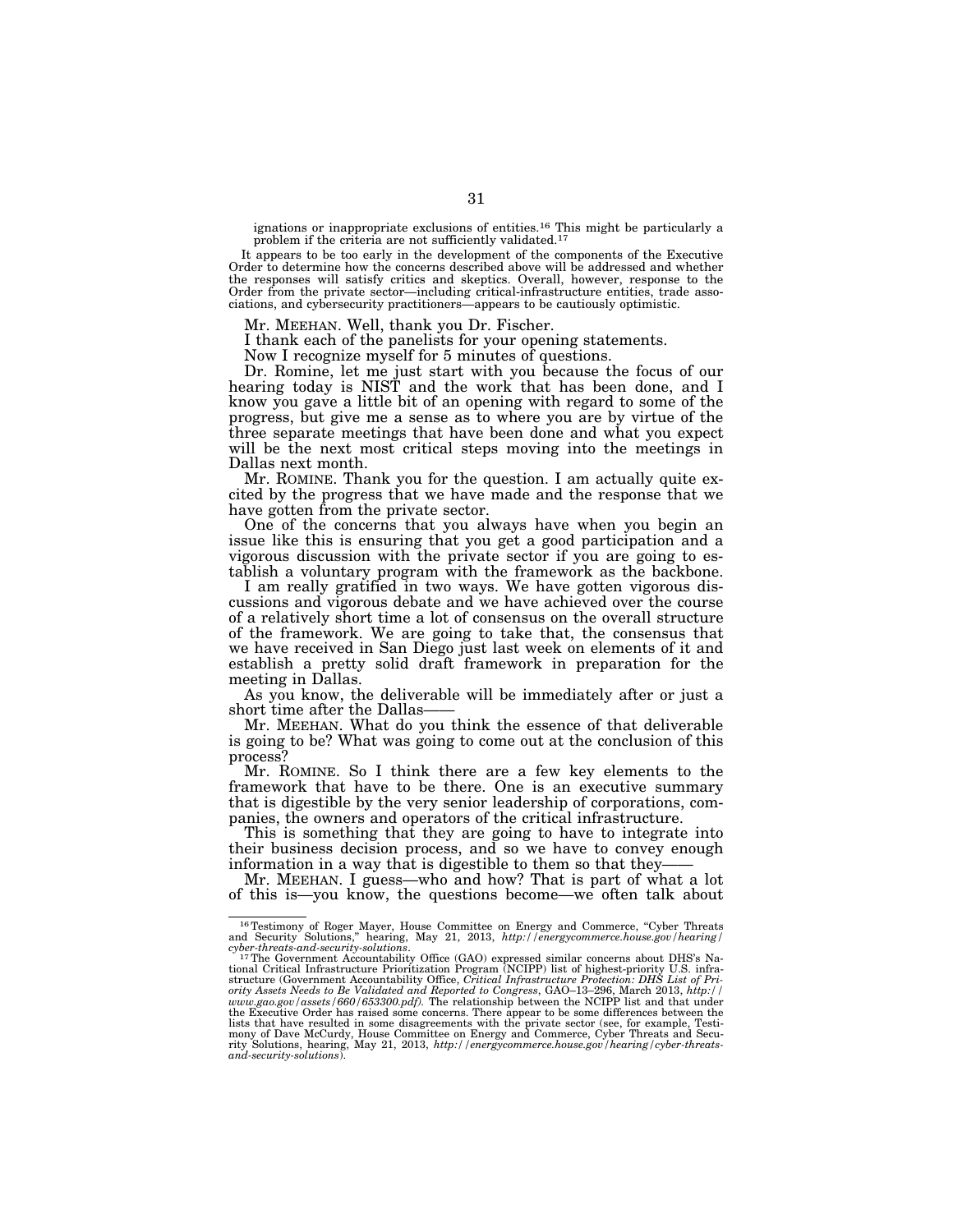ignations or inappropriate exclusions of entities.[16] This might be particularly a problem if the criteria are not sufficiently validated.[17]

It appears to be too early in the development of the components of the Executive Order to determine how the concerns described above will be addressed and whether the responses will satisfy critics and skeptics. Overall, however, response to the Order from the private sector—including critical-infrastructure entities, trade associations, and cybersecurity practitioners—appears to be cautiously optimistic.

Mr. MEEHAN. Well, thank you Dr. Fischer.

I thank each of the panelists for your opening statements.

Now I recognize myself for 5 minutes of questions.

Dr. Romine, let me just start with you because the focus of our hearing today is NIST and the work that has been done, and I know you gave a little bit of an opening with regard to some of the progress, but give me a sense as to where you are by virtue of the three separate meetings that have been done and what you expect will be the next most critical steps moving into the meetings in Dallas next month.

Mr. ROMINE. Thank you for the question. I am actually quite excited by the progress that we have made and the response that we have gotten from the private sector.

One of the concerns that you always have when you begin an issue like this is ensuring that you get a good participation and a vigorous discussion with the private sector if you are going to establish a voluntary program with the framework as the backbone.

I am really gratified in two ways. We have gotten vigorous discussions and vigorous debate and we have achieved over the course of a relatively short time a lot of consensus on the overall structure of the framework. We are going to take that, the consensus that we have received in San Diego just last week on elements of it and establish a pretty solid draft framework in preparation for the meeting in Dallas.

As you know, the deliverable will be immediately after or just a short time after the Dallas——

Mr. MEEHAN. What do you think the essence of that deliverable is going to be? What was going to come out at the conclusion of this process?

Mr. ROMINE. So I think there are a few key elements to the framework that have to be there. One is an executive summary that is digestible by the very senior leadership of corporations, companies, the owners and operators of the critical infrastructure.

This is something that they are going to have to integrate into their business decision process, and so we have to convey enough information in a way that is digestible to them so that they——

Mr. MEEHAN. I guess—who and how? That is part of what a lot of this is—you know, the questions become—we often talk about

---

[16] Testimony of Roger Mayer, House Committee on Energy and Commerce, "Cyber Threats and Security Solutions," hearing, May 21, 2013, *http://energycommerce.house.gov/hearing/cyber-threats-and-security-solutions*.

[17] The Government Accountability Office (GAO) expressed similar concerns about DHS's National Critical Infrastructure Prioritization Program (NCIPP) list of highest-priority U.S. infrastructure (Government Accountability Office, *Critical Infrastructure Protection: DHS List of Priority Assets Needs to Be Validated and Reported to Congress*, GAO–13–296, March 2013, *http://www.gao.gov/assets/660/653300.pdf*). The relationship between the NCIPP list and that under the Executive Order has raised some concerns. There appear to be some differences between the lists that have resulted in some disagreements with the private sector (see, for example, Testimony of Dave McCurdy, House Committee on Energy and Commerce, Cyber Threats and Security Solutions, hearing, May 21, 2013, *http://energycommerce.house.gov/hearing/cyber-threats-and-security-solutions*).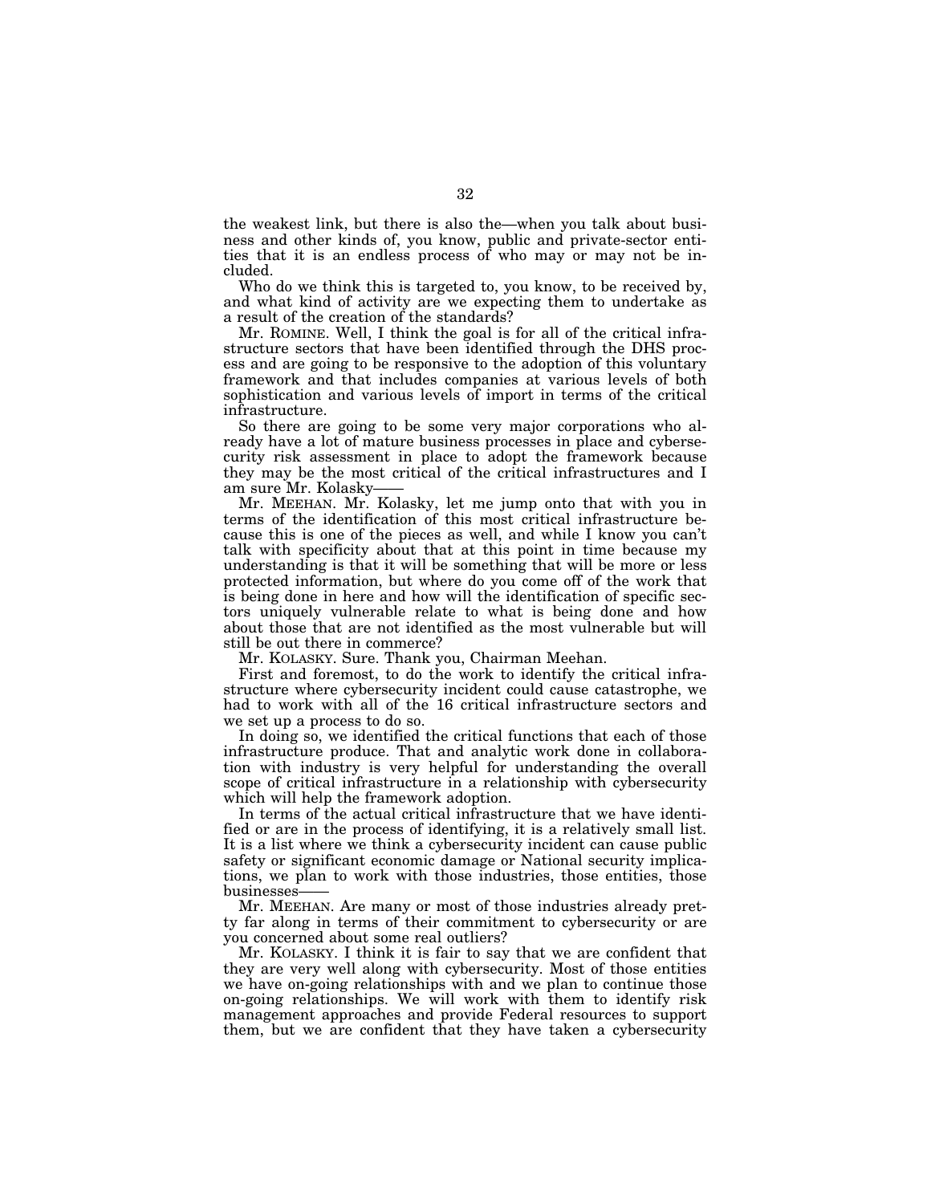the weakest link, but there is also the—when you talk about business and other kinds of, you know, public and private-sector entities that it is an endless process of who may or may not be included.

Who do we think this is targeted to, you know, to be received by, and what kind of activity are we expecting them to undertake as a result of the creation of the standards?

Mr. ROMINE. Well, I think the goal is for all of the critical infrastructure sectors that have been identified through the DHS process and are going to be responsive to the adoption of this voluntary framework and that includes companies at various levels of both sophistication and various levels of import in terms of the critical infrastructure.

So there are going to be some very major corporations who already have a lot of mature business processes in place and cybersecurity risk assessment in place to adopt the framework because they may be the most critical of the critical infrastructures and I am sure Mr. Kolasky——

Mr. MEEHAN. Mr. Kolasky, let me jump onto that with you in terms of the identification of this most critical infrastructure because this is one of the pieces as well, and while I know you can't talk with specificity about that at this point in time because my understanding is that it will be something that will be more or less protected information, but where do you come off of the work that is being done in here and how will the identification of specific sectors uniquely vulnerable relate to what is being done and how about those that are not identified as the most vulnerable but will still be out there in commerce?

Mr. KOLASKY. Sure. Thank you, Chairman Meehan.

First and foremost, to do the work to identify the critical infrastructure where cybersecurity incident could cause catastrophe, we had to work with all of the 16 critical infrastructure sectors and we set up a process to do so.

In doing so, we identified the critical functions that each of those infrastructure produce. That and analytic work done in collaboration with industry is very helpful for understanding the overall scope of critical infrastructure in a relationship with cybersecurity which will help the framework adoption.

In terms of the actual critical infrastructure that we have identified or are in the process of identifying, it is a relatively small list. It is a list where we think a cybersecurity incident can cause public safety or significant economic damage or National security implications, we plan to work with those industries, those entities, those businesses——

Mr. MEEHAN. Are many or most of those industries already pretty far along in terms of their commitment to cybersecurity or are you concerned about some real outliers?

Mr. KOLASKY. I think it is fair to say that we are confident that they are very well along with cybersecurity. Most of those entities we have on-going relationships with and we plan to continue those on-going relationships. We will work with them to identify risk management approaches and provide Federal resources to support them, but we are confident that they have taken a cybersecurity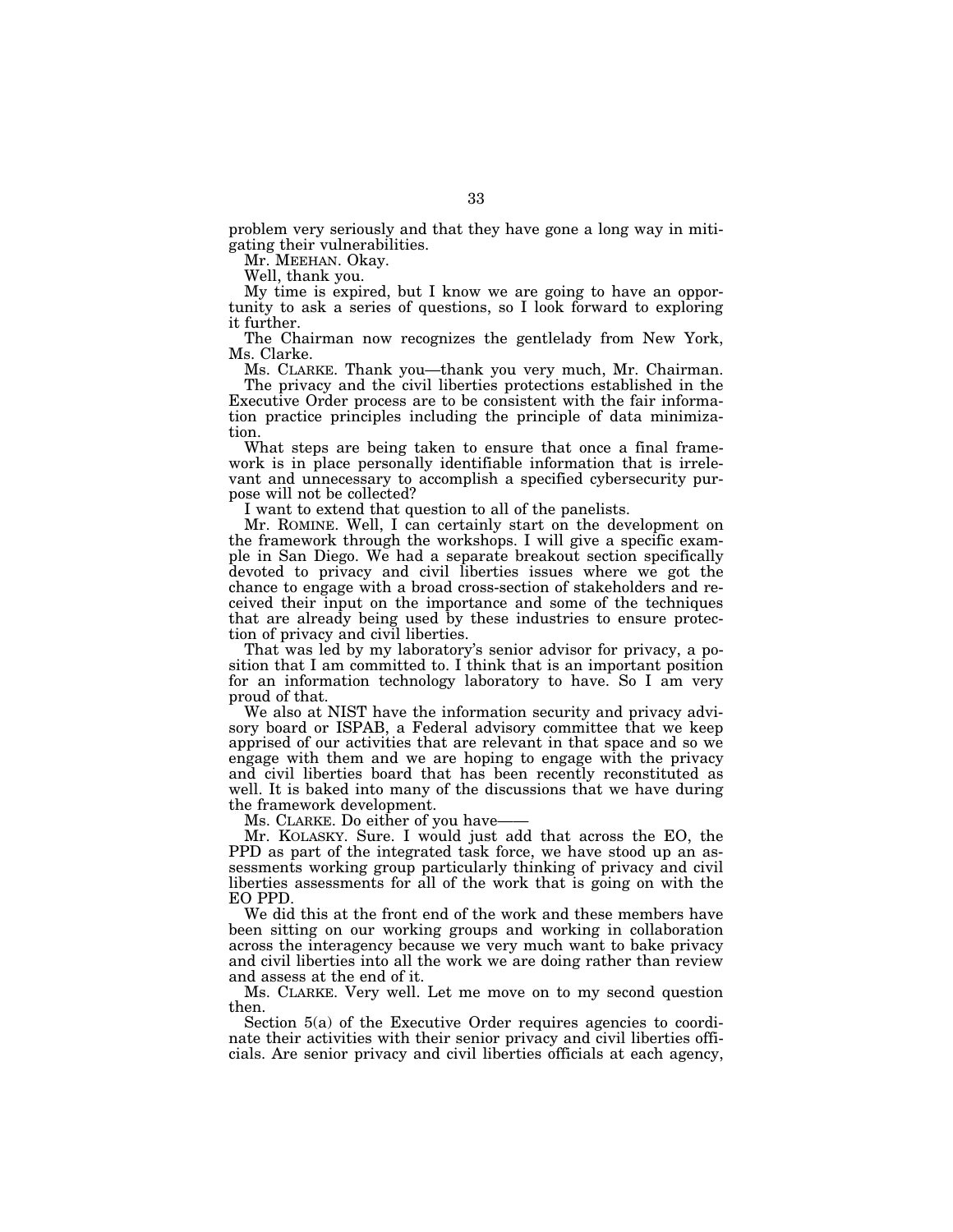problem very seriously and that they have gone a long way in mitigating their vulnerabilities.

Mr. MEEHAN. Okay.

Well, thank you.

My time is expired, but I know we are going to have an opportunity to ask a series of questions, so I look forward to exploring it further.

The Chairman now recognizes the gentlelady from New York, Ms. Clarke.

Ms. CLARKE. Thank you—thank you very much, Mr. Chairman.

The privacy and the civil liberties protections established in the Executive Order process are to be consistent with the fair information practice principles including the principle of data minimization.

What steps are being taken to ensure that once a final framework is in place personally identifiable information that is irrelevant and unnecessary to accomplish a specified cybersecurity purpose will not be collected?

I want to extend that question to all of the panelists.

Mr. ROMINE. Well, I can certainly start on the development on the framework through the workshops. I will give a specific example in San Diego. We had a separate breakout section specifically devoted to privacy and civil liberties issues where we got the chance to engage with a broad cross-section of stakeholders and received their input on the importance and some of the techniques that are already being used by these industries to ensure protection of privacy and civil liberties.

That was led by my laboratory's senior advisor for privacy, a position that I am committed to. I think that is an important position for an information technology laboratory to have. So I am very proud of that.

We also at NIST have the information security and privacy advisory board or ISPAB, a Federal advisory committee that we keep apprised of our activities that are relevant in that space and so we engage with them and we are hoping to engage with the privacy and civil liberties board that has been recently reconstituted as well. It is baked into many of the discussions that we have during the framework development.

Ms. CLARKE. Do either of you have——

Mr. KOLASKY. Sure. I would just add that across the EO, the PPD as part of the integrated task force, we have stood up an assessments working group particularly thinking of privacy and civil liberties assessments for all of the work that is going on with the EO PPD.

We did this at the front end of the work and these members have been sitting on our working groups and working in collaboration across the interagency because we very much want to bake privacy and civil liberties into all the work we are doing rather than review and assess at the end of it.

Ms. CLARKE. Very well. Let me move on to my second question then.

Section 5(a) of the Executive Order requires agencies to coordinate their activities with their senior privacy and civil liberties officials. Are senior privacy and civil liberties officials at each agency,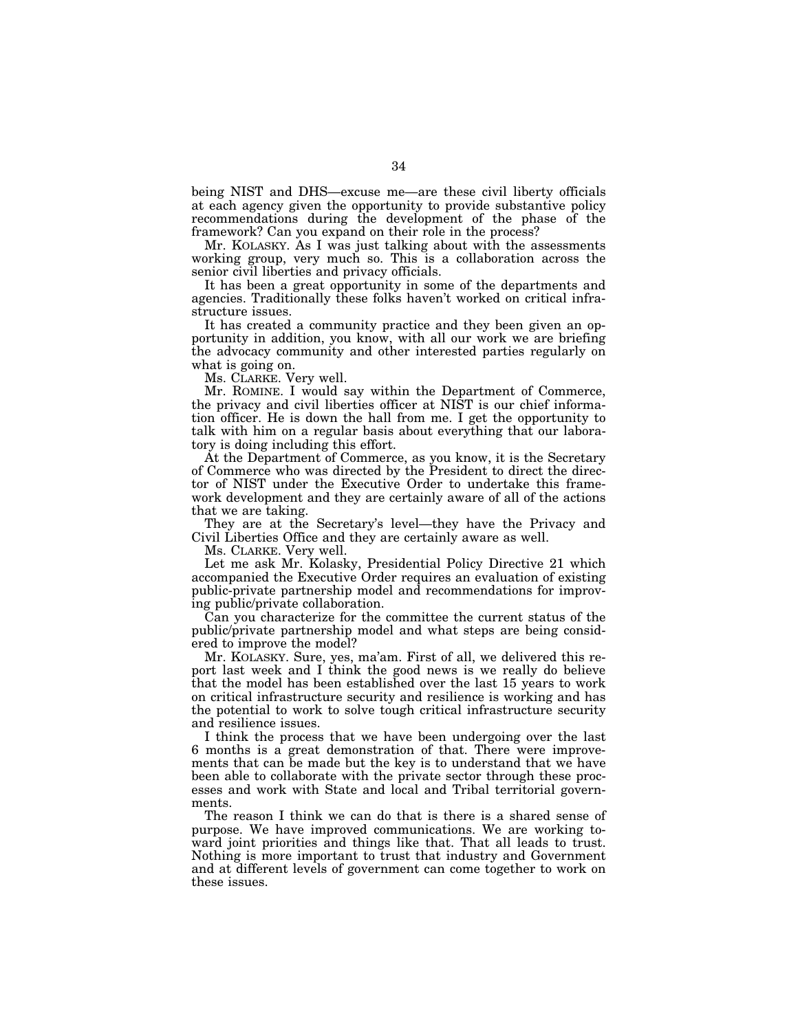being NIST and DHS—excuse me—are these civil liberty officials at each agency given the opportunity to provide substantive policy recommendations during the development of the phase of the framework? Can you expand on their role in the process?

Mr. KOLASKY. As I was just talking about with the assessments working group, very much so. This is a collaboration across the senior civil liberties and privacy officials.

It has been a great opportunity in some of the departments and agencies. Traditionally these folks haven't worked on critical infrastructure issues.

It has created a community practice and they been given an opportunity in addition, you know, with all our work we are briefing the advocacy community and other interested parties regularly on what is going on.

Ms. CLARKE. Very well.

Mr. ROMINE. I would say within the Department of Commerce, the privacy and civil liberties officer at NIST is our chief information officer. He is down the hall from me. I get the opportunity to talk with him on a regular basis about everything that our laboratory is doing including this effort.

At the Department of Commerce, as you know, it is the Secretary of Commerce who was directed by the President to direct the director of NIST under the Executive Order to undertake this framework development and they are certainly aware of all of the actions that we are taking.

They are at the Secretary's level—they have the Privacy and Civil Liberties Office and they are certainly aware as well.

Ms. CLARKE. Very well.

Let me ask Mr. Kolasky, Presidential Policy Directive 21 which accompanied the Executive Order requires an evaluation of existing public-private partnership model and recommendations for improving public/private collaboration.

Can you characterize for the committee the current status of the public/private partnership model and what steps are being considered to improve the model?

Mr. KOLASKY. Sure, yes, ma'am. First of all, we delivered this report last week and I think the good news is we really do believe that the model has been established over the last 15 years to work on critical infrastructure security and resilience is working and has the potential to work to solve tough critical infrastructure security and resilience issues.

I think the process that we have been undergoing over the last 6 months is a great demonstration of that. There were improvements that can be made but the key is to understand that we have been able to collaborate with the private sector through these processes and work with State and local and Tribal territorial governments.

The reason I think we can do that is there is a shared sense of purpose. We have improved communications. We are working toward joint priorities and things like that. That all leads to trust. Nothing is more important to trust that industry and Government and at different levels of government can come together to work on these issues.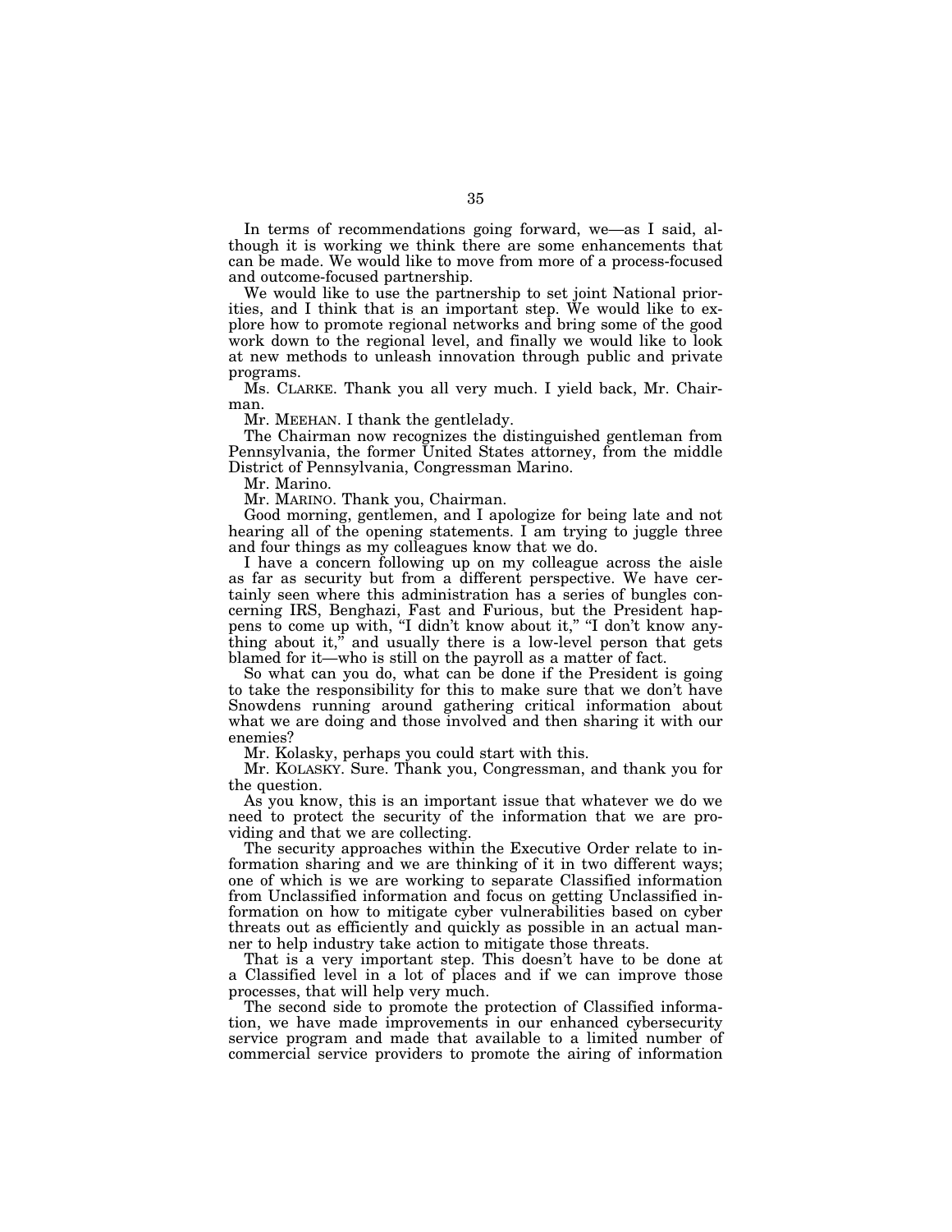In terms of recommendations going forward, we—as I said, although it is working we think there are some enhancements that can be made. We would like to move from more of a process-focused and outcome-focused partnership.

We would like to use the partnership to set joint National priorities, and I think that is an important step. We would like to explore how to promote regional networks and bring some of the good work down to the regional level, and finally we would like to look at new methods to unleash innovation through public and private programs.

Ms. CLARKE. Thank you all very much. I yield back, Mr. Chairman.

Mr. MEEHAN. I thank the gentlelady.

The Chairman now recognizes the distinguished gentleman from Pennsylvania, the former United States attorney, from the middle District of Pennsylvania, Congressman Marino.

Mr. Marino.

Mr. MARINO. Thank you, Chairman.

Good morning, gentlemen, and I apologize for being late and not hearing all of the opening statements. I am trying to juggle three and four things as my colleagues know that we do.

I have a concern following up on my colleague across the aisle as far as security but from a different perspective. We have certainly seen where this administration has a series of bungles concerning IRS, Benghazi, Fast and Furious, but the President happens to come up with, "I didn't know about it," "I don't know anything about it," and usually there is a low-level person that gets blamed for it—who is still on the payroll as a matter of fact.

So what can you do, what can be done if the President is going to take the responsibility for this to make sure that we don't have Snowdens running around gathering critical information about what we are doing and those involved and then sharing it with our enemies?

Mr. Kolasky, perhaps you could start with this.

Mr. KOLASKY. Sure. Thank you, Congressman, and thank you for the question.

As you know, this is an important issue that whatever we do we need to protect the security of the information that we are providing and that we are collecting.

The security approaches within the Executive Order relate to information sharing and we are thinking of it in two different ways; one of which is we are working to separate Classified information from Unclassified information and focus on getting Unclassified information on how to mitigate cyber vulnerabilities based on cyber threats out as efficiently and quickly as possible in an actual manner to help industry take action to mitigate those threats.

That is a very important step. This doesn't have to be done at a Classified level in a lot of places and if we can improve those processes, that will help very much.

The second side to promote the protection of Classified information, we have made improvements in our enhanced cybersecurity service program and made that available to a limited number of commercial service providers to promote the airing of information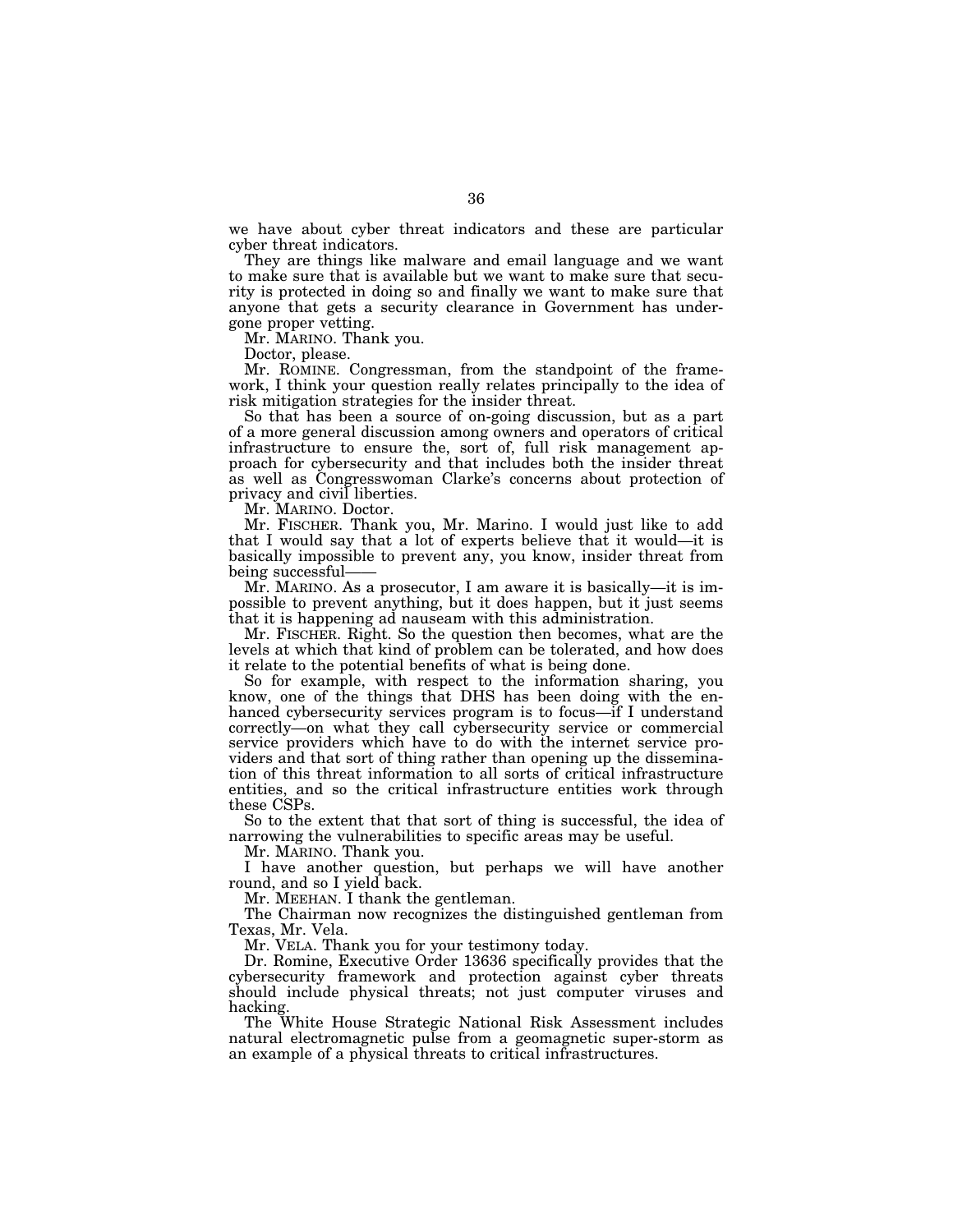we have about cyber threat indicators and these are particular cyber threat indicators.

They are things like malware and email language and we want to make sure that is available but we want to make sure that security is protected in doing so and finally we want to make sure that anyone that gets a security clearance in Government has undergone proper vetting.

Mr. MARINO. Thank you.

Doctor, please.

Mr. ROMINE. Congressman, from the standpoint of the framework, I think your question really relates principally to the idea of risk mitigation strategies for the insider threat.

So that has been a source of on-going discussion, but as a part of a more general discussion among owners and operators of critical infrastructure to ensure the, sort of, full risk management approach for cybersecurity and that includes both the insider threat as well as Congresswoman Clarke's concerns about protection of privacy and civil liberties.

Mr. MARINO. Doctor.

Mr. FISCHER. Thank you, Mr. Marino. I would just like to add that I would say that a lot of experts believe that it would—it is basically impossible to prevent any, you know, insider threat from being successful——

Mr. MARINO. As a prosecutor, I am aware it is basically—it is impossible to prevent anything, but it does happen, but it just seems that it is happening ad nauseam with this administration.

Mr. FISCHER. Right. So the question then becomes, what are the levels at which that kind of problem can be tolerated, and how does it relate to the potential benefits of what is being done.

So for example, with respect to the information sharing, you know, one of the things that DHS has been doing with the enhanced cybersecurity services program is to focus—if I understand correctly—on what they call cybersecurity service or commercial service providers which have to do with the internet service providers and that sort of thing rather than opening up the dissemination of this threat information to all sorts of critical infrastructure entities, and so the critical infrastructure entities work through these CSPs.

So to the extent that that sort of thing is successful, the idea of narrowing the vulnerabilities to specific areas may be useful.

Mr. MARINO. Thank you.

I have another question, but perhaps we will have another round, and so I yield back.

Mr. MEEHAN. I thank the gentleman.

The Chairman now recognizes the distinguished gentleman from Texas, Mr. Vela.

Mr. VELA. Thank you for your testimony today.

Dr. Romine, Executive Order 13636 specifically provides that the cybersecurity framework and protection against cyber threats should include physical threats; not just computer viruses and hacking.

The White House Strategic National Risk Assessment includes natural electromagnetic pulse from a geomagnetic super-storm as an example of a physical threats to critical infrastructures.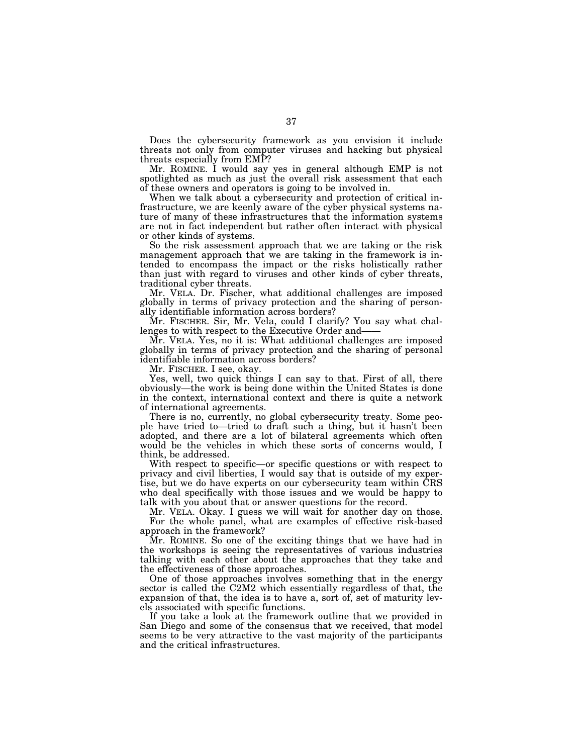Does the cybersecurity framework as you envision it include threats not only from computer viruses and hacking but physical threats especially from EMP?

Mr. ROMINE. I would say yes in general although EMP is not spotlighted as much as just the overall risk assessment that each of these owners and operators is going to be involved in.

When we talk about a cybersecurity and protection of critical infrastructure, we are keenly aware of the cyber physical systems nature of many of these infrastructures that the information systems are not in fact independent but rather often interact with physical or other kinds of systems.

So the risk assessment approach that we are taking or the risk management approach that we are taking in the framework is intended to encompass the impact or the risks holistically rather than just with regard to viruses and other kinds of cyber threats, traditional cyber threats.

Mr. VELA. Dr. Fischer, what additional challenges are imposed globally in terms of privacy protection and the sharing of personally identifiable information across borders?

Mr. FISCHER. Sir, Mr. Vela, could I clarify? You say what challenges to with respect to the Executive Order and——

Mr. VELA. Yes, no it is: What additional challenges are imposed globally in terms of privacy protection and the sharing of personal identifiable information across borders?

Mr. FISCHER. I see, okay.

Yes, well, two quick things I can say to that. First of all, there obviously—the work is being done within the United States is done in the context, international context and there is quite a network of international agreements.

There is no, currently, no global cybersecurity treaty. Some people have tried to—tried to draft such a thing, but it hasn't been adopted, and there are a lot of bilateral agreements which often would be the vehicles in which these sorts of concerns would, I think, be addressed.

With respect to specific—or specific questions or with respect to privacy and civil liberties, I would say that is outside of my expertise, but we do have experts on our cybersecurity team within CRS who deal specifically with those issues and we would be happy to talk with you about that or answer questions for the record.

Mr. VELA. Okay. I guess we will wait for another day on those.

For the whole panel, what are examples of effective risk-based approach in the framework?

Mr. ROMINE. So one of the exciting things that we have had in the workshops is seeing the representatives of various industries talking with each other about the approaches that they take and the effectiveness of those approaches.

One of those approaches involves something that in the energy sector is called the C2M2 which essentially regardless of that, the expansion of that, the idea is to have a, sort of, set of maturity levels associated with specific functions.

If you take a look at the framework outline that we provided in San Diego and some of the consensus that we received, that model seems to be very attractive to the vast majority of the participants and the critical infrastructures.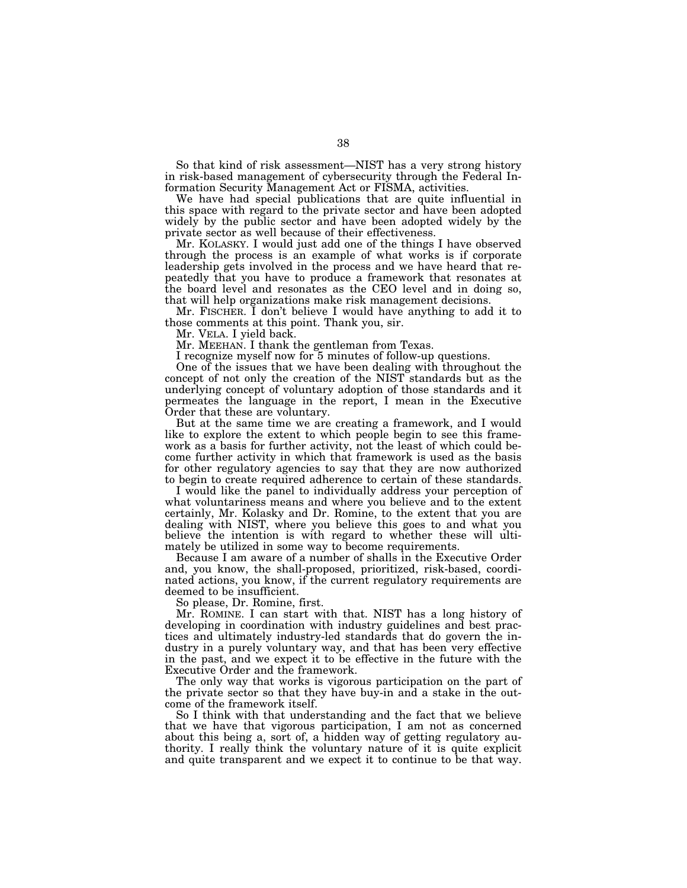So that kind of risk assessment—NIST has a very strong history in risk-based management of cybersecurity through the Federal Information Security Management Act or FISMA, activities.

We have had special publications that are quite influential in this space with regard to the private sector and have been adopted widely by the public sector and have been adopted widely by the private sector as well because of their effectiveness.

Mr. KOLASKY. I would just add one of the things I have observed through the process is an example of what works is if corporate leadership gets involved in the process and we have heard that repeatedly that you have to produce a framework that resonates at the board level and resonates as the CEO level and in doing so, that will help organizations make risk management decisions.

Mr. FISCHER. I don't believe I would have anything to add it to those comments at this point. Thank you, sir.

Mr. VELA. I yield back.

Mr. MEEHAN. I thank the gentleman from Texas.

I recognize myself now for 5 minutes of follow-up questions.

One of the issues that we have been dealing with throughout the concept of not only the creation of the NIST standards but as the underlying concept of voluntary adoption of those standards and it permeates the language in the report, I mean in the Executive Order that these are voluntary.

But at the same time we are creating a framework, and I would like to explore the extent to which people begin to see this framework as a basis for further activity, not the least of which could become further activity in which that framework is used as the basis for other regulatory agencies to say that they are now authorized to begin to create required adherence to certain of these standards.

I would like the panel to individually address your perception of what voluntariness means and where you believe and to the extent certainly, Mr. Kolasky and Dr. Romine, to the extent that you are dealing with NIST, where you believe this goes to and what you believe the intention is with regard to whether these will ultimately be utilized in some way to become requirements.

Because I am aware of a number of shalls in the Executive Order and, you know, the shall-proposed, prioritized, risk-based, coordinated actions, you know, if the current regulatory requirements are deemed to be insufficient.

So please, Dr. Romine, first.

Mr. ROMINE. I can start with that. NIST has a long history of developing in coordination with industry guidelines and best practices and ultimately industry-led standards that do govern the industry in a purely voluntary way, and that has been very effective in the past, and we expect it to be effective in the future with the Executive Order and the framework.

The only way that works is vigorous participation on the part of the private sector so that they have buy-in and a stake in the outcome of the framework itself.

So I think with that understanding and the fact that we believe that we have that vigorous participation, I am not as concerned about this being a, sort of, a hidden way of getting regulatory authority. I really think the voluntary nature of it is quite explicit and quite transparent and we expect it to continue to be that way.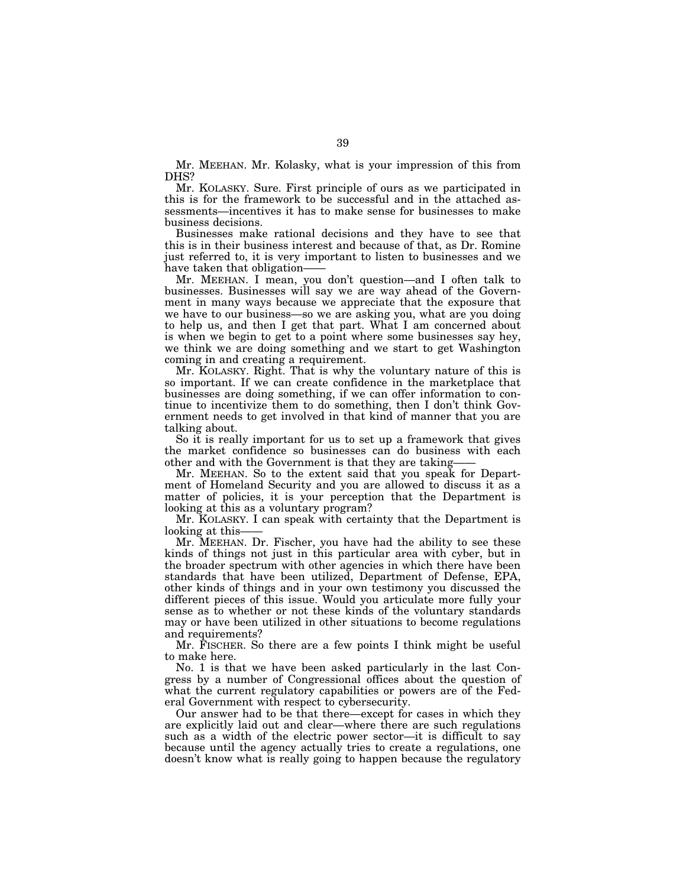Mr. MEEHAN. Mr. Kolasky, what is your impression of this from DHS?

Mr. KOLASKY. Sure. First principle of ours as we participated in this is for the framework to be successful and in the attached assessments—incentives it has to make sense for businesses to make business decisions.

Businesses make rational decisions and they have to see that this is in their business interest and because of that, as Dr. Romine just referred to, it is very important to listen to businesses and we have taken that obligation——

Mr. MEEHAN. I mean, you don't question—and I often talk to businesses. Businesses will say we are way ahead of the Government in many ways because we appreciate that the exposure that we have to our business—so we are asking you, what are you doing to help us, and then I get that part. What I am concerned about is when we begin to get to a point where some businesses say hey, we think we are doing something and we start to get Washington coming in and creating a requirement.

Mr. KOLASKY. Right. That is why the voluntary nature of this is so important. If we can create confidence in the marketplace that businesses are doing something, if we can offer information to continue to incentivize them to do something, then I don't think Government needs to get involved in that kind of manner that you are talking about.

So it is really important for us to set up a framework that gives the market confidence so businesses can do business with each other and with the Government is that they are taking——

Mr. MEEHAN. So to the extent said that you speak for Department of Homeland Security and you are allowed to discuss it as a matter of policies, it is your perception that the Department is looking at this as a voluntary program?

Mr. KOLASKY. I can speak with certainty that the Department is looking at this——

Mr. MEEHAN. Dr. Fischer, you have had the ability to see these kinds of things not just in this particular area with cyber, but in the broader spectrum with other agencies in which there have been standards that have been utilized, Department of Defense, EPA, other kinds of things and in your own testimony you discussed the different pieces of this issue. Would you articulate more fully your sense as to whether or not these kinds of the voluntary standards may or have been utilized in other situations to become regulations and requirements?

Mr. FISCHER. So there are a few points I think might be useful to make here.

No. 1 is that we have been asked particularly in the last Congress by a number of Congressional offices about the question of what the current regulatory capabilities or powers are of the Federal Government with respect to cybersecurity.

Our answer had to be that there—except for cases in which they are explicitly laid out and clear—where there are such regulations such as a width of the electric power sector—it is difficult to say because until the agency actually tries to create a regulations, one doesn't know what is really going to happen because the regulatory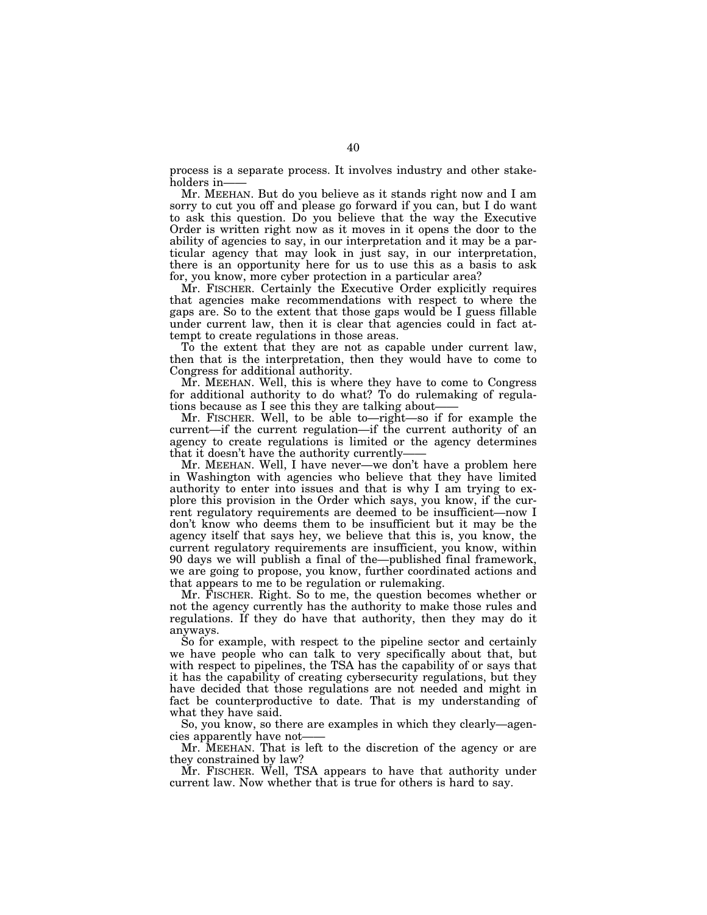process is a separate process. It involves industry and other stakeholders in——

Mr. MEEHAN. But do you believe as it stands right now and I am sorry to cut you off and please go forward if you can, but I do want to ask this question. Do you believe that the way the Executive Order is written right now as it moves in it opens the door to the ability of agencies to say, in our interpretation and it may be a particular agency that may look in just say, in our interpretation, there is an opportunity here for us to use this as a basis to ask for, you know, more cyber protection in a particular area?

Mr. FISCHER. Certainly the Executive Order explicitly requires that agencies make recommendations with respect to where the gaps are. So to the extent that those gaps would be I guess fillable under current law, then it is clear that agencies could in fact attempt to create regulations in those areas.

To the extent that they are not as capable under current law, then that is the interpretation, then they would have to come to Congress for additional authority.

Mr. MEEHAN. Well, this is where they have to come to Congress for additional authority to do what? To do rulemaking of regulations because as I see this they are talking about——

Mr. FISCHER. Well, to be able to—right—so if for example the current—if the current regulation—if the current authority of an agency to create regulations is limited or the agency determines that it doesn't have the authority currently——

Mr. MEEHAN. Well, I have never—we don't have a problem here in Washington with agencies who believe that they have limited authority to enter into issues and that is why I am trying to explore this provision in the Order which says, you know, if the current regulatory requirements are deemed to be insufficient—now I don't know who deems them to be insufficient but it may be the agency itself that says hey, we believe that this is, you know, the current regulatory requirements are insufficient, you know, within 90 days we will publish a final of the—published final framework, we are going to propose, you know, further coordinated actions and that appears to me to be regulation or rulemaking.

Mr. FISCHER. Right. So to me, the question becomes whether or not the agency currently has the authority to make those rules and regulations. If they do have that authority, then they may do it anyways.

So for example, with respect to the pipeline sector and certainly we have people who can talk to very specifically about that, but with respect to pipelines, the TSA has the capability of or says that it has the capability of creating cybersecurity regulations, but they have decided that those regulations are not needed and might in fact be counterproductive to date. That is my understanding of what they have said.

So, you know, so there are examples in which they clearly—agencies apparently have not——

Mr. MEEHAN. That is left to the discretion of the agency or are they constrained by law?

Mr. FISCHER. Well, TSA appears to have that authority under current law. Now whether that is true for others is hard to say.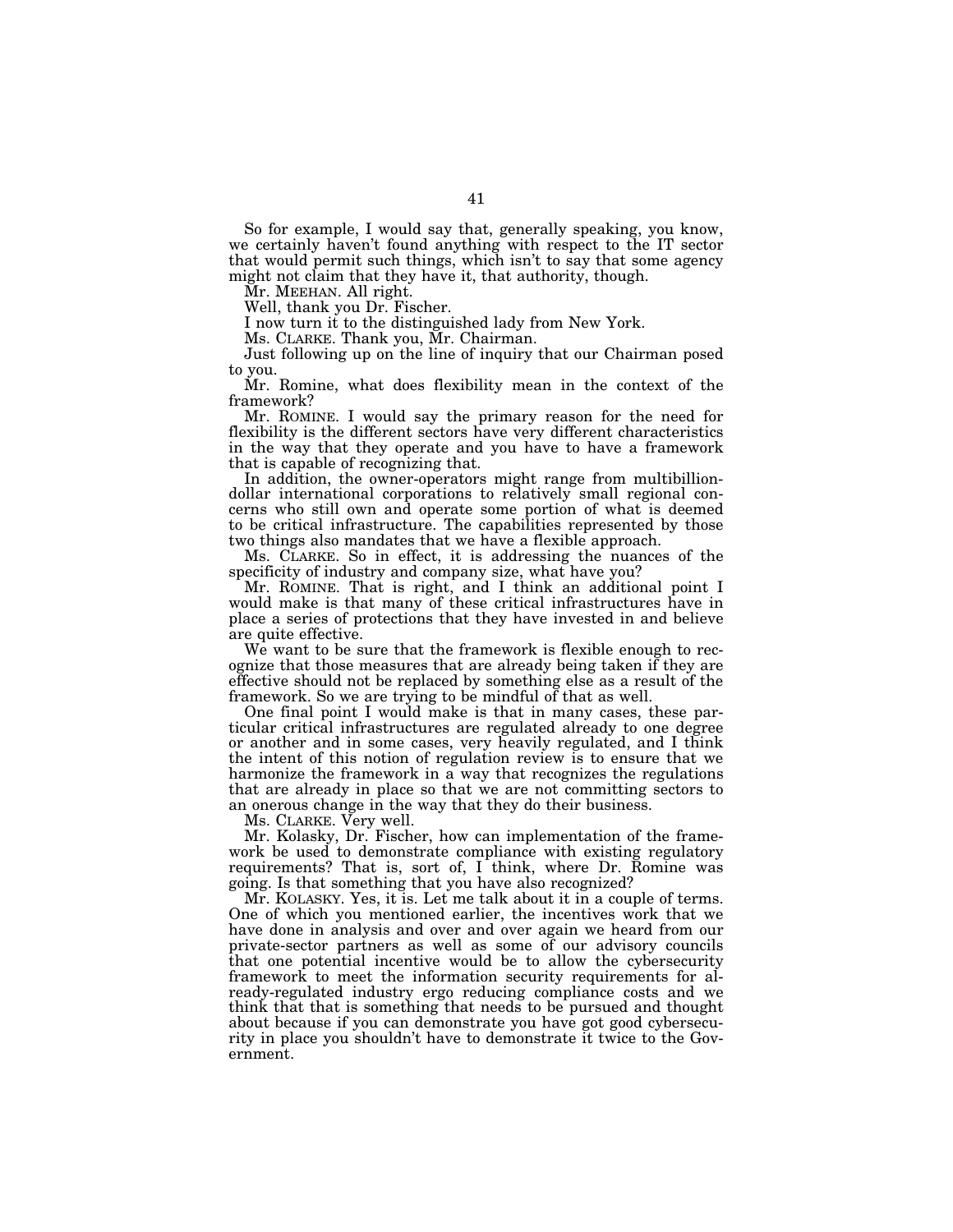So for example, I would say that, generally speaking, you know, we certainly haven't found anything with respect to the IT sector that would permit such things, which isn't to say that some agency might not claim that they have it, that authority, though.

Mr. MEEHAN. All right.

Well, thank you Dr. Fischer.

I now turn it to the distinguished lady from New York.

Ms. CLARKE. Thank you, Mr. Chairman.

Just following up on the line of inquiry that our Chairman posed to you.

Mr. Romine, what does flexibility mean in the context of the framework?

Mr. ROMINE. I would say the primary reason for the need for flexibility is the different sectors have very different characteristics in the way that they operate and you have to have a framework that is capable of recognizing that.

In addition, the owner-operators might range from multibillion-dollar international corporations to relatively small regional concerns who still own and operate some portion of what is deemed to be critical infrastructure. The capabilities represented by those two things also mandates that we have a flexible approach.

Ms. CLARKE. So in effect, it is addressing the nuances of the specificity of industry and company size, what have you?

Mr. ROMINE. That is right, and I think an additional point I would make is that many of these critical infrastructures have in place a series of protections that they have invested in and believe are quite effective.

We want to be sure that the framework is flexible enough to recognize that those measures that are already being taken if they are effective should not be replaced by something else as a result of the framework. So we are trying to be mindful of that as well.

One final point I would make is that in many cases, these particular critical infrastructures are regulated already to one degree or another and in some cases, very heavily regulated, and I think the intent of this notion of regulation review is to ensure that we harmonize the framework in a way that recognizes the regulations that are already in place so that we are not committing sectors to an onerous change in the way that they do their business.

Ms. CLARKE. Very well.

Mr. Kolasky, Dr. Fischer, how can implementation of the framework be used to demonstrate compliance with existing regulatory requirements? That is, sort of, I think, where Dr. Romine was going. Is that something that you have also recognized?

Mr. KOLASKY. Yes, it is. Let me talk about it in a couple of terms. One of which you mentioned earlier, the incentives work that we have done in analysis and over and over again we heard from our private-sector partners as well as some of our advisory councils that one potential incentive would be to allow the cybersecurity framework to meet the information security requirements for already-regulated industry ergo reducing compliance costs and we think that that is something that needs to be pursued and thought about because if you can demonstrate you have got good cybersecurity in place you shouldn't have to demonstrate it twice to the Government.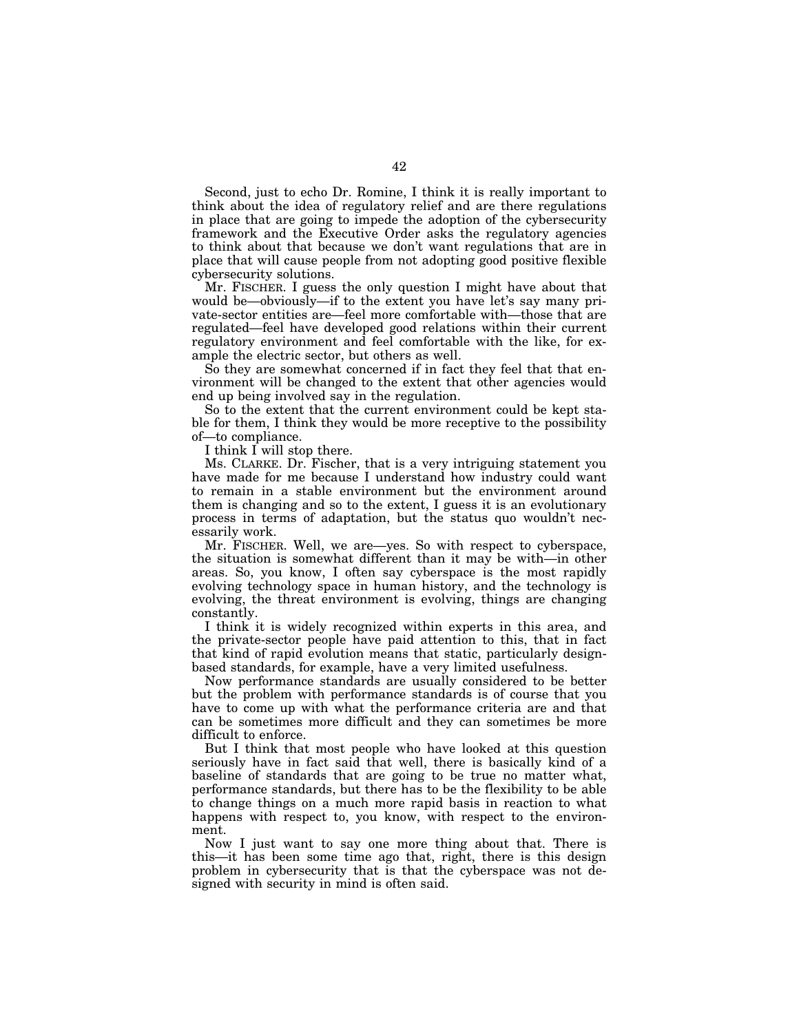Second, just to echo Dr. Romine, I think it is really important to think about the idea of regulatory relief and are there regulations in place that are going to impede the adoption of the cybersecurity framework and the Executive Order asks the regulatory agencies to think about that because we don't want regulations that are in place that will cause people from not adopting good positive flexible cybersecurity solutions.

Mr. FISCHER. I guess the only question I might have about that would be—obviously—if to the extent you have let's say many private-sector entities are—feel more comfortable with—those that are regulated—feel have developed good relations within their current regulatory environment and feel comfortable with the like, for example the electric sector, but others as well.

So they are somewhat concerned if in fact they feel that that environment will be changed to the extent that other agencies would end up being involved say in the regulation.

So to the extent that the current environment could be kept stable for them, I think they would be more receptive to the possibility of—to compliance.

I think I will stop there.

Ms. CLARKE. Dr. Fischer, that is a very intriguing statement you have made for me because I understand how industry could want to remain in a stable environment but the environment around them is changing and so to the extent, I guess it is an evolutionary process in terms of adaptation, but the status quo wouldn't necessarily work.

Mr. FISCHER. Well, we are—yes. So with respect to cyberspace, the situation is somewhat different than it may be with—in other areas. So, you know, I often say cyberspace is the most rapidly evolving technology space in human history, and the technology is evolving, the threat environment is evolving, things are changing constantly.

I think it is widely recognized within experts in this area, and the private-sector people have paid attention to this, that in fact that kind of rapid evolution means that static, particularly design-based standards, for example, have a very limited usefulness.

Now performance standards are usually considered to be better but the problem with performance standards is of course that you have to come up with what the performance criteria are and that can be sometimes more difficult and they can sometimes be more difficult to enforce.

But I think that most people who have looked at this question seriously have in fact said that well, there is basically kind of a baseline of standards that are going to be true no matter what, performance standards, but there has to be the flexibility to be able to change things on a much more rapid basis in reaction to what happens with respect to, you know, with respect to the environment.

Now I just want to say one more thing about that. There is this—it has been some time ago that, right, there is this design problem in cybersecurity that is that the cyberspace was not designed with security in mind is often said.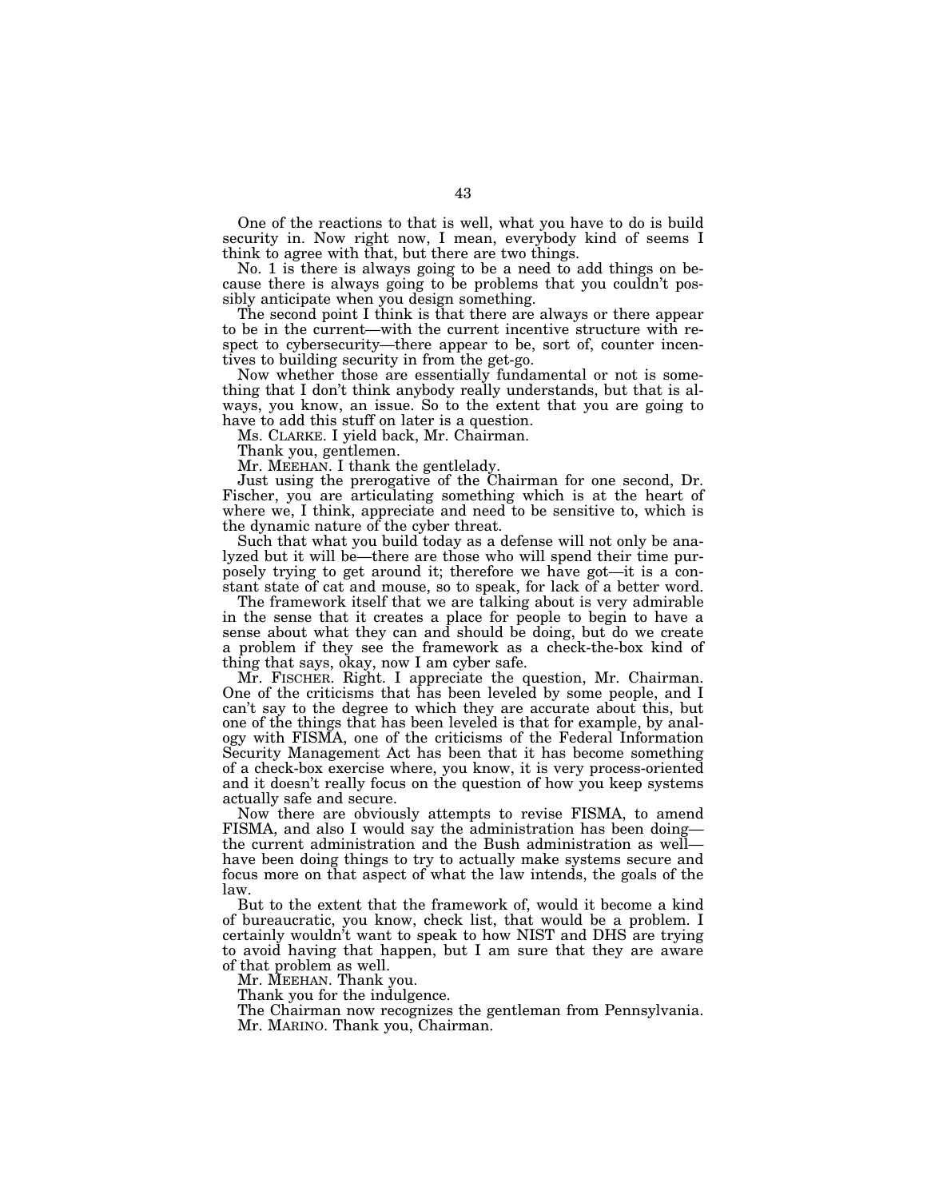One of the reactions to that is well, what you have to do is build security in. Now right now, I mean, everybody kind of seems I think to agree with that, but there are two things.

No. 1 is there is always going to be a need to add things on because there is always going to be problems that you couldn't possibly anticipate when you design something.

The second point I think is that there are always or there appear to be in the current—with the current incentive structure with respect to cybersecurity—there appear to be, sort of, counter incentives to building security in from the get-go.

Now whether those are essentially fundamental or not is something that I don't think anybody really understands, but that is always, you know, an issue. So to the extent that you are going to have to add this stuff on later is a question.

Ms. CLARKE. I yield back, Mr. Chairman.

Thank you, gentlemen.

Mr. MEEHAN. I thank the gentlelady.

Just using the prerogative of the Chairman for one second, Dr. Fischer, you are articulating something which is at the heart of where we, I think, appreciate and need to be sensitive to, which is the dynamic nature of the cyber threat.

Such that what you build today as a defense will not only be analyzed but it will be—there are those who will spend their time purposely trying to get around it; therefore we have got—it is a constant state of cat and mouse, so to speak, for lack of a better word.

The framework itself that we are talking about is very admirable in the sense that it creates a place for people to begin to have a sense about what they can and should be doing, but do we create a problem if they see the framework as a check-the-box kind of thing that says, okay, now I am cyber safe.

Mr. FISCHER. Right. I appreciate the question, Mr. Chairman. One of the criticisms that has been leveled by some people, and I can't say to the degree to which they are accurate about this, but one of the things that has been leveled is that for example, by analogy with FISMA, one of the criticisms of the Federal Information Security Management Act has been that it has become something of a check-box exercise where, you know, it is very process-oriented and it doesn't really focus on the question of how you keep systems actually safe and secure.

Now there are obviously attempts to revise FISMA, to amend FISMA, and also I would say the administration has been doing—the current administration and the Bush administration as well—have been doing things to try to actually make systems secure and focus more on that aspect of what the law intends, the goals of the law.

But to the extent that the framework of, would it become a kind of bureaucratic, you know, check list, that would be a problem. I certainly wouldn't want to speak to how NIST and DHS are trying to avoid having that happen, but I am sure that they are aware of that problem as well.

Mr. MEEHAN. Thank you.

Thank you for the indulgence.

The Chairman now recognizes the gentleman from Pennsylvania.

Mr. MARINO. Thank you, Chairman.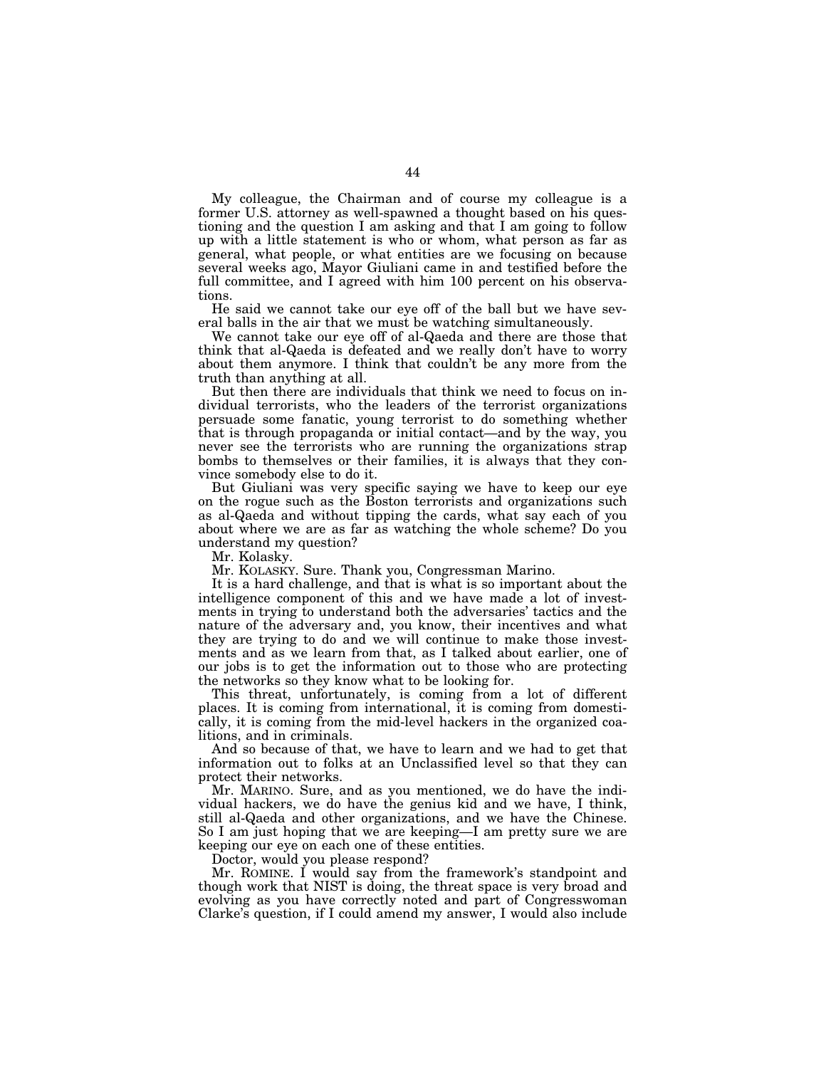My colleague, the Chairman and of course my colleague is a former U.S. attorney as well-spawned a thought based on his questioning and the question I am asking and that I am going to follow up with a little statement is who or whom, what person as far as general, what people, or what entities are we focusing on because several weeks ago, Mayor Giuliani came in and testified before the full committee, and I agreed with him 100 percent on his observations.

He said we cannot take our eye off of the ball but we have several balls in the air that we must be watching simultaneously.

We cannot take our eye off of al-Qaeda and there are those that think that al-Qaeda is defeated and we really don't have to worry about them anymore. I think that couldn't be any more from the truth than anything at all.

But then there are individuals that think we need to focus on individual terrorists, who the leaders of the terrorist organizations persuade some fanatic, young terrorist to do something whether that is through propaganda or initial contact—and by the way, you never see the terrorists who are running the organizations strap bombs to themselves or their families, it is always that they convince somebody else to do it.

But Giuliani was very specific saying we have to keep our eye on the rogue such as the Boston terrorists and organizations such as al-Qaeda and without tipping the cards, what say each of you about where we are as far as watching the whole scheme? Do you understand my question?

Mr. Kolasky.

Mr. KOLASKY. Sure. Thank you, Congressman Marino.

It is a hard challenge, and that is what is so important about the intelligence component of this and we have made a lot of investments in trying to understand both the adversaries' tactics and the nature of the adversary and, you know, their incentives and what they are trying to do and we will continue to make those investments and as we learn from that, as I talked about earlier, one of our jobs is to get the information out to those who are protecting the networks so they know what to be looking for.

This threat, unfortunately, is coming from a lot of different places. It is coming from international, it is coming from domestically, it is coming from the mid-level hackers in the organized coalitions, and in criminals.

And so because of that, we have to learn and we had to get that information out to folks at an Unclassified level so that they can protect their networks.

Mr. MARINO. Sure, and as you mentioned, we do have the individual hackers, we do have the genius kid and we have, I think, still al-Qaeda and other organizations, and we have the Chinese. So I am just hoping that we are keeping—I am pretty sure we are keeping our eye on each one of these entities.

Doctor, would you please respond?

Mr. ROMINE. I would say from the framework's standpoint and though work that NIST is doing, the threat space is very broad and evolving as you have correctly noted and part of Congresswoman Clarke's question, if I could amend my answer, I would also include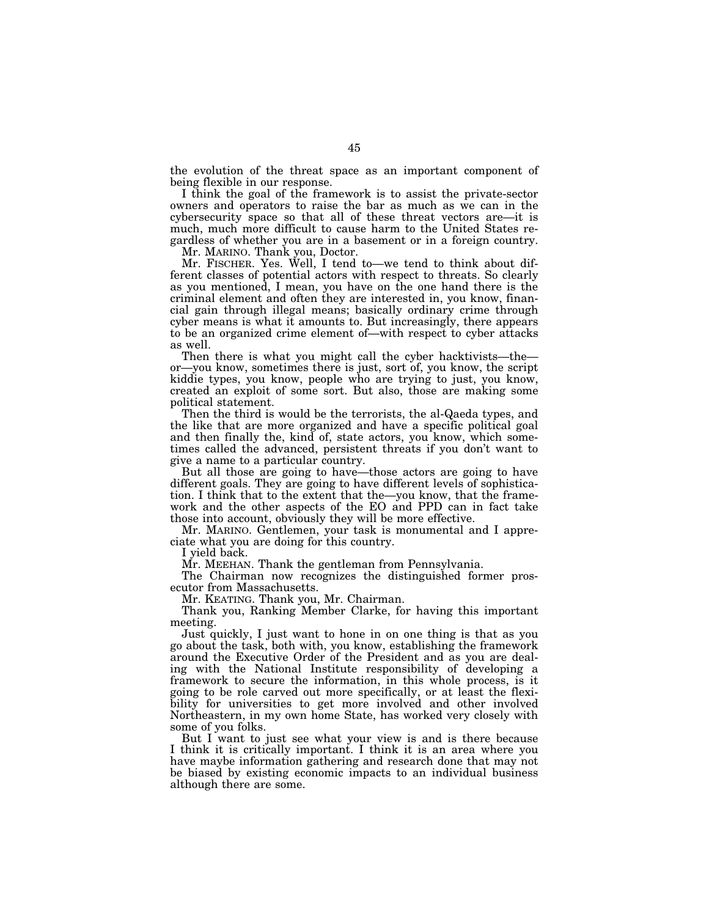the evolution of the threat space as an important component of being flexible in our response.

I think the goal of the framework is to assist the private-sector owners and operators to raise the bar as much as we can in the cybersecurity space so that all of these threat vectors are—it is much, much more difficult to cause harm to the United States regardless of whether you are in a basement or in a foreign country.

Mr. MARINO. Thank you, Doctor.

Mr. FISCHER. Yes. Well, I tend to—we tend to think about different classes of potential actors with respect to threats. So clearly as you mentioned, I mean, you have on the one hand there is the criminal element and often they are interested in, you know, financial gain through illegal means; basically ordinary crime through cyber means is what it amounts to. But increasingly, there appears to be an organized crime element of—with respect to cyber attacks as well.

Then there is what you might call the cyber hacktivists—the—or—you know, sometimes there is just, sort of, you know, the script kiddie types, you know, people who are trying to just, you know, created an exploit of some sort. But also, those are making some political statement.

Then the third is would be the terrorists, the al-Qaeda types, and the like that are more organized and have a specific political goal and then finally the, kind of, state actors, you know, which sometimes called the advanced, persistent threats if you don't want to give a name to a particular country.

But all those are going to have—those actors are going to have different goals. They are going to have different levels of sophistication. I think that to the extent that the—you know, that the framework and the other aspects of the EO and PPD can in fact take those into account, obviously they will be more effective.

Mr. MARINO. Gentlemen, your task is monumental and I appreciate what you are doing for this country.

I yield back.

Mr. MEEHAN. Thank the gentleman from Pennsylvania.

The Chairman now recognizes the distinguished former prosecutor from Massachusetts.

Mr. KEATING. Thank you, Mr. Chairman.

Thank you, Ranking Member Clarke, for having this important meeting.

Just quickly, I just want to hone in on one thing is that as you go about the task, both with, you know, establishing the framework around the Executive Order of the President and as you are dealing with the National Institute responsibility of developing a framework to secure the information, in this whole process, is it going to be role carved out more specifically, or at least the flexibility for universities to get more involved and other involved Northeastern, in my own home State, has worked very closely with some of you folks.

But I want to just see what your view is and is there because I think it is critically important. I think it is an area where you have maybe information gathering and research done that may not be biased by existing economic impacts to an individual business although there are some.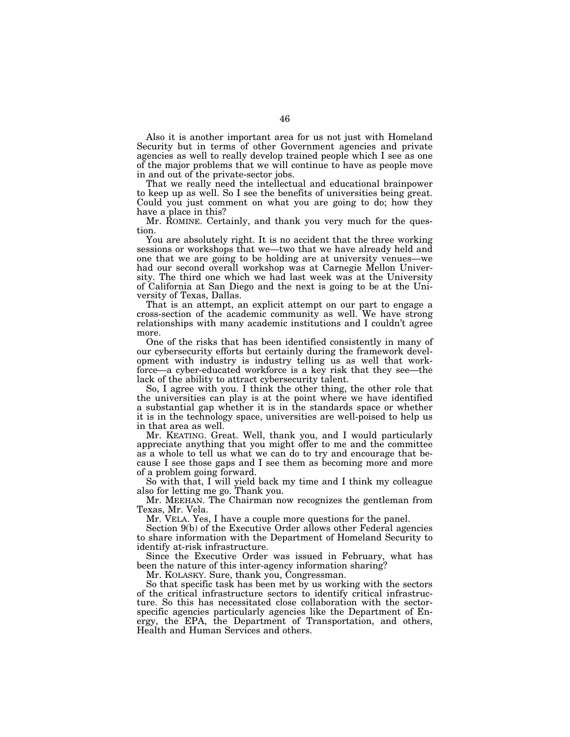Also it is another important area for us not just with Homeland Security but in terms of other Government agencies and private agencies as well to really develop trained people which I see as one of the major problems that we will continue to have as people move in and out of the private-sector jobs.

That we really need the intellectual and educational brainpower to keep up as well. So I see the benefits of universities being great. Could you just comment on what you are going to do; how they have a place in this?

Mr. ROMINE. Certainly, and thank you very much for the question.

You are absolutely right. It is no accident that the three working sessions or workshops that we—two that we have already held and one that we are going to be holding are at university venues—we had our second overall workshop was at Carnegie Mellon University. The third one which we had last week was at the University of California at San Diego and the next is going to be at the University of Texas, Dallas.

That is an attempt, an explicit attempt on our part to engage a cross-section of the academic community as well. We have strong relationships with many academic institutions and I couldn't agree more.

One of the risks that has been identified consistently in many of our cybersecurity efforts but certainly during the framework development with industry is industry telling us as well that workforce—a cyber-educated workforce is a key risk that they see—the lack of the ability to attract cybersecurity talent.

So, I agree with you. I think the other thing, the other role that the universities can play is at the point where we have identified a substantial gap whether it is in the standards space or whether it is in the technology space, universities are well-poised to help us in that area as well.

Mr. KEATING. Great. Well, thank you, and I would particularly appreciate anything that you might offer to me and the committee as a whole to tell us what we can do to try and encourage that because I see those gaps and I see them as becoming more and more of a problem going forward.

So with that, I will yield back my time and I think my colleague also for letting me go. Thank you.

Mr. MEEHAN. The Chairman now recognizes the gentleman from Texas, Mr. Vela.

Mr. VELA. Yes, I have a couple more questions for the panel.

Section 9(b) of the Executive Order allows other Federal agencies to share information with the Department of Homeland Security to identify at-risk infrastructure.

Since the Executive Order was issued in February, what has been the nature of this inter-agency information sharing?

Mr. KOLASKY. Sure, thank you, Congressman.

So that specific task has been met by us working with the sectors of the critical infrastructure sectors to identify critical infrastructure. So this has necessitated close collaboration with the sector-specific agencies particularly agencies like the Department of Energy, the EPA, the Department of Transportation, and others, Health and Human Services and others.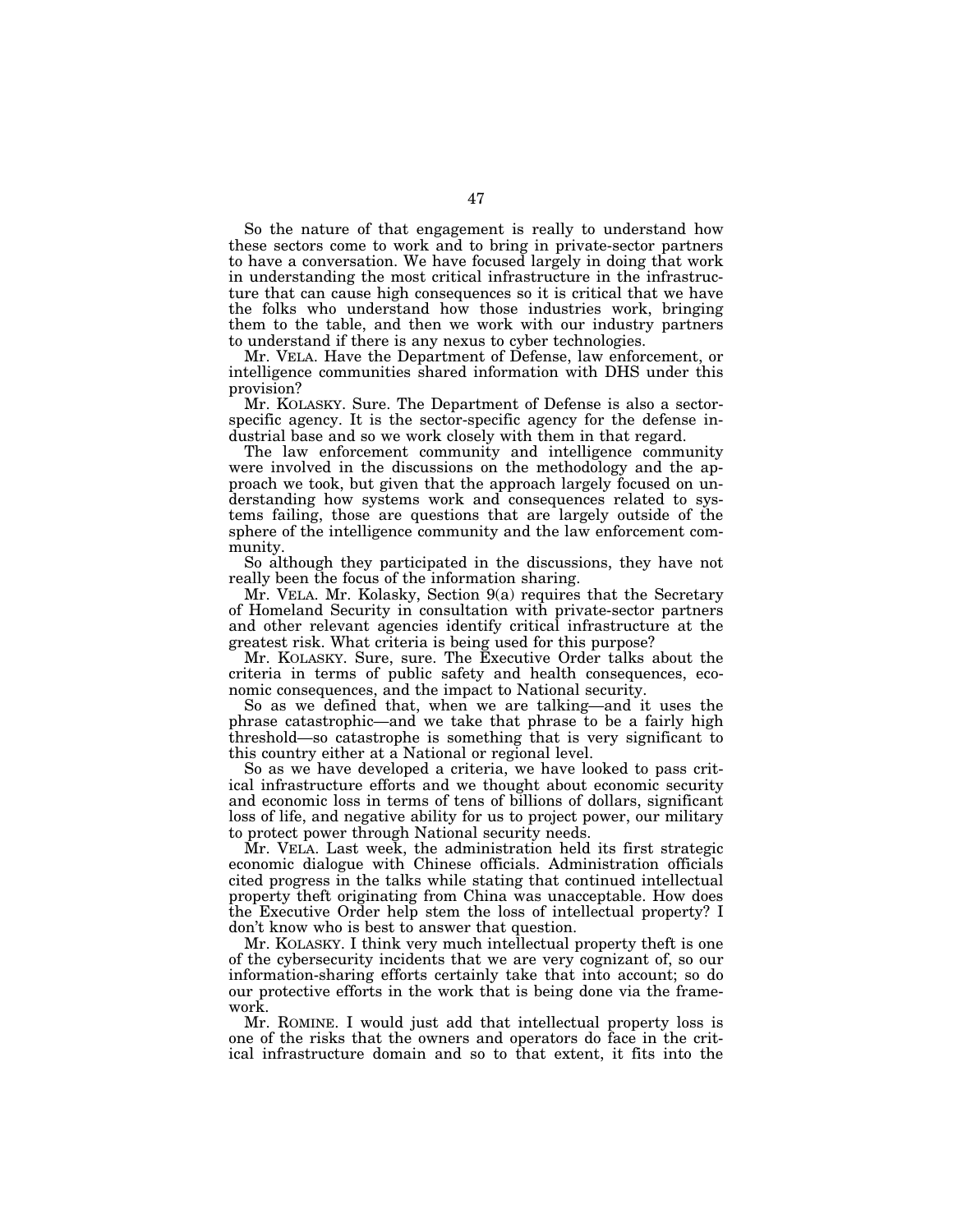So the nature of that engagement is really to understand how these sectors come to work and to bring in private-sector partners to have a conversation. We have focused largely in doing that work in understanding the most critical infrastructure in the infrastructure that can cause high consequences so it is critical that we have the folks who understand how those industries work, bringing them to the table, and then we work with our industry partners to understand if there is any nexus to cyber technologies.

Mr. VELA. Have the Department of Defense, law enforcement, or intelligence communities shared information with DHS under this provision?

Mr. KOLASKY. Sure. The Department of Defense is also a sector-specific agency. It is the sector-specific agency for the defense industrial base and so we work closely with them in that regard.

The law enforcement community and intelligence community were involved in the discussions on the methodology and the approach we took, but given that the approach largely focused on understanding how systems work and consequences related to systems failing, those are questions that are largely outside of the sphere of the intelligence community and the law enforcement community.

So although they participated in the discussions, they have not really been the focus of the information sharing.

Mr. VELA. Mr. Kolasky, Section 9(a) requires that the Secretary of Homeland Security in consultation with private-sector partners and other relevant agencies identify critical infrastructure at the greatest risk. What criteria is being used for this purpose?

Mr. KOLASKY. Sure, sure. The Executive Order talks about the criteria in terms of public safety and health consequences, economic consequences, and the impact to National security.

So as we defined that, when we are talking—and it uses the phrase catastrophic—and we take that phrase to be a fairly high threshold—so catastrophe is something that is very significant to this country either at a National or regional level.

So as we have developed a criteria, we have looked to pass critical infrastructure efforts and we thought about economic security and economic loss in terms of tens of billions of dollars, significant loss of life, and negative ability for us to project power, our military to protect power through National security needs.

Mr. VELA. Last week, the administration held its first strategic economic dialogue with Chinese officials. Administration officials cited progress in the talks while stating that continued intellectual property theft originating from China was unacceptable. How does the Executive Order help stem the loss of intellectual property? I don't know who is best to answer that question.

Mr. KOLASKY. I think very much intellectual property theft is one of the cybersecurity incidents that we are very cognizant of, so our information-sharing efforts certainly take that into account; so do our protective efforts in the work that is being done via the framework.

Mr. ROMINE. I would just add that intellectual property loss is one of the risks that the owners and operators do face in the critical infrastructure domain and so to that extent, it fits into the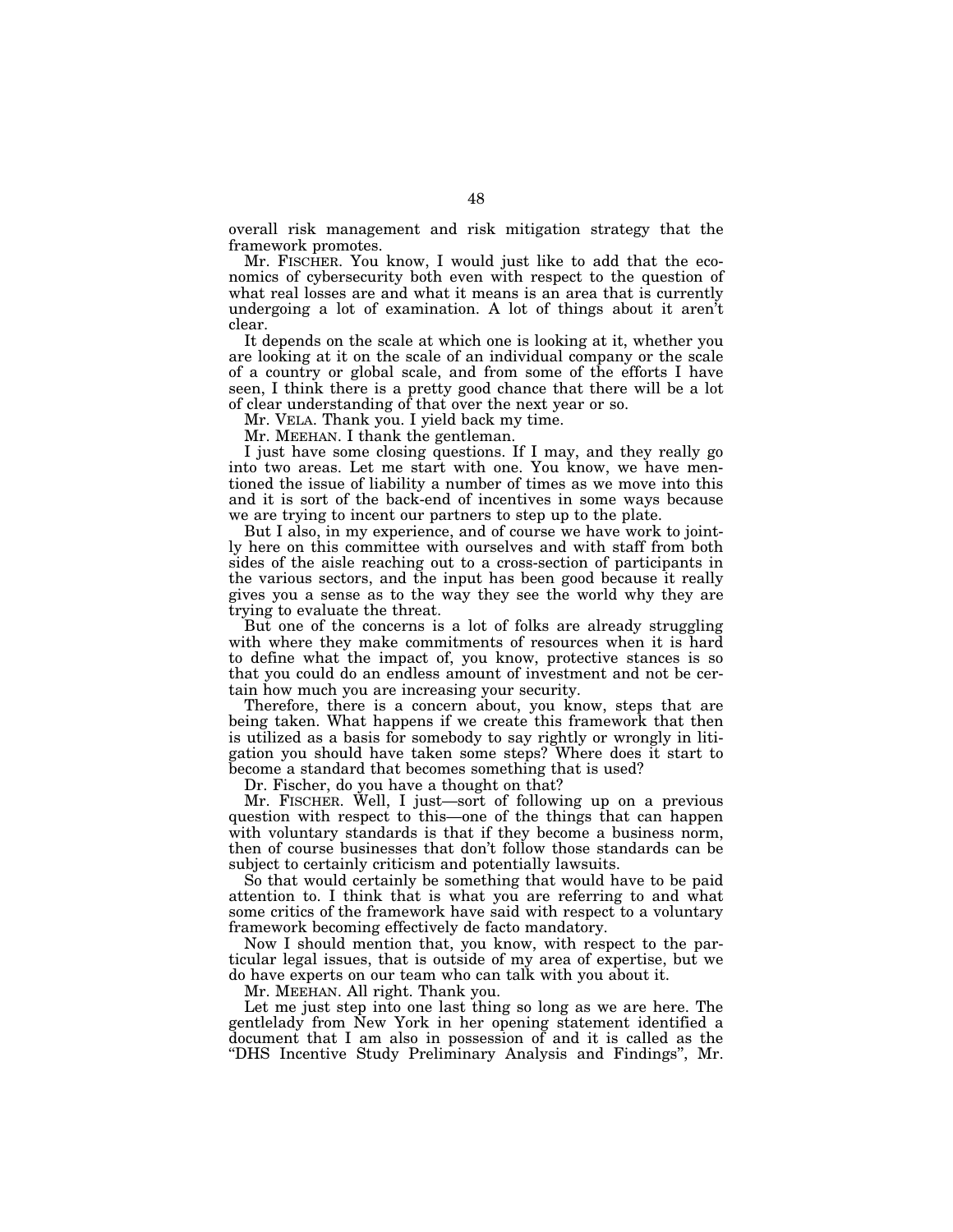overall risk management and risk mitigation strategy that the framework promotes.

Mr. FISCHER. You know, I would just like to add that the economics of cybersecurity both even with respect to the question of what real losses are and what it means is an area that is currently undergoing a lot of examination. A lot of things about it aren't clear.

It depends on the scale at which one is looking at it, whether you are looking at it on the scale of an individual company or the scale of a country or global scale, and from some of the efforts I have seen, I think there is a pretty good chance that there will be a lot of clear understanding of that over the next year or so.

Mr. VELA. Thank you. I yield back my time.

Mr. MEEHAN. I thank the gentleman.

I just have some closing questions. If I may, and they really go into two areas. Let me start with one. You know, we have mentioned the issue of liability a number of times as we move into this and it is sort of the back-end of incentives in some ways because we are trying to incent our partners to step up to the plate.

But I also, in my experience, and of course we have work to jointly here on this committee with ourselves and with staff from both sides of the aisle reaching out to a cross-section of participants in the various sectors, and the input has been good because it really gives you a sense as to the way they see the world why they are trying to evaluate the threat.

But one of the concerns is a lot of folks are already struggling with where they make commitments of resources when it is hard to define what the impact of, you know, protective stances is so that you could do an endless amount of investment and not be certain how much you are increasing your security.

Therefore, there is a concern about, you know, steps that are being taken. What happens if we create this framework that then is utilized as a basis for somebody to say rightly or wrongly in litigation you should have taken some steps? Where does it start to become a standard that becomes something that is used?

Dr. Fischer, do you have a thought on that?

Mr. FISCHER. Well, I just—sort of following up on a previous question with respect to this—one of the things that can happen with voluntary standards is that if they become a business norm, then of course businesses that don't follow those standards can be subject to certainly criticism and potentially lawsuits.

So that would certainly be something that would have to be paid attention to. I think that is what you are referring to and what some critics of the framework have said with respect to a voluntary framework becoming effectively de facto mandatory.

Now I should mention that, you know, with respect to the particular legal issues, that is outside of my area of expertise, but we do have experts on our team who can talk with you about it.

Mr. MEEHAN. All right. Thank you.

Let me just step into one last thing so long as we are here. The gentlelady from New York in her opening statement identified a document that I am also in possession of and it is called as the "DHS Incentive Study Preliminary Analysis and Findings", Mr.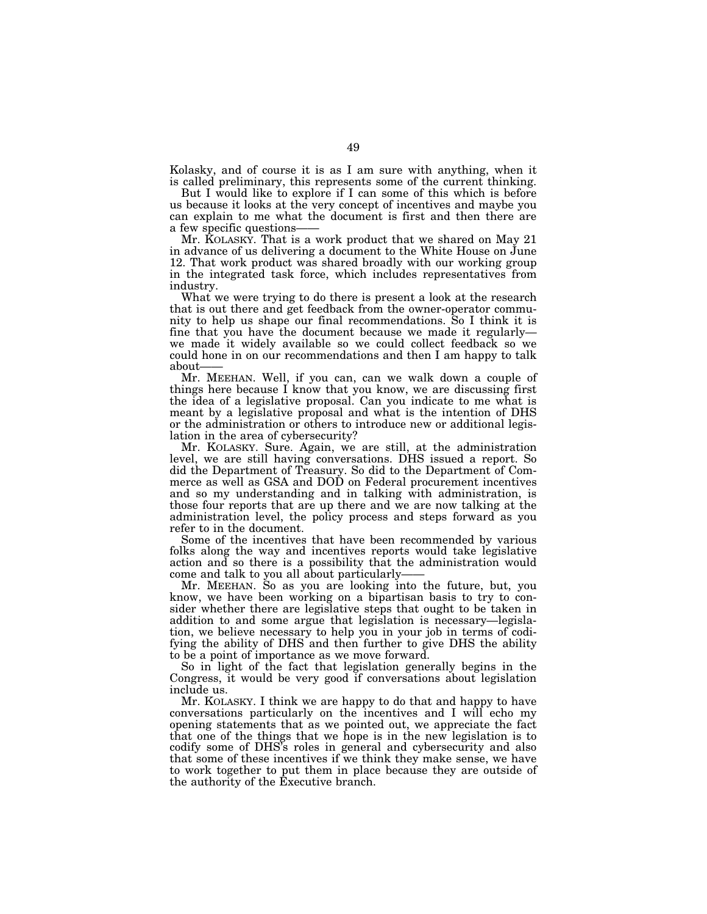Kolasky, and of course it is as I am sure with anything, when it is called preliminary, this represents some of the current thinking.

But I would like to explore if I can some of this which is before us because it looks at the very concept of incentives and maybe you can explain to me what the document is first and then there are a few specific questions——

Mr. KOLASKY. That is a work product that we shared on May 21 in advance of us delivering a document to the White House on June 12. That work product was shared broadly with our working group in the integrated task force, which includes representatives from industry.

What we were trying to do there is present a look at the research that is out there and get feedback from the owner-operator community to help us shape our final recommendations. So I think it is fine that you have the document because we made it regularly—we made it widely available so we could collect feedback so we could hone in on our recommendations and then I am happy to talk about——

Mr. MEEHAN. Well, if you can, can we walk down a couple of things here because I know that you know, we are discussing first the idea of a legislative proposal. Can you indicate to me what is meant by a legislative proposal and what is the intention of DHS or the administration or others to introduce new or additional legislation in the area of cybersecurity?

Mr. KOLASKY. Sure. Again, we are still, at the administration level, we are still having conversations. DHS issued a report. So did the Department of Treasury. So did to the Department of Commerce as well as GSA and DOD on Federal procurement incentives and so my understanding and in talking with administration, is those four reports that are up there and we are now talking at the administration level, the policy process and steps forward as you refer to in the document.

Some of the incentives that have been recommended by various folks along the way and incentives reports would take legislative action and so there is a possibility that the administration would come and talk to you all about particularly——

Mr. MEEHAN. So as you are looking into the future, but, you know, we have been working on a bipartisan basis to try to consider whether there are legislative steps that ought to be taken in addition to and some argue that legislation is necessary—legislation, we believe necessary to help you in your job in terms of codifying the ability of DHS and then further to give DHS the ability to be a point of importance as we move forward.

So in light of the fact that legislation generally begins in the Congress, it would be very good if conversations about legislation include us.

Mr. KOLASKY. I think we are happy to do that and happy to have conversations particularly on the incentives and I will echo my opening statements that as we pointed out, we appreciate the fact that one of the things that we hope is in the new legislation is to codify some of DHS's roles in general and cybersecurity and also that some of these incentives if we think they make sense, we have to work together to put them in place because they are outside of the authority of the Executive branch.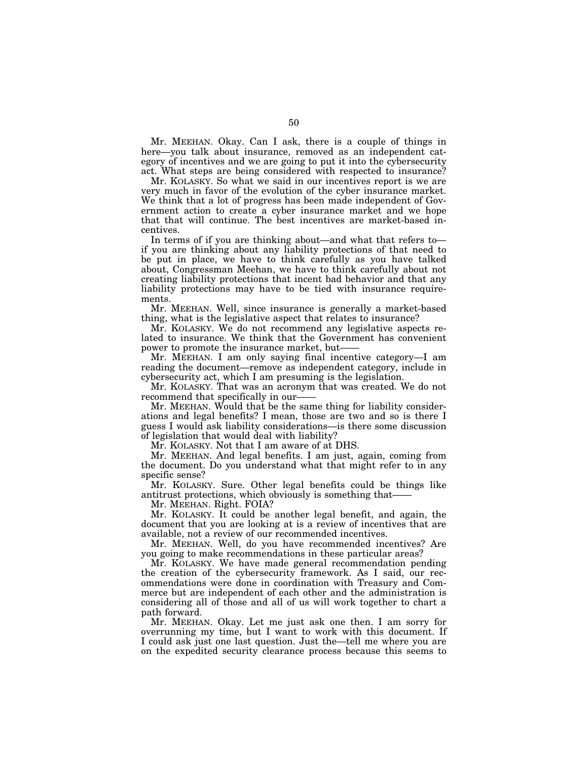Mr. MEEHAN. Okay. Can I ask, there is a couple of things in here—you talk about insurance, removed as an independent category of incentives and we are going to put it into the cybersecurity act. What steps are being considered with respected to insurance?

Mr. KOLASKY. So what we said in our incentives report is we are very much in favor of the evolution of the cyber insurance market. We think that a lot of progress has been made independent of Government action to create a cyber insurance market and we hope that that will continue. The best incentives are market-based incentives.

In terms of if you are thinking about—and what that refers to—if you are thinking about any liability protections of that need to be put in place, we have to think carefully as you have talked about, Congressman Meehan, we have to think carefully about not creating liability protections that incent bad behavior and that any liability protections may have to be tied with insurance requirements.

Mr. MEEHAN. Well, since insurance is generally a market-based thing, what is the legislative aspect that relates to insurance?

Mr. KOLASKY. We do not recommend any legislative aspects related to insurance. We think that the Government has convenient power to promote the insurance market, but——

Mr. MEEHAN. I am only saying final incentive category—I am reading the document—remove as independent category, include in cybersecurity act, which I am presuming is the legislation.

Mr. KOLASKY. That was an acronym that was created. We do not recommend that specifically in our——

Mr. MEEHAN. Would that be the same thing for liability considerations and legal benefits? I mean, those are two and so is there I guess I would ask liability considerations—is there some discussion of legislation that would deal with liability?

Mr. KOLASKY. Not that I am aware of at DHS.

Mr. MEEHAN. And legal benefits. I am just, again, coming from the document. Do you understand what that might refer to in any specific sense?

Mr. KOLASKY. Sure. Other legal benefits could be things like antitrust protections, which obviously is something that——

Mr. MEEHAN. Right. FOIA?

Mr. KOLASKY. It could be another legal benefit, and again, the document that you are looking at is a review of incentives that are available, not a review of our recommended incentives.

Mr. MEEHAN. Well, do you have recommended incentives? Are you going to make recommendations in these particular areas?

Mr. KOLASKY. We have made general recommendation pending the creation of the cybersecurity framework. As I said, our recommendations were done in coordination with Treasury and Commerce but are independent of each other and the administration is considering all of those and all of us will work together to chart a path forward.

Mr. MEEHAN. Okay. Let me just ask one then. I am sorry for overrunning my time, but I want to work with this document. If I could ask just one last question. Just the—tell me where you are on the expedited security clearance process because this seems to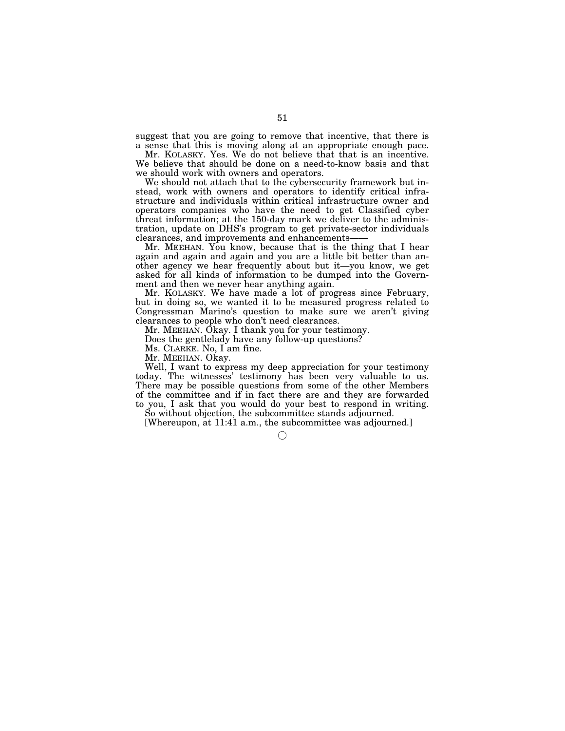suggest that you are going to remove that incentive, that there is a sense that this is moving along at an appropriate enough pace.

Mr. KOLASKY. Yes. We do not believe that that is an incentive. We believe that should be done on a need-to-know basis and that we should work with owners and operators.

We should not attach that to the cybersecurity framework but instead, work with owners and operators to identify critical infrastructure and individuals within critical infrastructure owner and operators companies who have the need to get Classified cyber threat information; at the 150-day mark we deliver to the administration, update on DHS's program to get private-sector individuals clearances, and improvements and enhancements——

Mr. MEEHAN. You know, because that is the thing that I hear again and again and again and you are a little bit better than another agency we hear frequently about but it—you know, we get asked for all kinds of information to be dumped into the Government and then we never hear anything again.

Mr. KOLASKY. We have made a lot of progress since February, but in doing so, we wanted it to be measured progress related to Congressman Marino's question to make sure we aren't giving clearances to people who don't need clearances.

Mr. MEEHAN. Okay. I thank you for your testimony.

Does the gentlelady have any follow-up questions?

Ms. CLARKE. No, I am fine.

Mr. MEEHAN. Okay.

Well, I want to express my deep appreciation for your testimony today. The witnesses' testimony has been very valuable to us. There may be possible questions from some of the other Members of the committee and if in fact there are and they are forwarded to you, I ask that you would do your best to respond in writing.

So without objection, the subcommittee stands adjourned.

[Whereupon, at 11:41 a.m., the subcommittee was adjourned.]

○